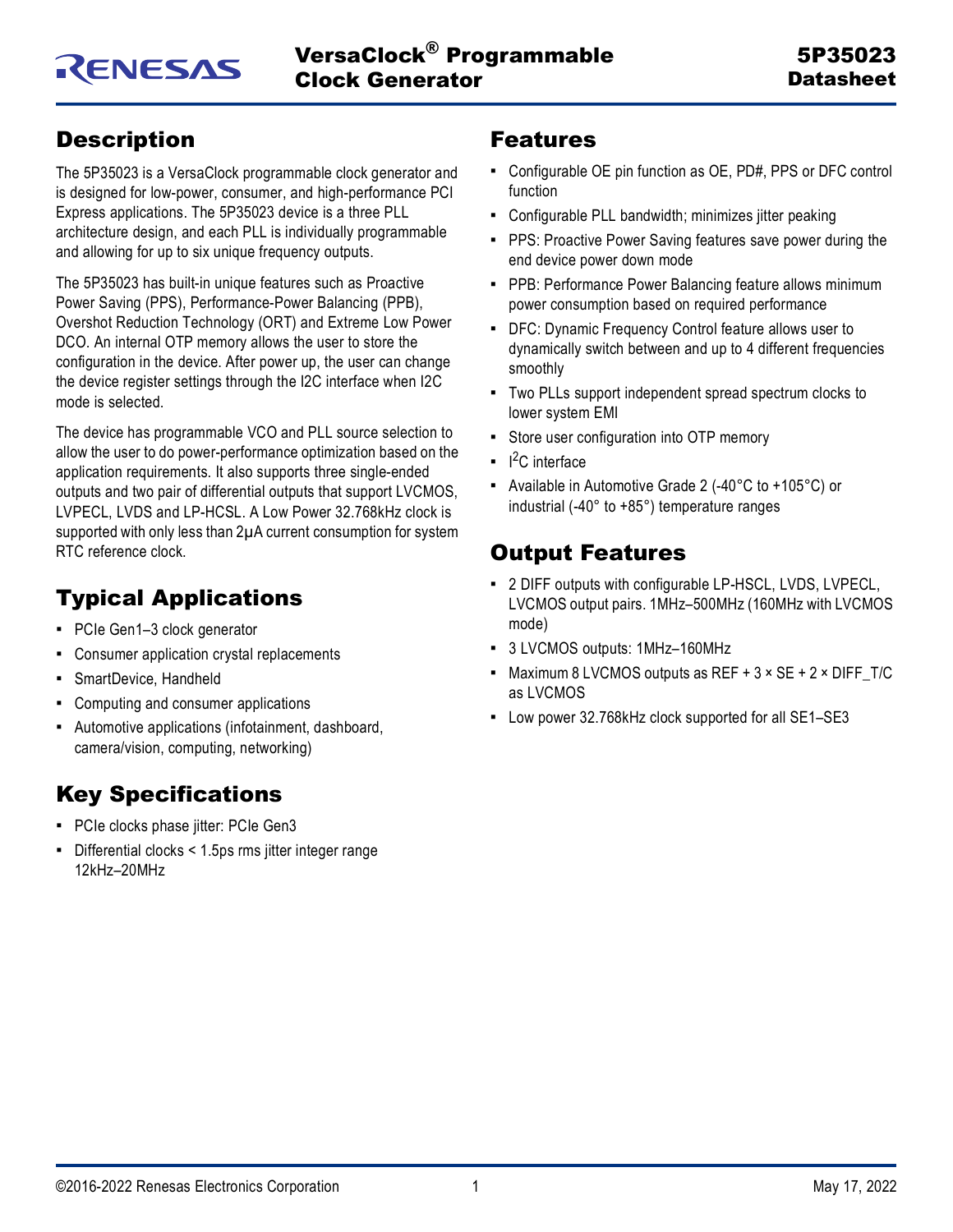# VersaClock® Programmable Clock Generator

# 5P35023 Datasheet

## Description

The 5P35023 is a VersaClock programmable clock generator and is designed for low-power, consumer, and high-performance PCI Express applications. The 5P35023 device is a three PLL architecture design, and each PLL is individually programmable and allowing for up to six unique frequency outputs.

The 5P35023 has built-in unique features such as Proactive Power Saving (PPS), Performance-Power Balancing (PPB), Overshot Reduction Technology (ORT) and Extreme Low Power DCO. An internal OTP memory allows the user to store the configuration in the device. After power up, the user can change the device register settings through the I2C interface when I2C mode is selected.

The device has programmable VCO and PLL source selection to allow the user to do power-performance optimization based on the application requirements. It also supports three single-ended outputs and two pair of differential outputs that support LVCMOS, LVPECL, LVDS and LP-HCSL. A Low Power 32.768kHz clock is supported with only less than 2μA current consumption for system RTC reference clock.

## Typical Applications

- PCIe Gen1–3 clock generator
- Consumer application crystal replacements
- SmartDevice, Handheld
- Computing and consumer applications
- Automotive applications (infotainment, dashboard, camera/vision, computing, networking)

## Key Specifications

- PCIe clocks phase jitter: PCIe Gen3
- Differential clocks < 1.5ps rms jitter integer range 12kHz–20MHz

## Features

- Configurable OE pin function as OE, PD#, PPS or DFC control function
- Configurable PLL bandwidth; minimizes jitter peaking
- PPS: Proactive Power Saving features save power during the end device power down mode
- PPB: Performance Power Balancing feature allows minimum power consumption based on required performance
- DFC: Dynamic Frequency Control feature allows user to dynamically switch between and up to 4 different frequencies smoothly
- Two PLLs support independent spread spectrum clocks to lower system EMI
- Store user configuration into OTP memory
- $I^2C$ interface
- Available in Automotive Grade 2 (-40°C to +105°C) or industrial (-40° to +85°) temperature ranges

## Output Features

- 2 DIFF outputs with configurable LP-HSCL, LVDS, LVPECL, LVCMOS output pairs. 1MHz–500MHz (160MHz with LVCMOS mode)
- 3 LVCMOS outputs: 1MHz–160MHz
- Maximum 8 LVCMOS outputs as REF + 3 × SE + 2 × DIFF_T/C as LVCMOS
- Low power 32.768kHz clock supported for all SE1–SE3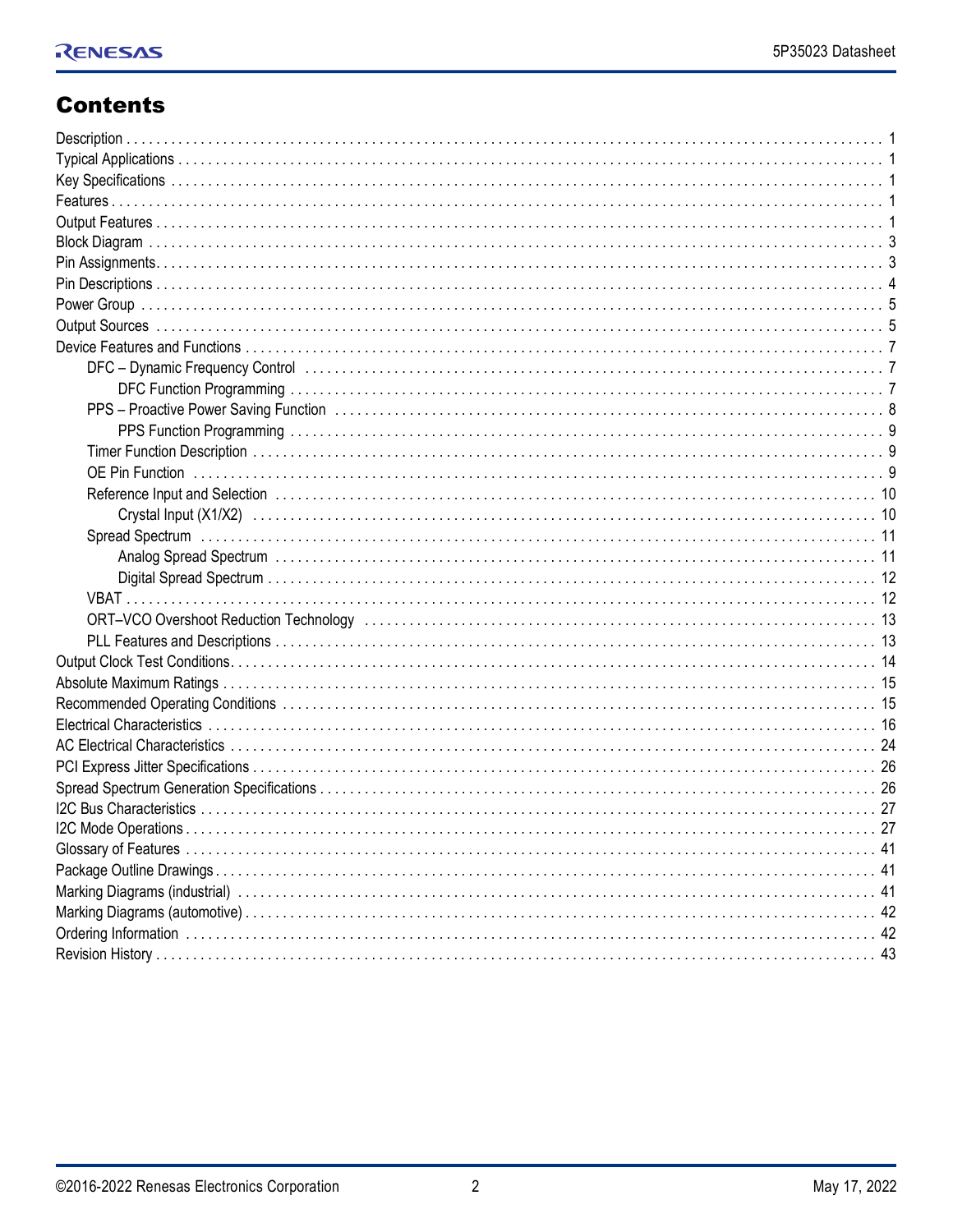# Contents

Description . . . . . . . . . . 1
Typical Applications . . . . . . . . . . 1
Key Specifications . . . . . . . . . . 1
Features . . . . . . . . . . 1
Output Features . . . . . . . . . . 1
Block Diagram . . . . . . . . . . 3
Pin Assignments . . . . . . . . . . 3
Pin Descriptions . . . . . . . . . . 4
Power Group . . . . . . . . . . 5
Output Sources . . . . . . . . . . 5
Device Features and Functions . . . . . . . . . . 7
- DFC – Dynamic Frequency Control . . . . . . . . . . 7
  - DFC Function Programming . . . . . . . . . . 7
- PPS – Proactive Power Saving Function . . . . . . . . . . 8
  - PPS Function Programming . . . . . . . . . . 9
- Timer Function Description . . . . . . . . . . 9
- OE Pin Function . . . . . . . . . . 9
- Reference Input and Selection . . . . . . . . . . 10
  - Crystal Input (X1/X2) . . . . . . . . . . 10
- Spread Spectrum . . . . . . . . . . 11
  - Analog Spread Spectrum . . . . . . . . . . 11
  - Digital Spread Spectrum . . . . . . . . . . 12
- VBAT . . . . . . . . . . 12
- ORT–VCO Overshoot Reduction Technology . . . . . . . . . . 13
- PLL Features and Descriptions . . . . . . . . . . 13

Output Clock Test Conditions . . . . . . . . . . 14
Absolute Maximum Ratings . . . . . . . . . . 15
Recommended Operating Conditions . . . . . . . . . . 15
Electrical Characteristics . . . . . . . . . . 16
AC Electrical Characteristics . . . . . . . . . . 24
PCI Express Jitter Specifications . . . . . . . . . . 26
Spread Spectrum Generation Specifications . . . . . . . . . . 26
I2C Bus Characteristics . . . . . . . . . . 27
I2C Mode Operations . . . . . . . . . . 27
Glossary of Features . . . . . . . . . . 41
Package Outline Drawings . . . . . . . . . . 41
Marking Diagrams (industrial) . . . . . . . . . . 41
Marking Diagrams (automotive) . . . . . . . . . . 42
Ordering Information . . . . . . . . . . 42
Revision History . . . . . . . . . . 43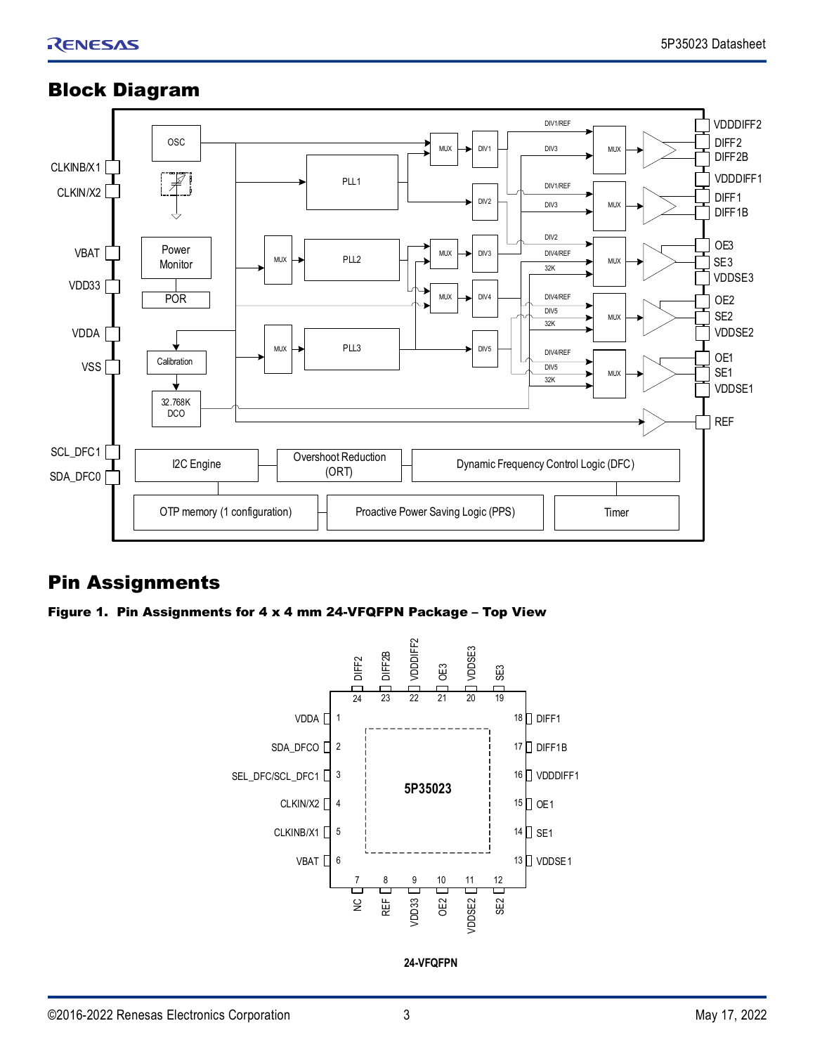## Block Diagram

## Pin Assignments

**Figure 1. Pin Assignments for 4 x 4 mm 24-VFQFPN Package – Top View**

| Pin | Name |
|---|---|
| 1 | VDDA |
| 2 | SDA_DFC0 |
| 3 | SEL_DFC/SCL_DFC1 |
| 4 | CLKIN/X2 |
| 5 | CLKINB/X1 |
| 6 | VBAT |
| 7 | NC |
| 8 | REF |
| 9 | VDD33 |
| 10 | OE2 |
| 11 | VDDSE2 |
| 12 | SE2 |
| 13 | VDDSE1 |
| 14 | SE1 |
| 15 | OE1 |
| 16 | VDDDIFF1 |
| 17 | DIFF1B |
| 18 | DIFF1 |
| 19 | SE3 |
| 20 | VDDSE3 |
| 21 | OE3 |
| 22 | VDDDIFF2 |
| 23 | DIFF2B |
| 24 | DIFF2 |

24-VFQFPN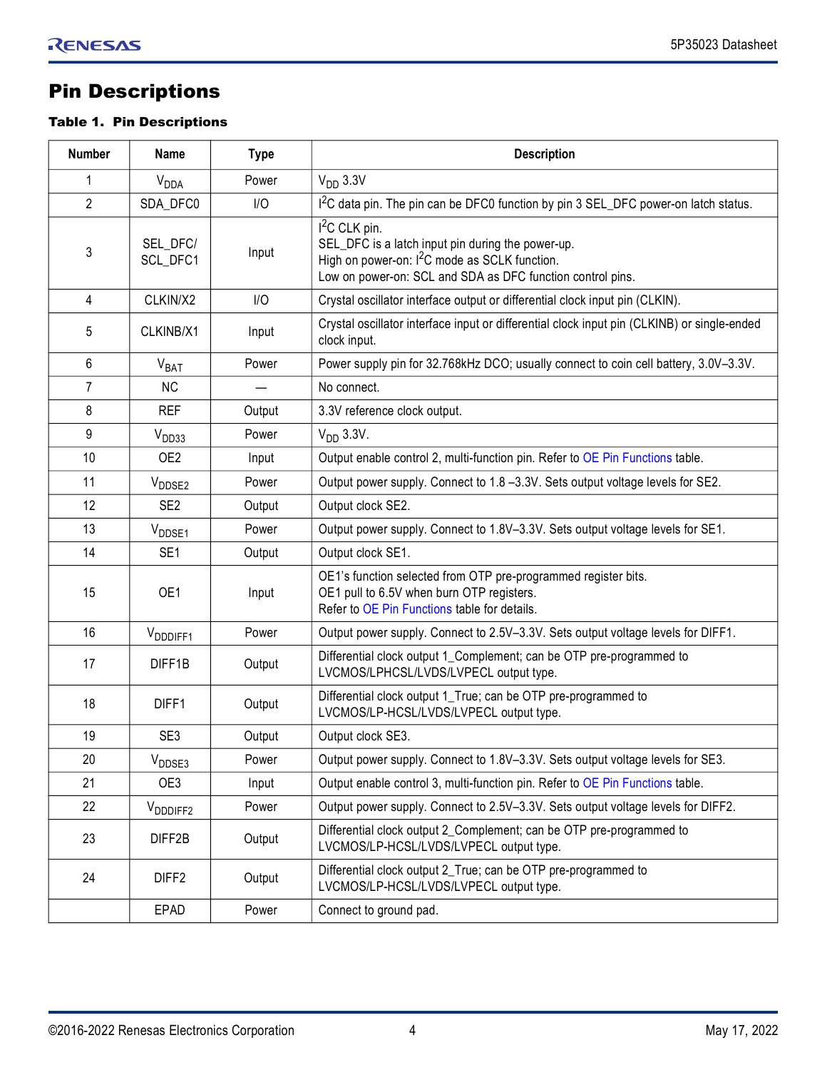# Pin Descriptions

**Table 1. Pin Descriptions**

| Number | Name | Type | Description |
|---|---|---|---|
| 1 | $V_{DDA}$ | Power | $V_{DD}$ 3.3V |
| 2 | SDA_DFC0 | I/O | $I^2C$ data pin. The pin can be DFC0 function by pin 3 SEL_DFC power-on latch status. |
| 3 | SEL_DFC/ SCL_DFC1 | Input | $I^2C$ CLK pin.<br>SEL_DFC is a latch input pin during the power-up.<br>High on power-on: $I^2C$ mode as SCLK function.<br>Low on power-on: SCL and SDA as DFC function control pins. |
| 4 | CLKIN/X2 | I/O | Crystal oscillator interface output or differential clock input pin (CLKIN). |
| 5 | CLKINB/X1 | Input | Crystal oscillator interface input or differential clock input pin (CLKINB) or single-ended clock input. |
| 6 | $V_{BAT}$ | Power | Power supply pin for 32.768kHz DCO; usually connect to coin cell battery, 3.0V–3.3V. |
| 7 | NC | — | No connect. |
| 8 | REF | Output | 3.3V reference clock output. |
| 9 | $V_{DD33}$ | Power | $V_{DD}$ 3.3V. |
| 10 | OE2 | Input | Output enable control 2, multi-function pin. Refer to OE Pin Functions table. |
| 11 | $V_{DDSE2}$ | Power | Output power supply. Connect to 1.8 –3.3V. Sets output voltage levels for SE2. |
| 12 | SE2 | Output | Output clock SE2. |
| 13 | $V_{DDSE1}$ | Power | Output power supply. Connect to 1.8V–3.3V. Sets output voltage levels for SE1. |
| 14 | SE1 | Output | Output clock SE1. |
| 15 | OE1 | Input | OE1's function selected from OTP pre-programmed register bits.<br>OE1 pull to 6.5V when burn OTP registers.<br>Refer to OE Pin Functions table for details. |
| 16 | $V_{DDDIFF1}$ | Power | Output power supply. Connect to 2.5V–3.3V. Sets output voltage levels for DIFF1. |
| 17 | DIFF1B | Output | Differential clock output 1_Complement; can be OTP pre-programmed to LVCMOS/LPHCSL/LVDS/LVPECL output type. |
| 18 | DIFF1 | Output | Differential clock output 1_True; can be OTP pre-programmed to LVCMOS/LP-HCSL/LVDS/LVPECL output type. |
| 19 | SE3 | Output | Output clock SE3. |
| 20 | $V_{DDSE3}$ | Power | Output power supply. Connect to 1.8V–3.3V. Sets output voltage levels for SE3. |
| 21 | OE3 | Input | Output enable control 3, multi-function pin. Refer to OE Pin Functions table. |
| 22 | $V_{DDDIFF2}$ | Power | Output power supply. Connect to 2.5V–3.3V. Sets output voltage levels for DIFF2. |
| 23 | DIFF2B | Output | Differential clock output 2_Complement; can be OTP pre-programmed to LVCMOS/LP-HCSL/LVDS/LVPECL output type. |
| 24 | DIFF2 | Output | Differential clock output 2_True; can be OTP pre-programmed to LVCMOS/LP-HCSL/LVDS/LVPECL output type. |
| | EPAD | Power | Connect to ground pad. |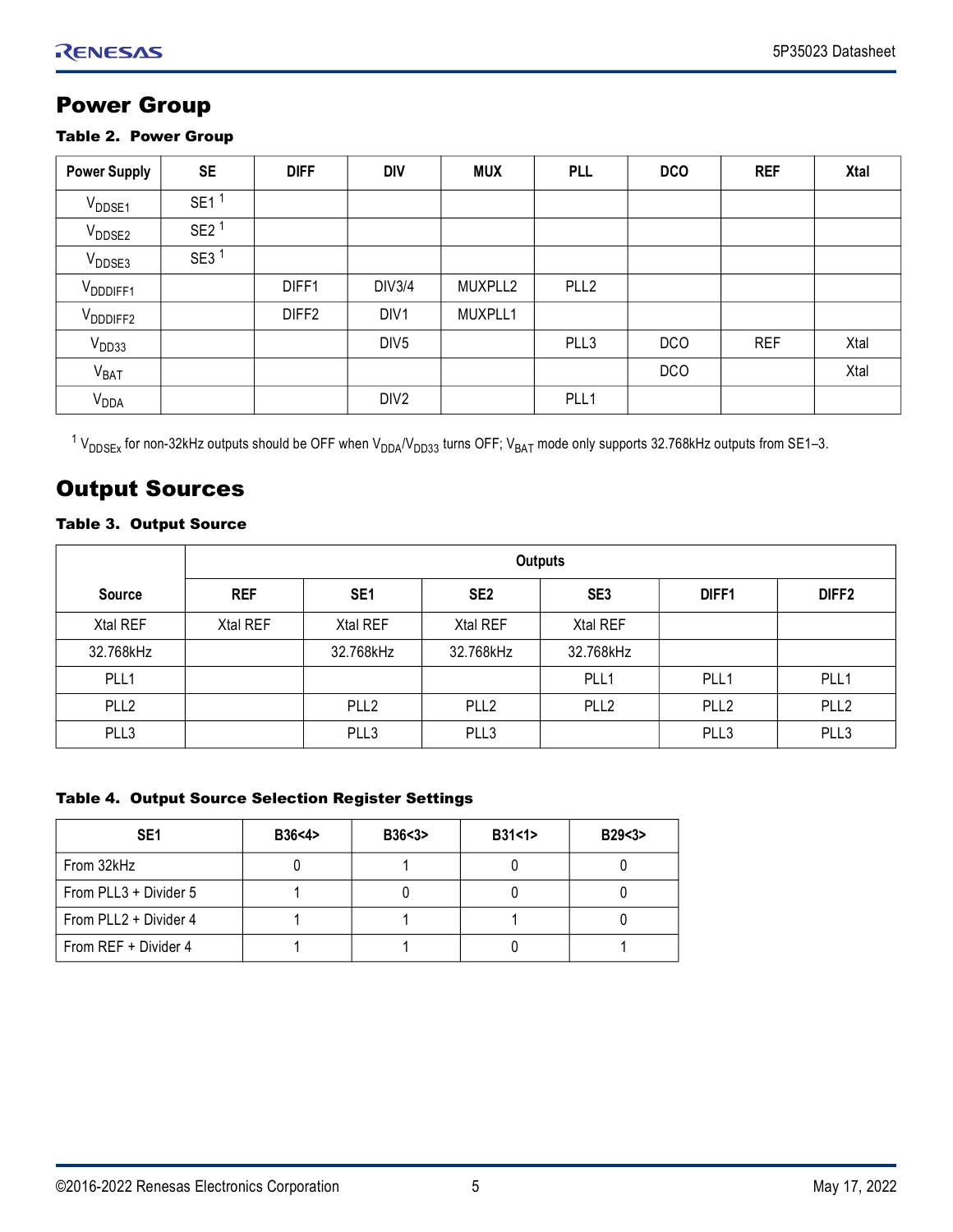## Power Group

**Table 2. Power Group**

| Power Supply | SE | DIFF | DIV | MUX | PLL | DCO | REF | Xtal |
|---|---|---|---|---|---|---|---|---|
| $V_{DDSE1}$ | SE1 [1] | | | | | | | |
| $V_{DDSE2}$ | SE2 [1] | | | | | | | |
| $V_{DDSE3}$ | SE3 [1] | | | | | | | |
| $V_{DDDIFF1}$ | | DIFF1 | DIV3/4 | MUXPLL2 | PLL2 | | | |
| $V_{DDDIFF2}$ | | DIFF2 | DIV1 | MUXPLL1 | | | | |
| $V_{DD33}$ | | | DIV5 | | PLL3 | DCO | REF | Xtal |
| $V_{BAT}$ | | | | | | DCO | | Xtal |
| $V_{DDA}$ | | | DIV2 | | PLL1 | | | |

[1] $V_{DDSEx}$ for non-32kHz outputs should be OFF when $V_{DDA}$/$V_{DD33}$ turns OFF; $V_{BAT}$ mode only supports 32.768kHz outputs from SE1–3.

## Output Sources

**Table 3. Output Source**

| Source | Outputs | | | | | |
|---|---|---|---|---|---|---|
| | REF | SE1 | SE2 | SE3 | DIFF1 | DIFF2 |
| Xtal REF | Xtal REF | Xtal REF | Xtal REF | Xtal REF | | |
| 32.768kHz | | 32.768kHz | 32.768kHz | 32.768kHz | | |
| PLL1 | | | | PLL1 | PLL1 | PLL1 |
| PLL2 | | PLL2 | PLL2 | PLL2 | PLL2 | PLL2 |
| PLL3 | | PLL3 | PLL3 | | PLL3 | PLL3 |

**Table 4. Output Source Selection Register Settings**

| SE1 | B36<4> | B36<3> | B31<1> | B29<3> |
|---|---|---|---|---|
| From 32kHz | 0 | 1 | 0 | 0 |
| From PLL3 + Divider 5 | 1 | 0 | 0 | 0 |
| From PLL2 + Divider 4 | 1 | 1 | 1 | 0 |
| From REF + Divider 4 | 1 | 1 | 0 | 1 |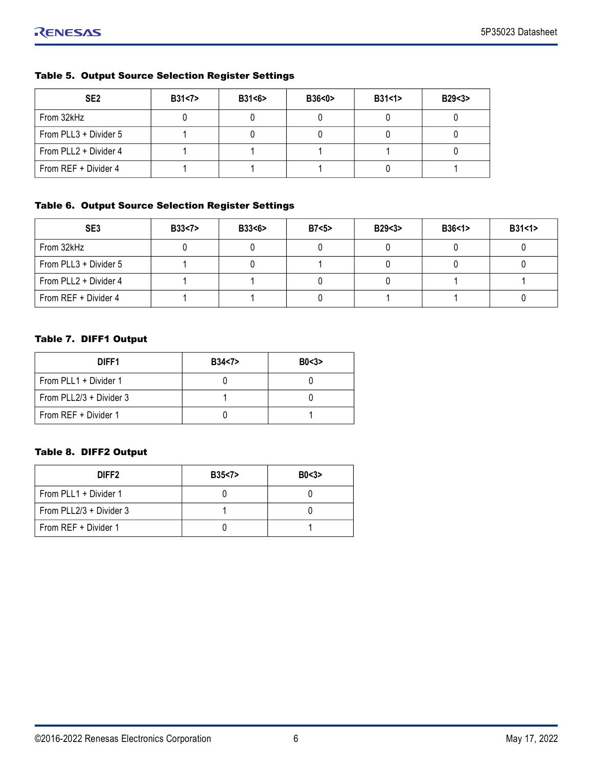**Table 5. Output Source Selection Register Settings**

| SE2 | B31<7> | B31<6> | B36<0> | B31<1> | B29<3> |
|---|---|---|---|---|---|
| From 32kHz | 0 | 0 | 0 | 0 | 0 |
| From PLL3 + Divider 5 | 1 | 0 | 0 | 0 | 0 |
| From PLL2 + Divider 4 | 1 | 1 | 1 | 1 | 0 |
| From REF + Divider 4 | 1 | 1 | 1 | 0 | 1 |

**Table 6. Output Source Selection Register Settings**

| SE3 | B33<7> | B33<6> | B7<5> | B29<3> | B36<1> | B31<1> |
|---|---|---|---|---|---|---|
| From 32kHz | 0 | 0 | 0 | 0 | 0 | 0 |
| From PLL3 + Divider 5 | 1 | 0 | 1 | 0 | 0 | 0 |
| From PLL2 + Divider 4 | 1 | 1 | 0 | 0 | 1 | 1 |
| From REF + Divider 4 | 1 | 1 | 0 | 1 | 1 | 0 |

**Table 7. DIFF1 Output**

| DIFF1 | B34<7> | B0<3> |
|---|---|---|
| From PLL1 + Divider 1 | 0 | 0 |
| From PLL2/3 + Divider 3 | 1 | 0 |
| From REF + Divider 1 | 0 | 1 |

**Table 8. DIFF2 Output**

| DIFF2 | B35<7> | B0<3> |
|---|---|---|
| From PLL1 + Divider 1 | 0 | 0 |
| From PLL2/3 + Divider 3 | 1 | 0 |
| From REF + Divider 1 | 0 | 1 |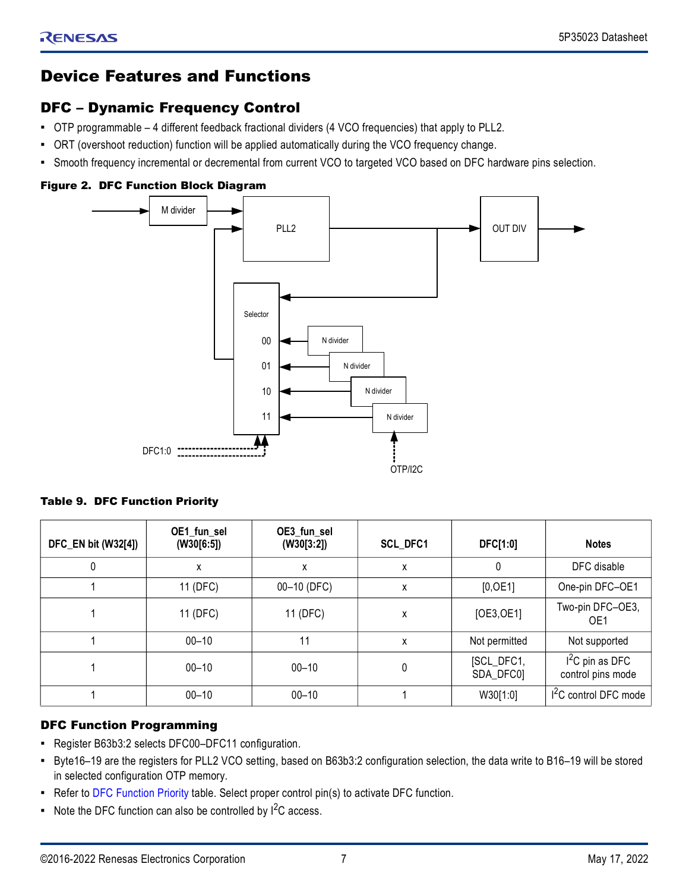# Device Features and Functions

## DFC – Dynamic Frequency Control

- OTP programmable – 4 different feedback fractional dividers (4 VCO frequencies) that apply to PLL2.
- ORT (overshoot reduction) function will be applied automatically during the VCO frequency change.
- Smooth frequency incremental or decremental from current VCO to targeted VCO based on DFC hardware pins selection.

**Figure 2. DFC Function Block Diagram**

**Table 9. DFC Function Priority**

| DFC_EN bit (W32[4]) | OE1_fun_sel (W30[6:5]) | OE3_fun_sel (W30[3:2]) | SCL_DFC1 | DFC[1:0] | Notes |
|---|---|---|---|---|---|
| 0 | x | x | x | 0 | DFC disable |
| 1 | 11 (DFC) | 00–10 (DFC) | x | [0,OE1] | One-pin DFC–OE1 |
| 1 | 11 (DFC) | 11 (DFC) | x | [OE3,OE1] | Two-pin DFC–OE3, OE1 |
| 1 | 00–10 | 11 | x | Not permitted | Not supported |
| 1 | 00–10 | 00–10 | 0 | [SCL_DFC1, SDA_DFC0] | I$^2$C pin as DFC control pins mode |
| 1 | 00–10 | 00–10 | 1 | W30[1:0] | I$^2$C control DFC mode |

### DFC Function Programming

- Register B63b3:2 selects DFC00–DFC11 configuration.
- Byte16–19 are the registers for PLL2 VCO setting, based on B63b3:2 configuration selection, the data write to B16–19 will be stored in selected configuration OTP memory.
- Refer to DFC Function Priority table. Select proper control pin(s) to activate DFC function.
- Note the DFC function can also be controlled by I$^2$C access.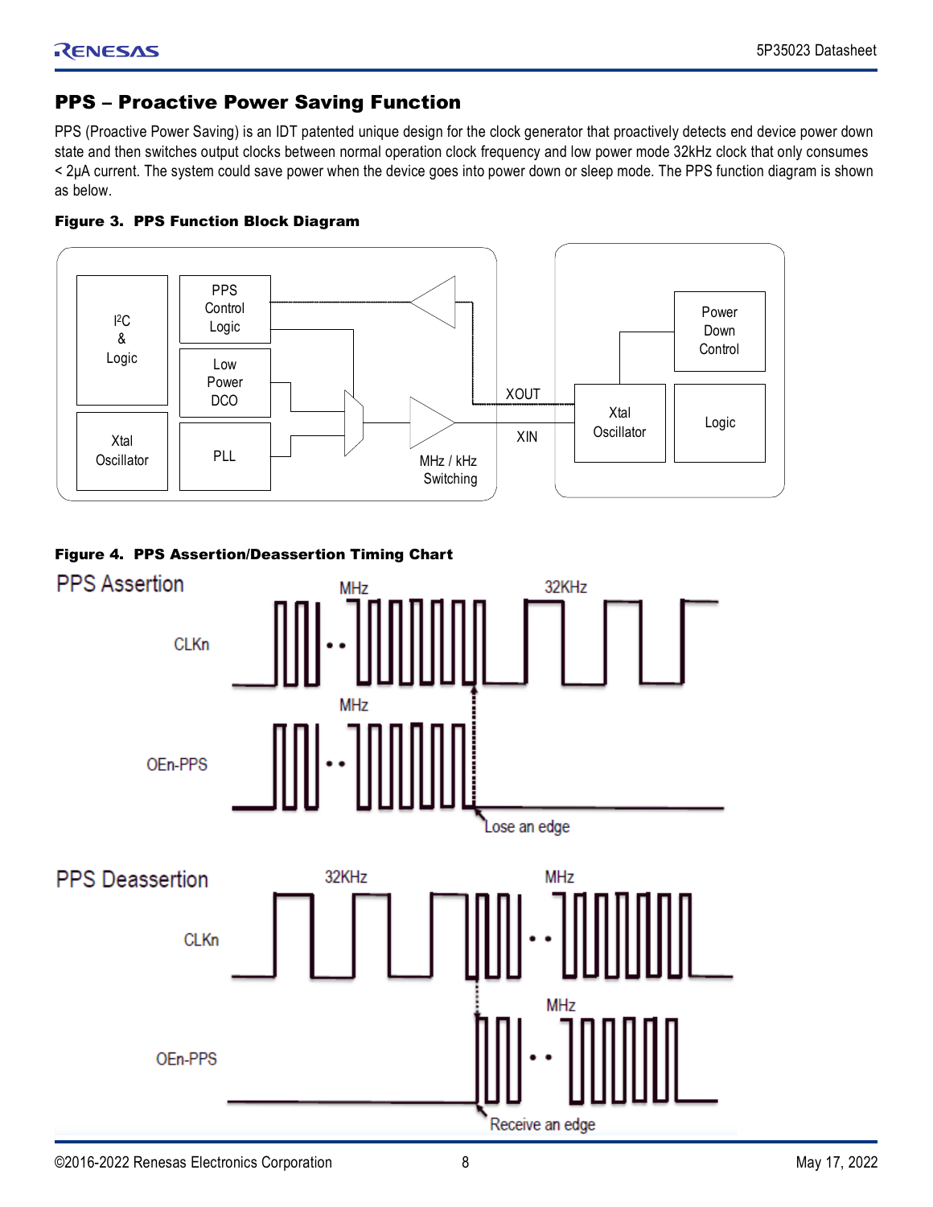## PPS – Proactive Power Saving Function

PPS (Proactive Power Saving) is an IDT patented unique design for the clock generator that proactively detects end device power down state and then switches output clocks between normal operation clock frequency and low power mode 32kHz clock that only consumes < 2µA current. The system could save power when the device goes into power down or sleep mode. The PPS function diagram is shown as below.

**Figure 3. PPS Function Block Diagram**

**Figure 4. PPS Assertion/Deassertion Timing Chart**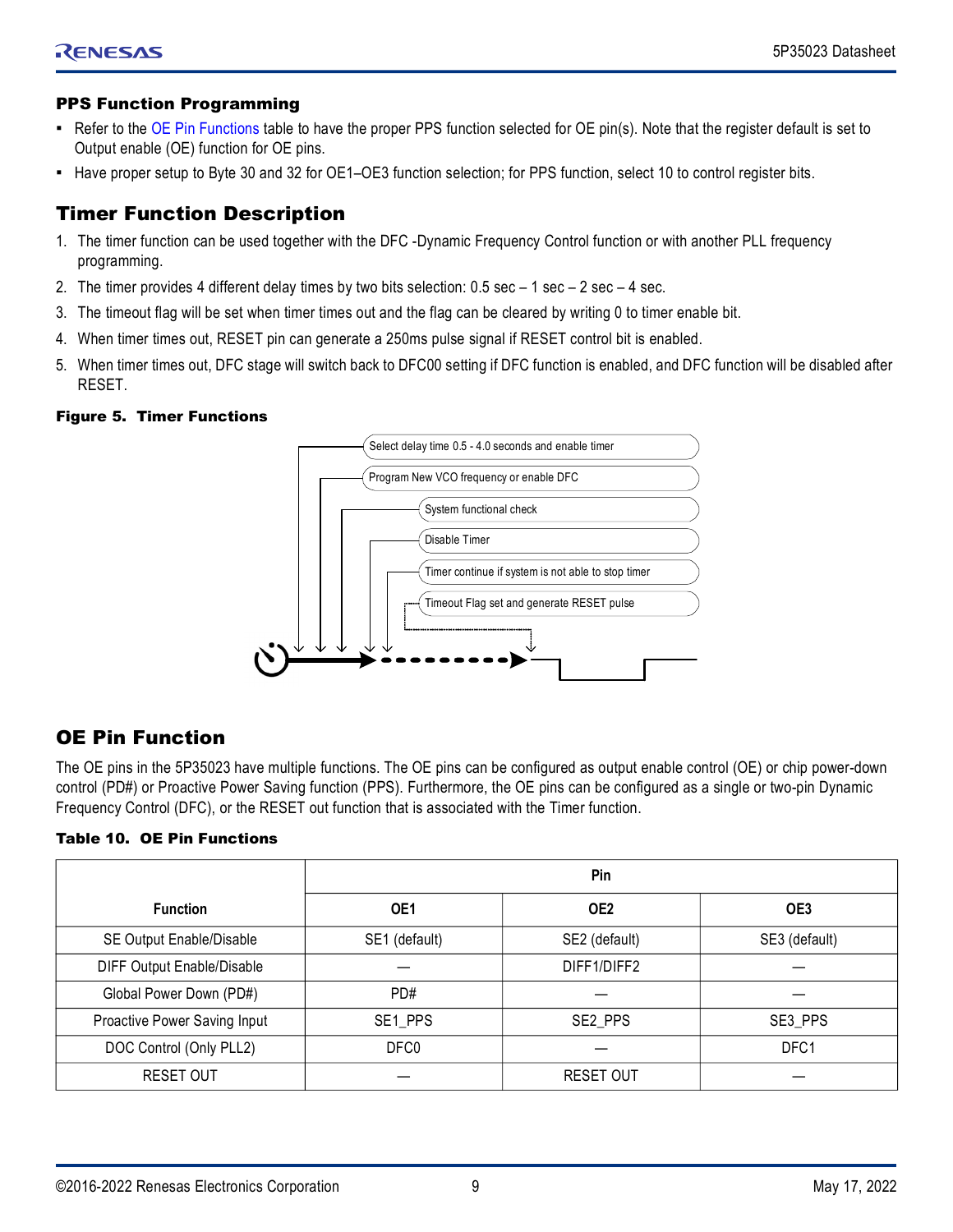### PPS Function Programming

- Refer to the OE Pin Functions table to have the proper PPS function selected for OE pin(s). Note that the register default is set to Output enable (OE) function for OE pins.
- Have proper setup to Byte 30 and 32 for OE1–OE3 function selection; for PPS function, select 10 to control register bits.

## Timer Function Description

1. The timer function can be used together with the DFC -Dynamic Frequency Control function or with another PLL frequency programming.
2. The timer provides 4 different delay times by two bits selection: 0.5 sec – 1 sec – 2 sec – 4 sec.
3. The timeout flag will be set when timer times out and the flag can be cleared by writing 0 to timer enable bit.
4. When timer times out, RESET pin can generate a 250ms pulse signal if RESET control bit is enabled.
5. When timer times out, DFC stage will switch back to DFC00 setting if DFC function is enabled, and DFC function will be disabled after RESET.

**Figure 5. Timer Functions**

Select delay time 0.5 - 4.0 seconds and enable timer

Program New VCO frequency or enable DFC

System functional check

Disable Timer

Timer continue if system is not able to stop timer

Timeout Flag set and generate RESET pulse

## OE Pin Function

The OE pins in the 5P35023 have multiple functions. The OE pins can be configured as output enable control (OE) or chip power-down control (PD#) or Proactive Power Saving function (PPS). Furthermore, the OE pins can be configured as a single or two-pin Dynamic Frequency Control (DFC), or the RESET out function that is associated with the Timer function.

**Table 10. OE Pin Functions**

| Function | Pin | | |
|---|---|---|---|
| | OE1 | OE2 | OE3 |
| SE Output Enable/Disable | SE1 (default) | SE2 (default) | SE3 (default) |
| DIFF Output Enable/Disable | — | DIFF1/DIFF2 | — |
| Global Power Down (PD#) | PD# | — | — |
| Proactive Power Saving Input | SE1_PPS | SE2_PPS | SE3_PPS |
| DOC Control (Only PLL2) | DFC0 | — | DFC1 |
| RESET OUT | — | RESET OUT | — |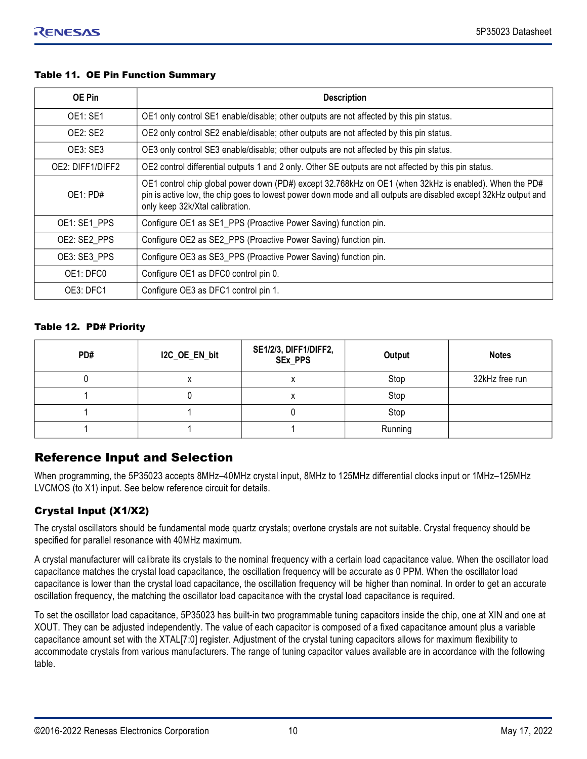**Table 11. OE Pin Function Summary**

| OE Pin | Description |
|---|---|
| OE1: SE1 | OE1 only control SE1 enable/disable; other outputs are not affected by this pin status. |
| OE2: SE2 | OE2 only control SE2 enable/disable; other outputs are not affected by this pin status. |
| OE3: SE3 | OE3 only control SE3 enable/disable; other outputs are not affected by this pin status. |
| OE2: DIFF1/DIFF2 | OE2 control differential outputs 1 and 2 only. Other SE outputs are not affected by this pin status. |
| OE1: PD# | OE1 control chip global power down (PD#) except 32.768kHz on OE1 (when 32kHz is enabled). When the PD# pin is active low, the chip goes to lowest power down mode and all outputs are disabled except 32kHz output and only keep 32k/Xtal calibration. |
| OE1: SE1_PPS | Configure OE1 as SE1_PPS (Proactive Power Saving) function pin. |
| OE2: SE2_PPS | Configure OE2 as SE2_PPS (Proactive Power Saving) function pin. |
| OE3: SE3_PPS | Configure OE3 as SE3_PPS (Proactive Power Saving) function pin. |
| OE1: DFC0 | Configure OE1 as DFC0 control pin 0. |
| OE3: DFC1 | Configure OE3 as DFC1 control pin 1. |

**Table 12. PD# Priority**

| PD# | I2C_OE_EN_bit | SE1/2/3, DIFF1/DIFF2, SEx_PPS | Output | Notes |
|---|---|---|---|---|
| 0 | x | x | Stop | 32kHz free run |
| 1 | 0 | x | Stop | |
| 1 | 1 | 0 | Stop | |
| 1 | 1 | 1 | Running | |

## Reference Input and Selection

When programming, the 5P35023 accepts 8MHz–40MHz crystal input, 8MHz to 125MHz differential clocks input or 1MHz–125MHz LVCMOS (to X1) input. See below reference circuit for details.

### Crystal Input (X1/X2)

The crystal oscillators should be fundamental mode quartz crystals; overtone crystals are not suitable. Crystal frequency should be specified for parallel resonance with 40MHz maximum.

A crystal manufacturer will calibrate its crystals to the nominal frequency with a certain load capacitance value. When the oscillator load capacitance matches the crystal load capacitance, the oscillation frequency will be accurate as 0 PPM. When the oscillator load capacitance is lower than the crystal load capacitance, the oscillation frequency will be higher than nominal. In order to get an accurate oscillation frequency, the matching the oscillator load capacitance with the crystal load capacitance is required.

To set the oscillator load capacitance, 5P35023 has built-in two programmable tuning capacitors inside the chip, one at XIN and one at XOUT. They can be adjusted independently. The value of each capacitor is composed of a fixed capacitance amount plus a variable capacitance amount set with the XTAL[7:0] register. Adjustment of the crystal tuning capacitors allows for maximum flexibility to accommodate crystals from various manufacturers. The range of tuning capacitor values available are in accordance with the following table.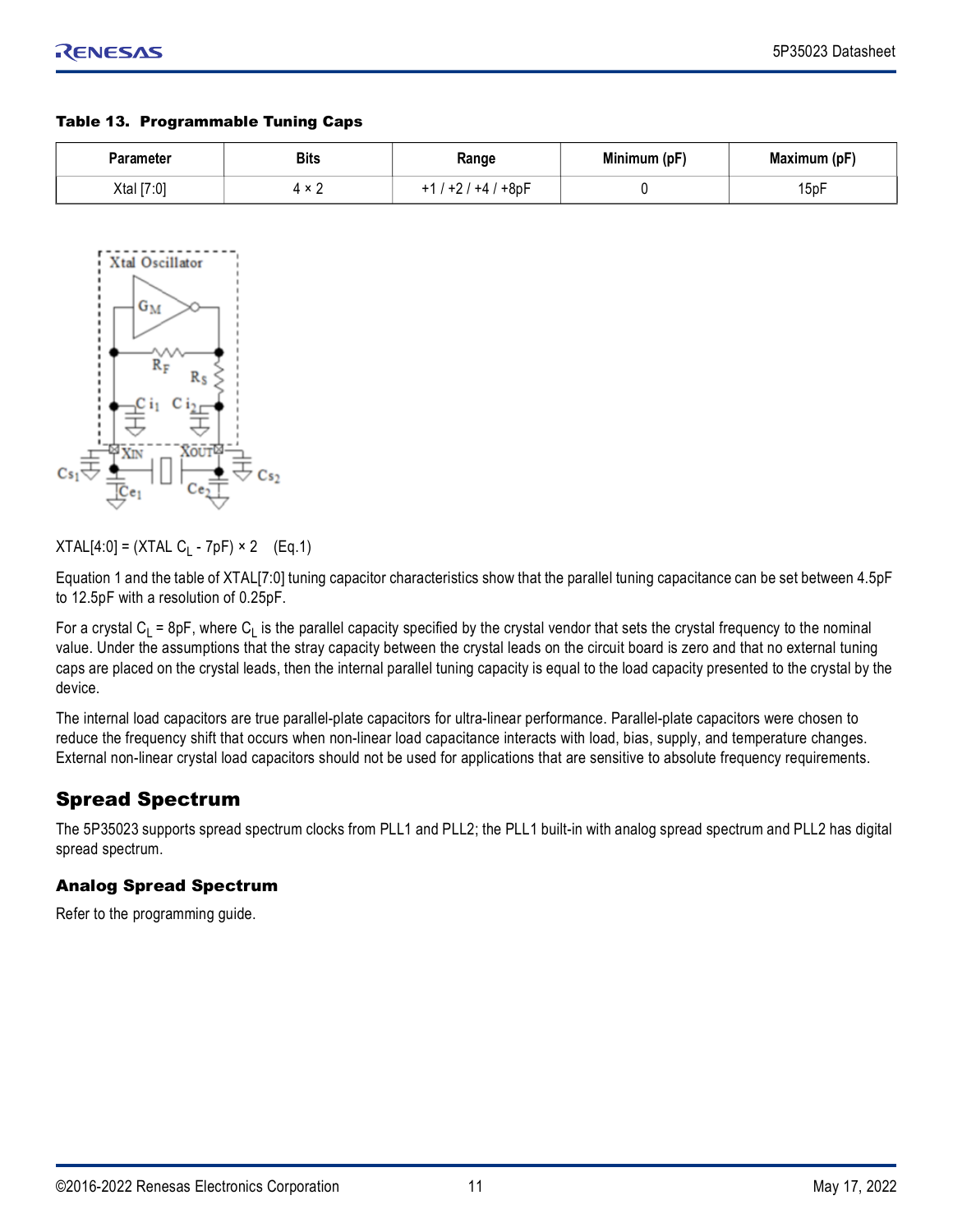**Table 13. Programmable Tuning Caps**

| Parameter | Bits | Range | Minimum (pF) | Maximum (pF) |
|---|---|---|---|---|
| Xtal [7:0] | 4 × 2 | +1 / +2 / +4 / +8pF | 0 | 15pF |

$$XTAL[4:0] = (XTAL\ C_L - 7pF) \times 2 \quad \text{(Eq.1)}$$

Equation 1 and the table of XTAL[7:0] tuning capacitor characteristics show that the parallel tuning capacitance can be set between 4.5pF to 12.5pF with a resolution of 0.25pF.

For a crystal $C_L$ = 8pF, where $C_L$ is the parallel capacity specified by the crystal vendor that sets the crystal frequency to the nominal value. Under the assumptions that the stray capacity between the crystal leads on the circuit board is zero and that no external tuning caps are placed on the crystal leads, then the internal parallel tuning capacity is equal to the load capacity presented to the crystal by the device.

The internal load capacitors are true parallel-plate capacitors for ultra-linear performance. Parallel-plate capacitors were chosen to reduce the frequency shift that occurs when non-linear load capacitance interacts with load, bias, supply, and temperature changes. External non-linear crystal load capacitors should not be used for applications that are sensitive to absolute frequency requirements.

## Spread Spectrum

The 5P35023 supports spread spectrum clocks from PLL1 and PLL2; the PLL1 built-in with analog spread spectrum and PLL2 has digital spread spectrum.

### Analog Spread Spectrum

Refer to the programming guide.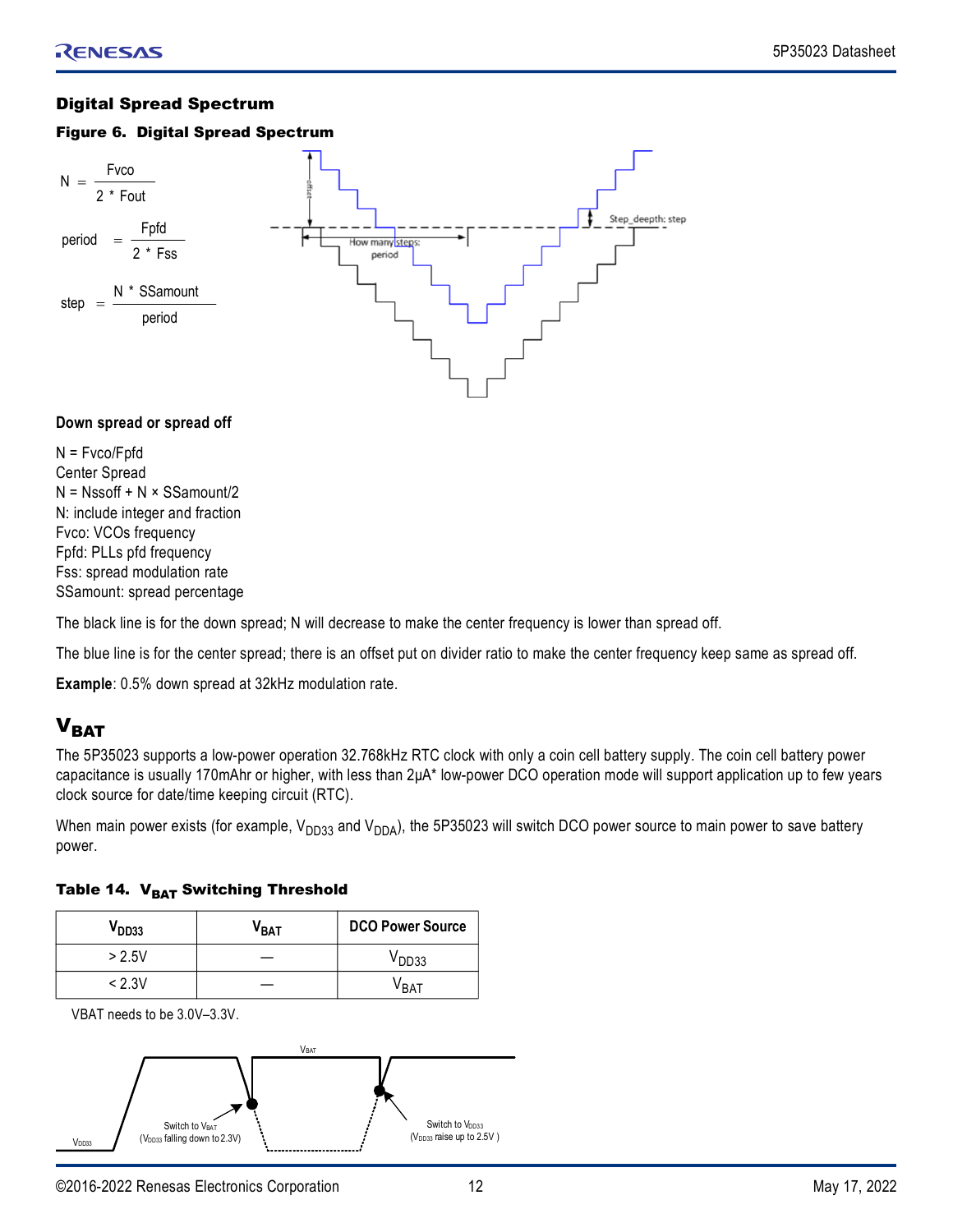## Digital Spread Spectrum

**Figure 6. Digital Spread Spectrum**

$$N = \frac{Fvco}{2 * Fout}$$

$$period = \frac{Fpfd}{2 * Fss}$$

$$step = \frac{N * SSamount}{period}$$

offset

Step_deepth: step

How many steps: period

**Down spread or spread off**

N = Fvco/Fpfd
Center Spread
N = Nssoff + N × SSamount/2
N: include integer and fraction
Fvco: VCOs frequency
Fpfd: PLLs pfd frequency
Fss: spread modulation rate
SSamount: spread percentage

The black line is for the down spread; N will decrease to make the center frequency is lower than spread off.

The blue line is for the center spread; there is an offset put on divider ratio to make the center frequency keep same as spread off.

**Example**: 0.5% down spread at 32kHz modulation rate.

# $V_{BAT}$

The 5P35023 supports a low-power operation 32.768kHz RTC clock with only a coin cell battery supply. The coin cell battery power capacitance is usually 170mAhr or higher, with less than 2µA* low-power DCO operation mode will support application up to few years clock source for date/time keeping circuit (RTC).

When main power exists (for example, $V_{DD33}$ and $V_{DDA}$), the 5P35023 will switch DCO power source to main power to save battery power.

**Table 14. $V_{BAT}$ Switching Threshold**

| $V_{DD33}$ | $V_{BAT}$ | DCO Power Source |
|---|---|---|
| > 2.5V | — | $V_{DD33}$ |
| < 2.3V | — | $V_{BAT}$ |

VBAT needs to be 3.0V–3.3V.

$V_{BAT}$

$V_{DD33}$

Switch to $V_{BAT}$ ($V_{DD33}$ falling down to 2.3V)

Switch to $V_{DD33}$ ($V_{DD33}$ raise up to 2.5V )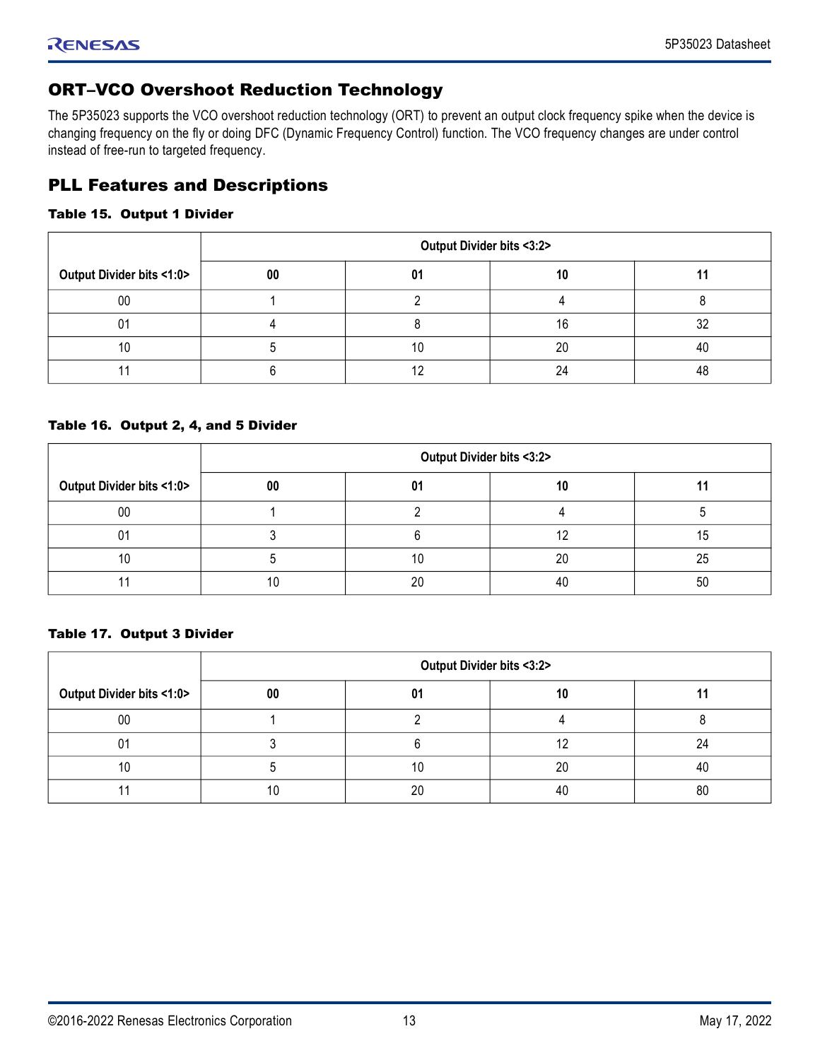## ORT–VCO Overshoot Reduction Technology

The 5P35023 supports the VCO overshoot reduction technology (ORT) to prevent an output clock frequency spike when the device is changing frequency on the fly or doing DFC (Dynamic Frequency Control) function. The VCO frequency changes are under control instead of free-run to targeted frequency.

## PLL Features and Descriptions

**Table 15. Output 1 Divider**

| Output Divider bits <1:0> | Output Divider bits <3:2> | | | |
|---|---|---|---|---|
| | **00** | **01** | **10** | **11** |
| 00 | 1 | 2 | 4 | 8 |
| 01 | 4 | 8 | 16 | 32 |
| 10 | 5 | 10 | 20 | 40 |
| 11 | 6 | 12 | 24 | 48 |

**Table 16. Output 2, 4, and 5 Divider**

| Output Divider bits <1:0> | Output Divider bits <3:2> | | | |
|---|---|---|---|---|
| | **00** | **01** | **10** | **11** |
| 00 | 1 | 2 | 4 | 5 |
| 01 | 3 | 6 | 12 | 15 |
| 10 | 5 | 10 | 20 | 25 |
| 11 | 10 | 20 | 40 | 50 |

**Table 17. Output 3 Divider**

| Output Divider bits <1:0> | Output Divider bits <3:2> | | | |
|---|---|---|---|---|
| | **00** | **01** | **10** | **11** |
| 00 | 1 | 2 | 4 | 8 |
| 01 | 3 | 6 | 12 | 24 |
| 10 | 5 | 10 | 20 | 40 |
| 11 | 10 | 20 | 40 | 80 |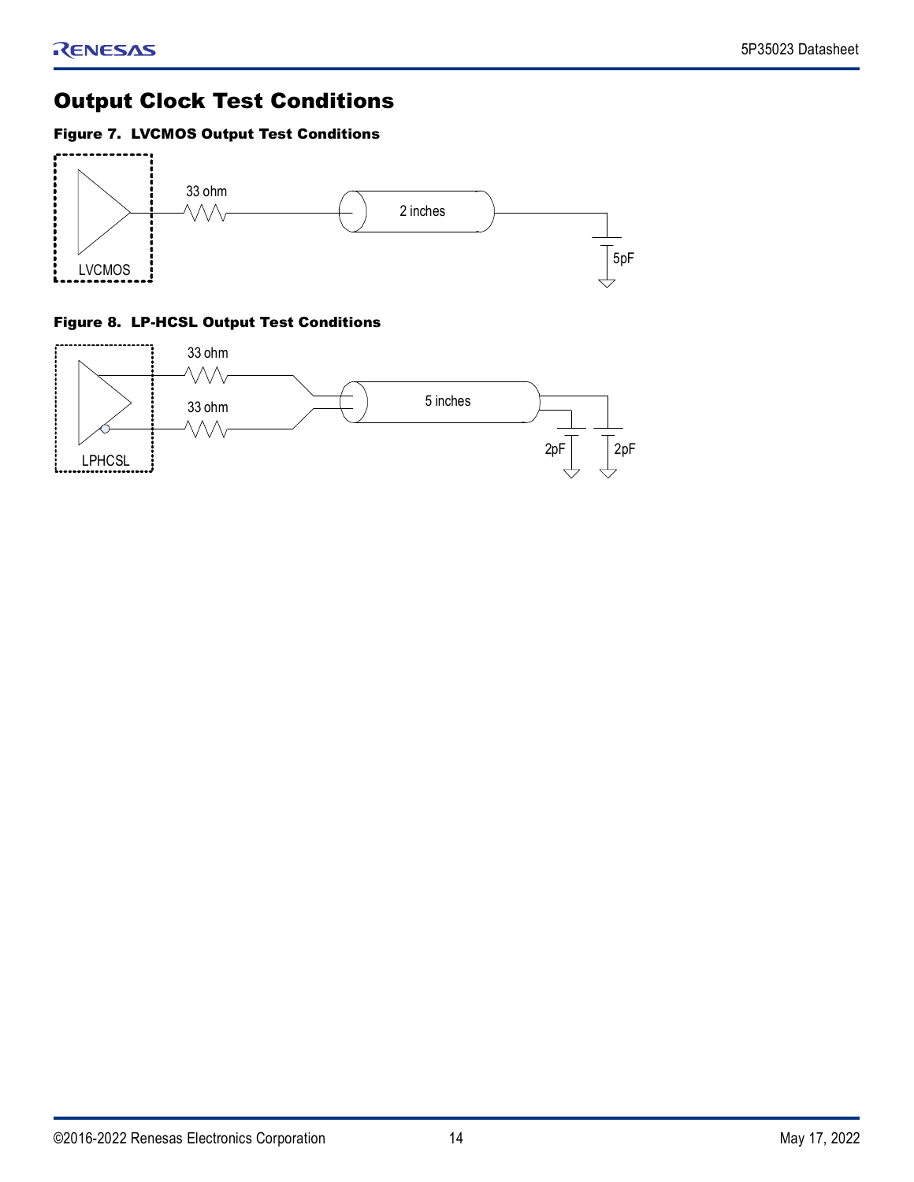## Output Clock Test Conditions

**Figure 7. LVCMOS Output Test Conditions**

LVCMOS

33 ohm

2 inches

5pF

**Figure 8. LP-HCSL Output Test Conditions**

LPHCSL

33 ohm

33 ohm

5 inches

2pF

2pF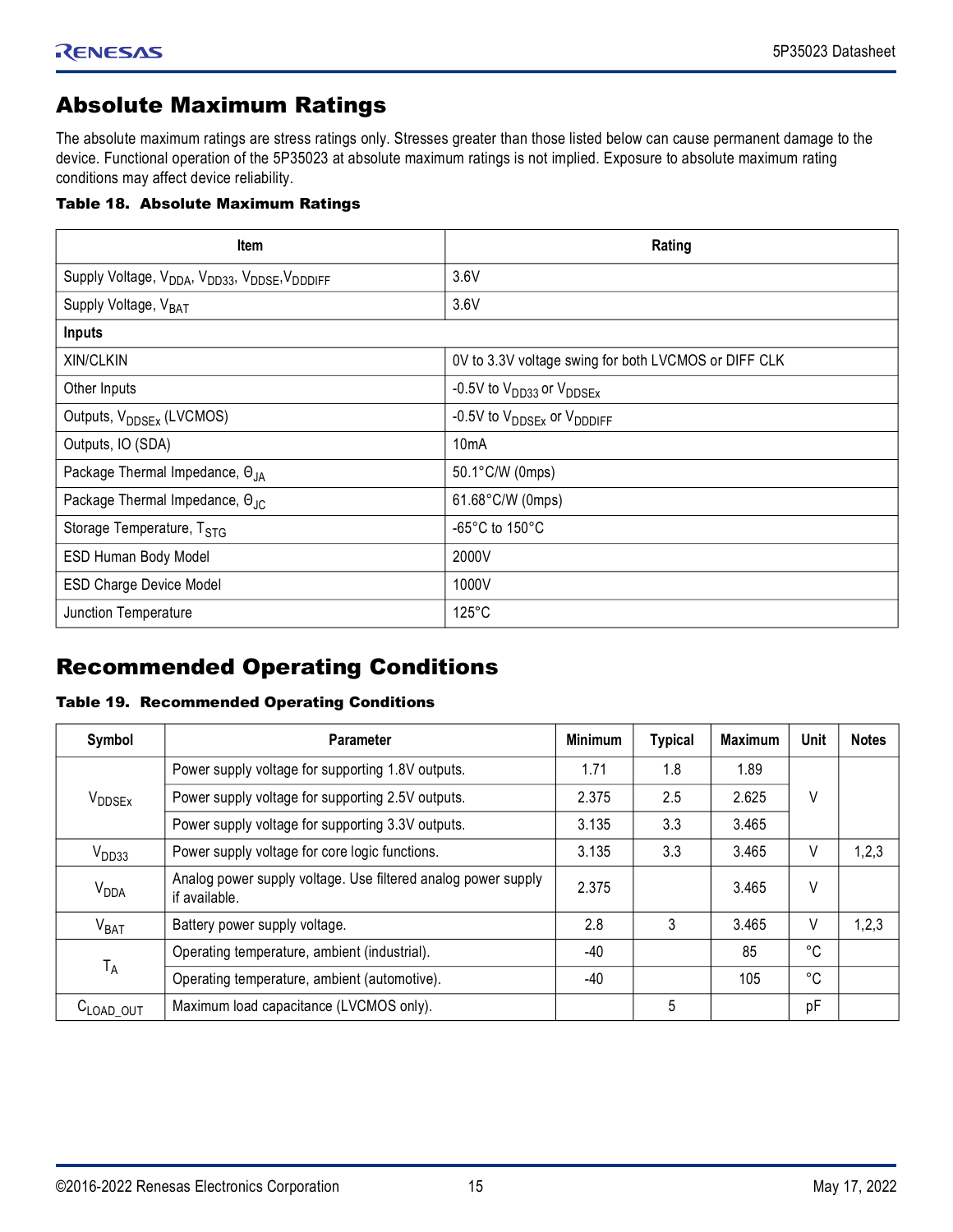## Absolute Maximum Ratings

The absolute maximum ratings are stress ratings only. Stresses greater than those listed below can cause permanent damage to the device. Functional operation of the 5P35023 at absolute maximum ratings is not implied. Exposure to absolute maximum rating conditions may affect device reliability.

**Table 18. Absolute Maximum Ratings**

| Item | Rating |
|---|---|
| Supply Voltage, $V_{DDA}$, $V_{DD33}$, $V_{DDSE}$,$V_{DDDIFF}$ | 3.6V |
| Supply Voltage, $V_{BAT}$ | 3.6V |
| **Inputs** | |
| XIN/CLKIN | 0V to 3.3V voltage swing for both LVCMOS or DIFF CLK |
| Other Inputs | -0.5V to $V_{DD33}$ or $V_{DDSEx}$ |
| Outputs, $V_{DDSEx}$ (LVCMOS) | -0.5V to $V_{DDSEx}$ or $V_{DDDIFF}$ |
| Outputs, IO (SDA) | 10mA |
| Package Thermal Impedance, $\Theta_{JA}$ | 50.1°C/W (0mps) |
| Package Thermal Impedance, $\Theta_{JC}$ | 61.68°C/W (0mps) |
| Storage Temperature, $T_{STG}$ | -65°C to 150°C |
| ESD Human Body Model | 2000V |
| ESD Charge Device Model | 1000V |
| Junction Temperature | 125°C |

## Recommended Operating Conditions

**Table 19. Recommended Operating Conditions**

| Symbol | Parameter | Minimum | Typical | Maximum | Unit | Notes |
|---|---|---|---|---|---|---|
| $V_{DDSEx}$ | Power supply voltage for supporting 1.8V outputs. | 1.71 | 1.8 | 1.89 | V | |
| | Power supply voltage for supporting 2.5V outputs. | 2.375 | 2.5 | 2.625 | | |
| | Power supply voltage for supporting 3.3V outputs. | 3.135 | 3.3 | 3.465 | | |
| $V_{DD33}$ | Power supply voltage for core logic functions. | 3.135 | 3.3 | 3.465 | V | 1,2,3 |
| $V_{DDA}$ | Analog power supply voltage. Use filtered analog power supply if available. | 2.375 | | 3.465 | V | |
| $V_{BAT}$ | Battery power supply voltage. | 2.8 | 3 | 3.465 | V | 1,2,3 |
| $T_A$ | Operating temperature, ambient (industrial). | -40 | | 85 | °C | |
| | Operating temperature, ambient (automotive). | -40 | | 105 | °C | |
| $C_{LOAD\_OUT}$ | Maximum load capacitance (LVCMOS only). | | 5 | | pF | |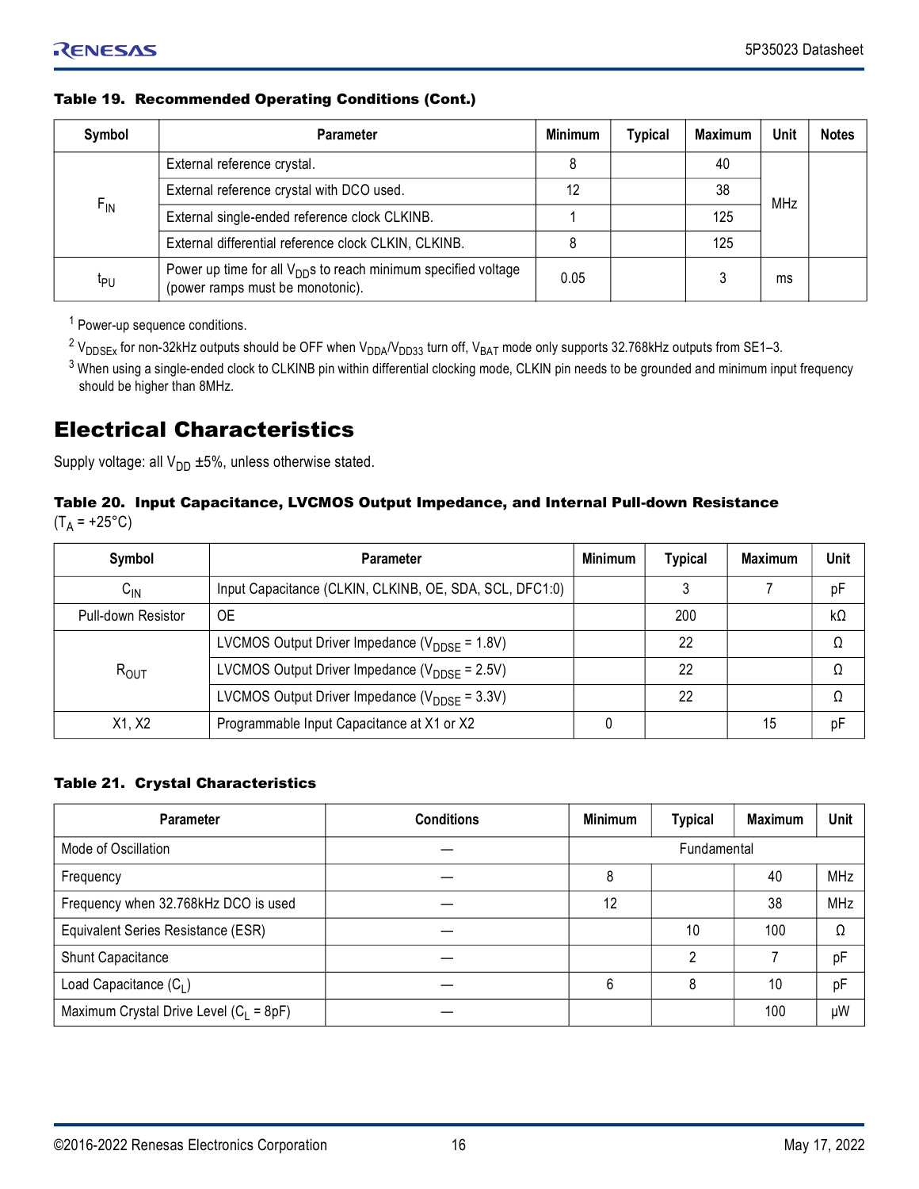**Table 19. Recommended Operating Conditions (Cont.)**

| Symbol | Parameter | Minimum | Typical | Maximum | Unit | Notes |
|---|---|---|---|---|---|---|
| $F_{IN}$ | External reference crystal. | 8 | | 40 | MHz | |
| | External reference crystal with DCO used. | 12 | | 38 | | |
| | External single-ended reference clock CLKINB. | 1 | | 125 | | |
| | External differential reference clock CLKIN, CLKINB. | 8 | | 125 | | |
| $t_{PU}$ | Power up time for all $V_{DD}$s to reach minimum specified voltage (power ramps must be monotonic). | 0.05 | | 3 | ms | |

[1] Power-up sequence conditions.

[2] $V_{DDSEx}$ for non-32kHz outputs should be OFF when $V_{DDA}$/$V_{DD33}$ turn off, $V_{BAT}$ mode only supports 32.768kHz outputs from SE1–3.

[3] When using a single-ended clock to CLKINB pin within differential clocking mode, CLKIN pin needs to be grounded and minimum input frequency should be higher than 8MHz.

# Electrical Characteristics

Supply voltage: all $V_{DD}$ ±5%, unless otherwise stated.

**Table 20. Input Capacitance, LVCMOS Output Impedance, and Internal Pull-down Resistance**
($T_A$ = +25°C)

| Symbol | Parameter | Minimum | Typical | Maximum | Unit |
|---|---|---|---|---|---|
| $C_{IN}$ | Input Capacitance (CLKIN, CLKINB, OE, SDA, SCL, DFC1:0) | | 3 | 7 | pF |
| Pull-down Resistor | OE | | 200 | | kΩ |
| $R_{OUT}$ | LVCMOS Output Driver Impedance ($V_{DDSE}$ = 1.8V) | | 22 | | Ω |
| | LVCMOS Output Driver Impedance ($V_{DDSE}$ = 2.5V) | | 22 | | Ω |
| | LVCMOS Output Driver Impedance ($V_{DDSE}$ = 3.3V) | | 22 | | Ω |
| X1, X2 | Programmable Input Capacitance at X1 or X2 | 0 | | 15 | pF |

**Table 21. Crystal Characteristics**

| Parameter | Conditions | Minimum | Typical | Maximum | Unit |
|---|---|---|---|---|---|
| Mode of Oscillation | — | Fundamental | | | |
| Frequency | — | 8 | | 40 | MHz |
| Frequency when 32.768kHz DCO is used | — | 12 | | 38 | MHz |
| Equivalent Series Resistance (ESR) | — | | 10 | 100 | Ω |
| Shunt Capacitance | — | | 2 | 7 | pF |
| Load Capacitance ($C_L$) | — | 6 | 8 | 10 | pF |
| Maximum Crystal Drive Level ($C_L$ = 8pF) | — | | | 100 | µW |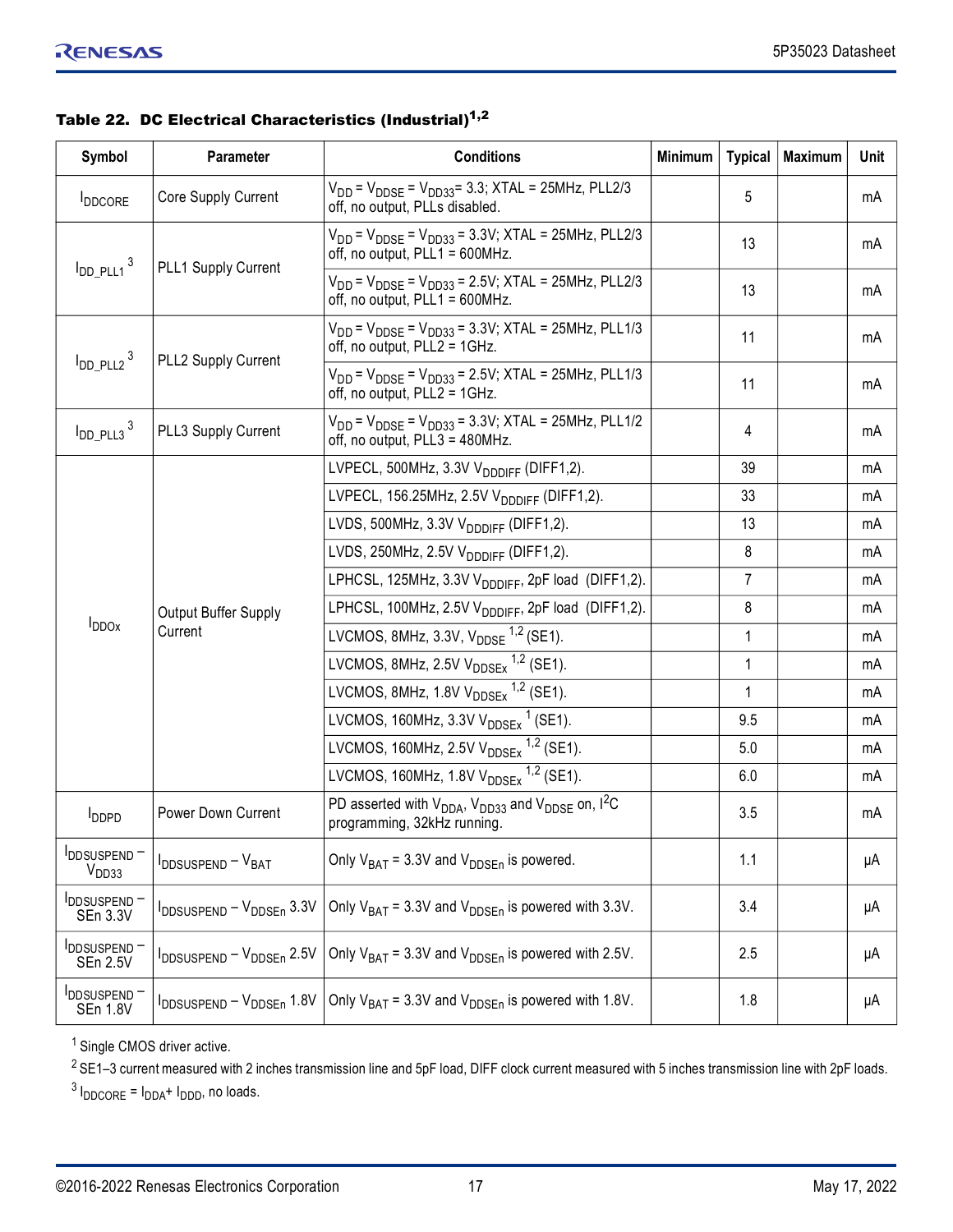**Table 22. DC Electrical Characteristics (Industrial)[1,2]**

| Symbol | Parameter | Conditions | Minimum | Typical | Maximum | Unit |
|---|---|---|---|---|---|---|
| $I_{DDCORE}$ | Core Supply Current | $V_{DD}$ = $V_{DDSE}$ = $V_{DD33}$= 3.3; XTAL = 25MHz, PLL2/3 off, no output, PLLs disabled. | | 5 | | mA |
| $I_{DD\_PLL1}$ [3] | PLL1 Supply Current | $V_{DD}$ = $V_{DDSE}$ = $V_{DD33}$ = 3.3V; XTAL = 25MHz, PLL2/3 off, no output, PLL1 = 600MHz. | | 13 | | mA |
| | | $V_{DD}$ = $V_{DDSE}$ = $V_{DD33}$ = 2.5V; XTAL = 25MHz, PLL2/3 off, no output, PLL1 = 600MHz. | | 13 | | mA |
| $I_{DD\_PLL2}$ [3] | PLL2 Supply Current | $V_{DD}$ = $V_{DDSE}$ = $V_{DD33}$ = 3.3V; XTAL = 25MHz, PLL1/3 off, no output, PLL2 = 1GHz. | | 11 | | mA |
| | | $V_{DD}$ = $V_{DDSE}$ = $V_{DD33}$ = 2.5V; XTAL = 25MHz, PLL1/3 off, no output, PLL2 = 1GHz. | | 11 | | mA |
| $I_{DD\_PLL3}$ [3] | PLL3 Supply Current | $V_{DD}$ = $V_{DDSE}$ = $V_{DD33}$ = 3.3V; XTAL = 25MHz, PLL1/2 off, no output, PLL3 = 480MHz. | | 4 | | mA |
| $I_{DDOx}$ | Output Buffer Supply Current | LVPECL, 500MHz, 3.3V $V_{DDDIFF}$ (DIFF1,2). | | 39 | | mA |
| | | LVPECL, 156.25MHz, 2.5V $V_{DDDIFF}$ (DIFF1,2). | | 33 | | mA |
| | | LVDS, 500MHz, 3.3V $V_{DDDIFF}$ (DIFF1,2). | | 13 | | mA |
| | | LVDS, 250MHz, 2.5V $V_{DDDIFF}$ (DIFF1,2). | | 8 | | mA |
| | | LPHCSL, 125MHz, 3.3V $V_{DDDIFF}$, 2pF load (DIFF1,2). | | 7 | | mA |
| | | LPHCSL, 100MHz, 2.5V $V_{DDDIFF}$, 2pF load (DIFF1,2). | | 8 | | mA |
| | | LVCMOS, 8MHz, 3.3V, $V_{DDSE}$ [1,2] (SE1). | | 1 | | mA |
| | | LVCMOS, 8MHz, 2.5V $V_{DDSEx}$ [1,2] (SE1). | | 1 | | mA |
| | | LVCMOS, 8MHz, 1.8V $V_{DDSEx}$ [1,2] (SE1). | | 1 | | mA |
| | | LVCMOS, 160MHz, 3.3V $V_{DDSEx}$ [1] (SE1). | | 9.5 | | mA |
| | | LVCMOS, 160MHz, 2.5V $V_{DDSEx}$ [1,2] (SE1). | | 5.0 | | mA |
| | | LVCMOS, 160MHz, 1.8V $V_{DDSEx}$ [1,2] (SE1). | | 6.0 | | mA |
| $I_{DDPD}$ | Power Down Current | PD asserted with $V_{DDA}$, $V_{DD33}$ and $V_{DDSE}$ on, I²C programming, 32kHz running. | | 3.5 | | mA |
| $I_{DDSUSPEND}$ – $V_{DD33}$ | $I_{DDSUSPEND}$ – $V_{BAT}$ | Only $V_{BAT}$ = 3.3V and $V_{DDSEn}$ is powered. | | 1.1 | | µA |
| $I_{DDSUSPEND}$ – SEn 3.3V | $I_{DDSUSPEND}$ – $V_{DDSEn}$ 3.3V | Only $V_{BAT}$ = 3.3V and $V_{DDSEn}$ is powered with 3.3V. | | 3.4 | | µA |
| $I_{DDSUSPEND}$ – SEn 2.5V | $I_{DDSUSPEND}$ – $V_{DDSEn}$ 2.5V | Only $V_{BAT}$ = 3.3V and $V_{DDSEn}$ is powered with 2.5V. | | 2.5 | | µA |
| $I_{DDSUSPEND}$ – SEn 1.8V | $I_{DDSUSPEND}$ – $V_{DDSEn}$ 1.8V | Only $V_{BAT}$ = 3.3V and $V_{DDSEn}$ is powered with 1.8V. | | 1.8 | | µA |

[1] Single CMOS driver active.

[2] SE1–3 current measured with 2 inches transmission line and 5pF load, DIFF clock current measured with 5 inches transmission line with 2pF loads.

[3] $I_{DDCORE}$ = $I_{DDA}$+ $I_{DDD}$, no loads.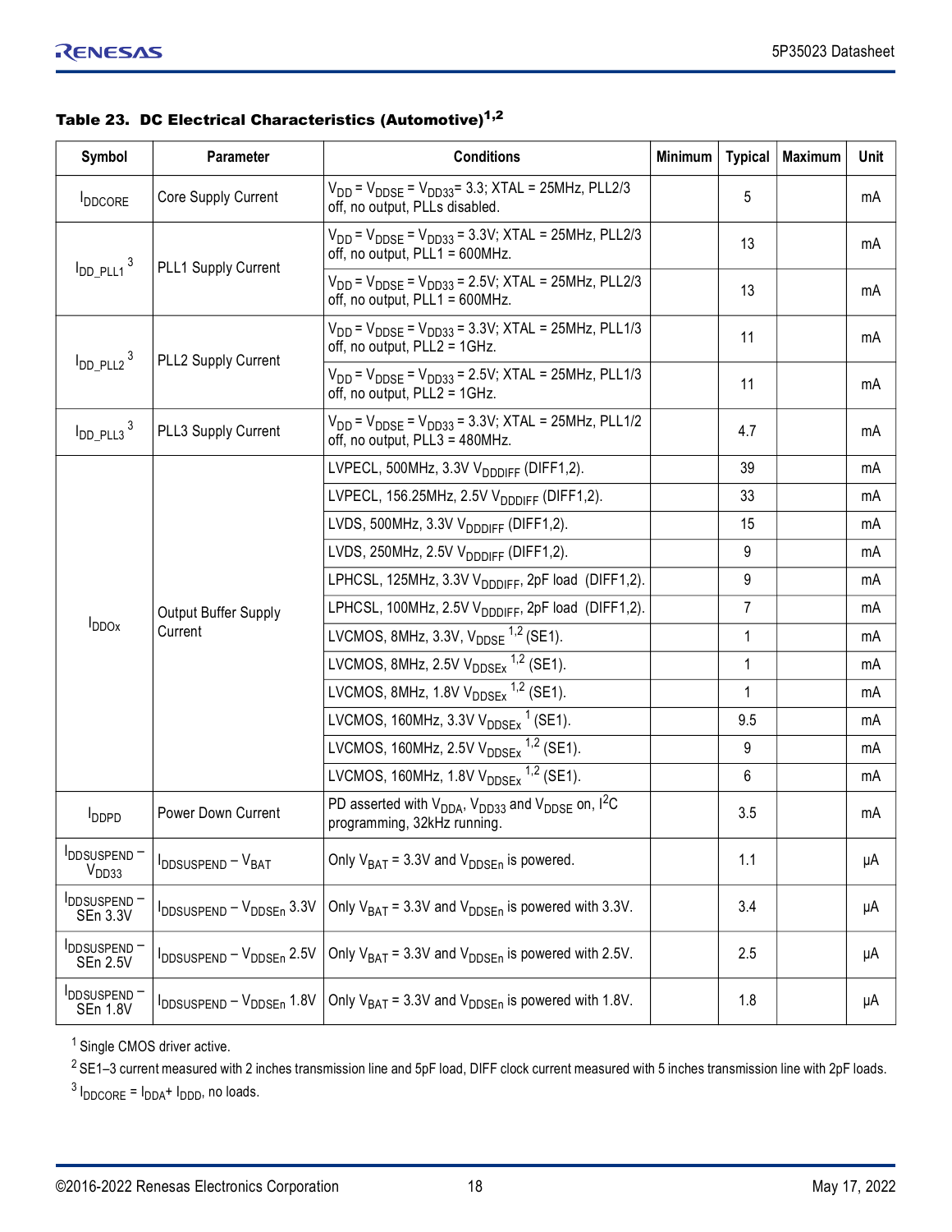**Table 23. DC Electrical Characteristics (Automotive)[1,2]**

| Symbol | Parameter | Conditions | Minimum | Typical | Maximum | Unit |
|---|---|---|---|---|---|---|
| $I_{DDCORE}$ | Core Supply Current | $V_{DD}$ = $V_{DDSE}$ = $V_{DD33}$= 3.3; XTAL = 25MHz, PLL2/3 off, no output, PLLs disabled. | | 5 | | mA |
| $I_{DD\_PLL1}$ [3] | PLL1 Supply Current | $V_{DD}$ = $V_{DDSE}$ = $V_{DD33}$ = 3.3V; XTAL = 25MHz, PLL2/3 off, no output, PLL1 = 600MHz. | | 13 | | mA |
| | | $V_{DD}$ = $V_{DDSE}$ = $V_{DD33}$ = 2.5V; XTAL = 25MHz, PLL2/3 off, no output, PLL1 = 600MHz. | | 13 | | mA |
| $I_{DD\_PLL2}$ [3] | PLL2 Supply Current | $V_{DD}$ = $V_{DDSE}$ = $V_{DD33}$ = 3.3V; XTAL = 25MHz, PLL1/3 off, no output, PLL2 = 1GHz. | | 11 | | mA |
| | | $V_{DD}$ = $V_{DDSE}$ = $V_{DD33}$ = 2.5V; XTAL = 25MHz, PLL1/3 off, no output, PLL2 = 1GHz. | | 11 | | mA |
| $I_{DD\_PLL3}$ [3] | PLL3 Supply Current | $V_{DD}$ = $V_{DDSE}$ = $V_{DD33}$ = 3.3V; XTAL = 25MHz, PLL1/2 off, no output, PLL3 = 480MHz. | | 4.7 | | mA |
| $I_{DDOx}$ | Output Buffer Supply Current | LVPECL, 500MHz, 3.3V $V_{DDDIFF}$ (DIFF1,2). | | 39 | | mA |
| | | LVPECL, 156.25MHz, 2.5V $V_{DDDIFF}$ (DIFF1,2). | | 33 | | mA |
| | | LVDS, 500MHz, 3.3V $V_{DDDIFF}$ (DIFF1,2). | | 15 | | mA |
| | | LVDS, 250MHz, 2.5V $V_{DDDIFF}$ (DIFF1,2). | | 9 | | mA |
| | | LPHCSL, 125MHz, 3.3V $V_{DDDIFF}$, 2pF load (DIFF1,2). | | 9 | | mA |
| | | LPHCSL, 100MHz, 2.5V $V_{DDDIFF}$, 2pF load (DIFF1,2). | | 7 | | mA |
| | | LVCMOS, 8MHz, 3.3V, $V_{DDSE}$ [1,2] (SE1). | | 1 | | mA |
| | | LVCMOS, 8MHz, 2.5V $V_{DDSEx}$ [1,2] (SE1). | | 1 | | mA |
| | | LVCMOS, 8MHz, 1.8V $V_{DDSEx}$ [1,2] (SE1). | | 1 | | mA |
| | | LVCMOS, 160MHz, 3.3V $V_{DDSEx}$ [1] (SE1). | | 9.5 | | mA |
| | | LVCMOS, 160MHz, 2.5V $V_{DDSEx}$ [1,2] (SE1). | | 9 | | mA |
| | | LVCMOS, 160MHz, 1.8V $V_{DDSEx}$ [1,2] (SE1). | | 6 | | mA |
| $I_{DDPD}$ | Power Down Current | PD asserted with $V_{DDA}$, $V_{DD33}$ and $V_{DDSE}$ on, $I^2C$ programming, 32kHz running. | | 3.5 | | mA |
| $I_{DDSUSPEND}$ – $V_{DD33}$ | $I_{DDSUSPEND}$ – $V_{BAT}$ | Only $V_{BAT}$ = 3.3V and $V_{DDSEn}$ is powered. | | 1.1 | | µA |
| $I_{DDSUSPEND}$ – SEn 3.3V | $I_{DDSUSPEND}$ – $V_{DDSEn}$ 3.3V | Only $V_{BAT}$ = 3.3V and $V_{DDSEn}$ is powered with 3.3V. | | 3.4 | | µA |
| $I_{DDSUSPEND}$ – SEn 2.5V | $I_{DDSUSPEND}$ – $V_{DDSEn}$ 2.5V | Only $V_{BAT}$ = 3.3V and $V_{DDSEn}$ is powered with 2.5V. | | 2.5 | | µA |
| $I_{DDSUSPEND}$ – SEn 1.8V | $I_{DDSUSPEND}$ – $V_{DDSEn}$ 1.8V | Only $V_{BAT}$ = 3.3V and $V_{DDSEn}$ is powered with 1.8V. | | 1.8 | | µA |

[1] Single CMOS driver active.

[2] SE1–3 current measured with 2 inches transmission line and 5pF load, DIFF clock current measured with 5 inches transmission line with 2pF loads.

[3] $I_{DDCORE}$ = $I_{DDA}$+ $I_{DDD}$, no loads.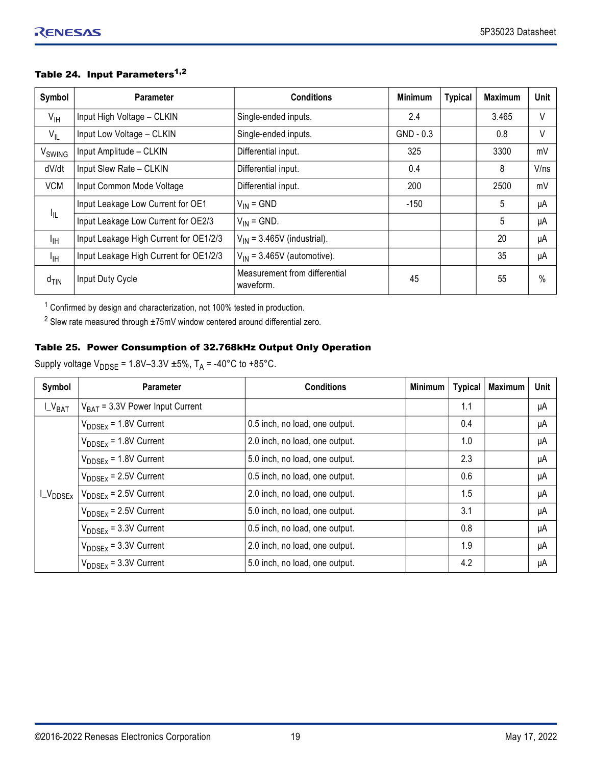#### Table 24. Input Parameters[1,2]

| Symbol | Parameter | Conditions | Minimum | Typical | Maximum | Unit |
|---|---|---|---|---|---|---|
| $V_{IH}$ | Input High Voltage – CLKIN | Single-ended inputs. | 2.4 | | 3.465 | V |
| $V_{IL}$ | Input Low Voltage – CLKIN | Single-ended inputs. | GND - 0.3 | | 0.8 | V |
| $V_{SWING}$ | Input Amplitude – CLKIN | Differential input. | 325 | | 3300 | mV |
| dV/dt | Input Slew Rate – CLKIN | Differential input. | 0.4 | | 8 | V/ns |
| VCM | Input Common Mode Voltage | Differential input. | 200 | | 2500 | mV |
| $I_{IL}$ | Input Leakage Low Current for OE1 | $V_{IN}$ = GND | -150 | | 5 | μA |
| | Input Leakage Low Current for OE2/3 | $V_{IN}$ = GND. | | | 5 | μA |
| $I_{IH}$ | Input Leakage High Current for OE1/2/3 | $V_{IN}$ = 3.465V (industrial). | | | 20 | μA |
| $I_{IH}$ | Input Leakage High Current for OE1/2/3 | $V_{IN}$ = 3.465V (automotive). | | | 35 | μA |
| $d_{TIN}$ | Input Duty Cycle | Measurement from differential waveform. | 45 | | 55 | % |

[1] Confirmed by design and characterization, not 100% tested in production.

[2] Slew rate measured through ±75mV window centered around differential zero.

#### Table 25. Power Consumption of 32.768kHz Output Only Operation

Supply voltage $V_{DDSE}$ = 1.8V–3.3V ±5%, $T_A$ = -40°C to +85°C.

| Symbol | Parameter | Conditions | Minimum | Typical | Maximum | Unit |
|---|---|---|---|---|---|---|
| $I\_V_{BAT}$ | $V_{BAT}$ = 3.3V Power Input Current | | | 1.1 | | μA |
| $I\_V_{DDSEx}$ | $V_{DDSEx}$ = 1.8V Current | 0.5 inch, no load, one output. | | 0.4 | | μA |
| | $V_{DDSEx}$ = 1.8V Current | 2.0 inch, no load, one output. | | 1.0 | | μA |
| | $V_{DDSEx}$ = 1.8V Current | 5.0 inch, no load, one output. | | 2.3 | | μA |
| | $V_{DDSEx}$ = 2.5V Current | 0.5 inch, no load, one output. | | 0.6 | | μA |
| | $V_{DDSEx}$ = 2.5V Current | 2.0 inch, no load, one output. | | 1.5 | | μA |
| | $V_{DDSEx}$ = 2.5V Current | 5.0 inch, no load, one output. | | 3.1 | | μA |
| | $V_{DDSEx}$ = 3.3V Current | 0.5 inch, no load, one output. | | 0.8 | | μA |
| | $V_{DDSEx}$ = 3.3V Current | 2.0 inch, no load, one output. | | 1.9 | | μA |
| | $V_{DDSEx}$ = 3.3V Current | 5.0 inch, no load, one output. | | 4.2 | | μA |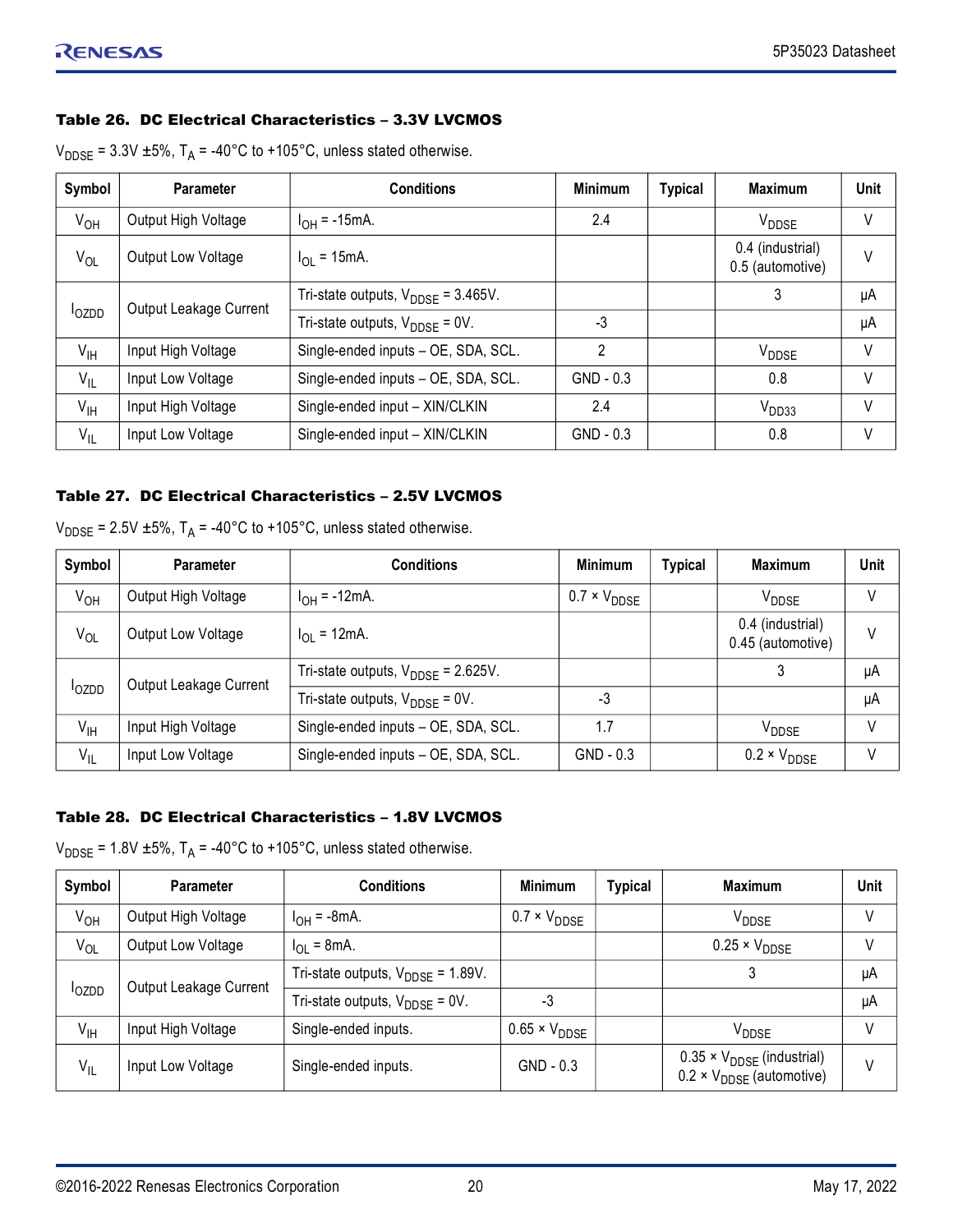### Table 26. DC Electrical Characteristics – 3.3V LVCMOS

$V_{DDSE}$ = 3.3V ±5%, $T_A$ = -40°C to +105°C, unless stated otherwise.

| Symbol | Parameter | Conditions | Minimum | Typical | Maximum | Unit |
|---|---|---|---|---|---|---|
| $V_{OH}$ | Output High Voltage | $I_{OH}$ = -15mA. | 2.4 | | $V_{DDSE}$ | V |
| $V_{OL}$ | Output Low Voltage | $I_{OL}$ = 15mA. | | | 0.4 (industrial)<br>0.5 (automotive) | V |
| $I_{OZDD}$ | Output Leakage Current | Tri-state outputs, $V_{DDSE}$ = 3.465V. | | | 3 | µA |
| | | Tri-state outputs, $V_{DDSE}$ = 0V. | -3 | | | µA |
| $V_{IH}$ | Input High Voltage | Single-ended inputs – OE, SDA, SCL. | 2 | | $V_{DDSE}$ | V |
| $V_{IL}$ | Input Low Voltage | Single-ended inputs – OE, SDA, SCL. | GND - 0.3 | | 0.8 | V |
| $V_{IH}$ | Input High Voltage | Single-ended input – XIN/CLKIN | 2.4 | | $V_{DD33}$ | V |
| $V_{IL}$ | Input Low Voltage | Single-ended input – XIN/CLKIN | GND - 0.3 | | 0.8 | V |

### Table 27. DC Electrical Characteristics – 2.5V LVCMOS

$V_{DDSE}$ = 2.5V ±5%, $T_A$ = -40°C to +105°C, unless stated otherwise.

| Symbol | Parameter | Conditions | Minimum | Typical | Maximum | Unit |
|---|---|---|---|---|---|---|
| $V_{OH}$ | Output High Voltage | $I_{OH}$ = -12mA. | 0.7 × $V_{DDSE}$ | | $V_{DDSE}$ | V |
| $V_{OL}$ | Output Low Voltage | $I_{OL}$ = 12mA. | | | 0.4 (industrial)<br>0.45 (automotive) | V |
| $I_{OZDD}$ | Output Leakage Current | Tri-state outputs, $V_{DDSE}$ = 2.625V. | | | 3 | µA |
| | | Tri-state outputs, $V_{DDSE}$ = 0V. | -3 | | | µA |
| $V_{IH}$ | Input High Voltage | Single-ended inputs – OE, SDA, SCL. | 1.7 | | $V_{DDSE}$ | V |
| $V_{IL}$ | Input Low Voltage | Single-ended inputs – OE, SDA, SCL. | GND - 0.3 | | 0.2 × $V_{DDSE}$ | V |

### Table 28. DC Electrical Characteristics – 1.8V LVCMOS

$V_{DDSE}$ = 1.8V ±5%, $T_A$ = -40°C to +105°C, unless stated otherwise.

| Symbol | Parameter | Conditions | Minimum | Typical | Maximum | Unit |
|---|---|---|---|---|---|---|
| $V_{OH}$ | Output High Voltage | $I_{OH}$ = -8mA. | 0.7 × $V_{DDSE}$ | | $V_{DDSE}$ | V |
| $V_{OL}$ | Output Low Voltage | $I_{OL}$ = 8mA. | | | 0.25 × $V_{DDSE}$ | V |
| $I_{OZDD}$ | Output Leakage Current | Tri-state outputs, $V_{DDSE}$ = 1.89V. | | | 3 | µA |
| | | Tri-state outputs, $V_{DDSE}$ = 0V. | -3 | | | µA |
| $V_{IH}$ | Input High Voltage | Single-ended inputs. | 0.65 × $V_{DDSE}$ | | $V_{DDSE}$ | V |
| $V_{IL}$ | Input Low Voltage | Single-ended inputs. | GND - 0.3 | | 0.35 × $V_{DDSE}$ (industrial)<br>0.2 × $V_{DDSE}$ (automotive) | V |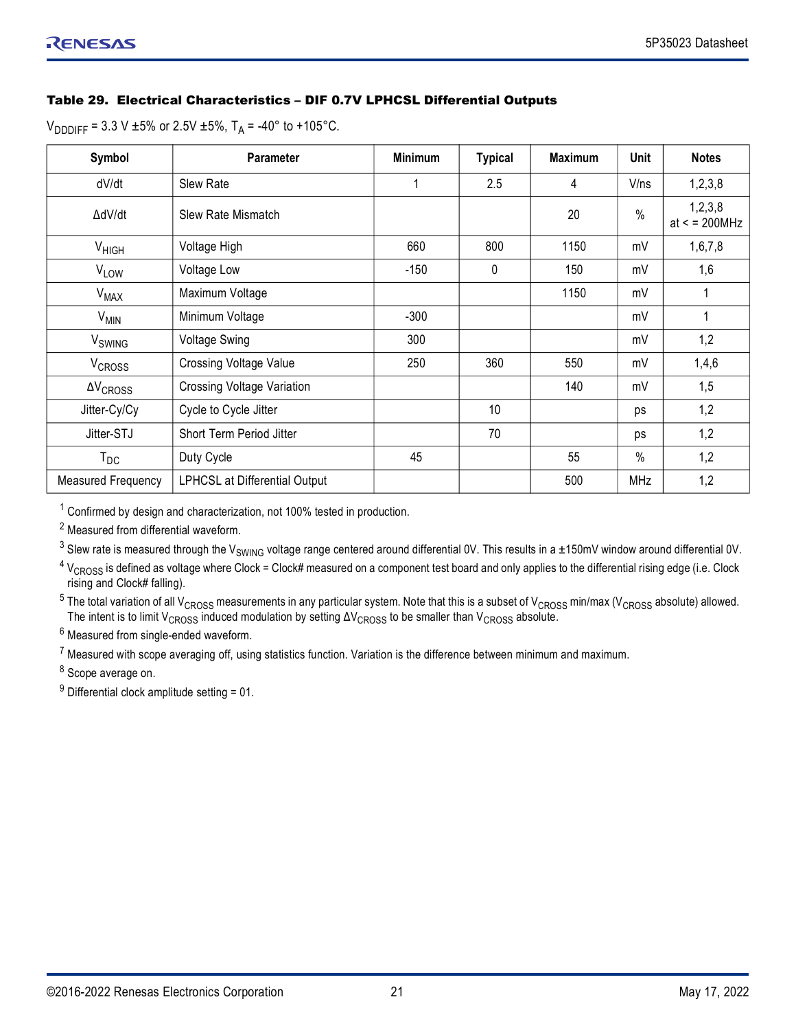### Table 29. Electrical Characteristics – DIF 0.7V LPHCSL Differential Outputs

$V_{DDDIFF}$ = 3.3 V ±5% or 2.5V ±5%, $T_A$ = -40° to +105°C.

| Symbol | Parameter | Minimum | Typical | Maximum | Unit | Notes |
|---|---|---|---|---|---|---|
| dV/dt | Slew Rate | 1 | 2.5 | 4 | V/ns | 1,2,3,8 |
| ΔdV/dt | Slew Rate Mismatch | | | 20 | % | 1,2,3,8 at < = 200MHz |
| $V_{HIGH}$ | Voltage High | 660 | 800 | 1150 | mV | 1,6,7,8 |
| $V_{LOW}$ | Voltage Low | -150 | 0 | 150 | mV | 1,6 |
| $V_{MAX}$ | Maximum Voltage | | | 1150 | mV | 1 |
| $V_{MIN}$ | Minimum Voltage | -300 | | | mV | 1 |
| $V_{SWING}$ | Voltage Swing | 300 | | | mV | 1,2 |
| $V_{CROSS}$ | Crossing Voltage Value | 250 | 360 | 550 | mV | 1,4,6 |
| $\Delta V_{CROSS}$ | Crossing Voltage Variation | | | 140 | mV | 1,5 |
| Jitter-Cy/Cy | Cycle to Cycle Jitter | | 10 | | ps | 1,2 |
| Jitter-STJ | Short Term Period Jitter | | 70 | | ps | 1,2 |
| $T_{DC}$ | Duty Cycle | 45 | | 55 | % | 1,2 |
| Measured Frequency | LPHCSL at Differential Output | | | 500 | MHz | 1,2 |

[1] Confirmed by design and characterization, not 100% tested in production.

[2] Measured from differential waveform.

[3] Slew rate is measured through the $V_{SWING}$ voltage range centered around differential 0V. This results in a ±150mV window around differential 0V.

[4] $V_{CROSS}$ is defined as voltage where Clock = Clock# measured on a component test board and only applies to the differential rising edge (i.e. Clock rising and Clock# falling).

[5] The total variation of all $V_{CROSS}$ measurements in any particular system. Note that this is a subset of $V_{CROSS}$ min/max ($V_{CROSS}$ absolute) allowed. The intent is to limit $V_{CROSS}$ induced modulation by setting $\Delta V_{CROSS}$ to be smaller than $V_{CROSS}$ absolute.

[6] Measured from single-ended waveform.

[7] Measured with scope averaging off, using statistics function. Variation is the difference between minimum and maximum.

[8] Scope average on.

[9] Differential clock amplitude setting = 01.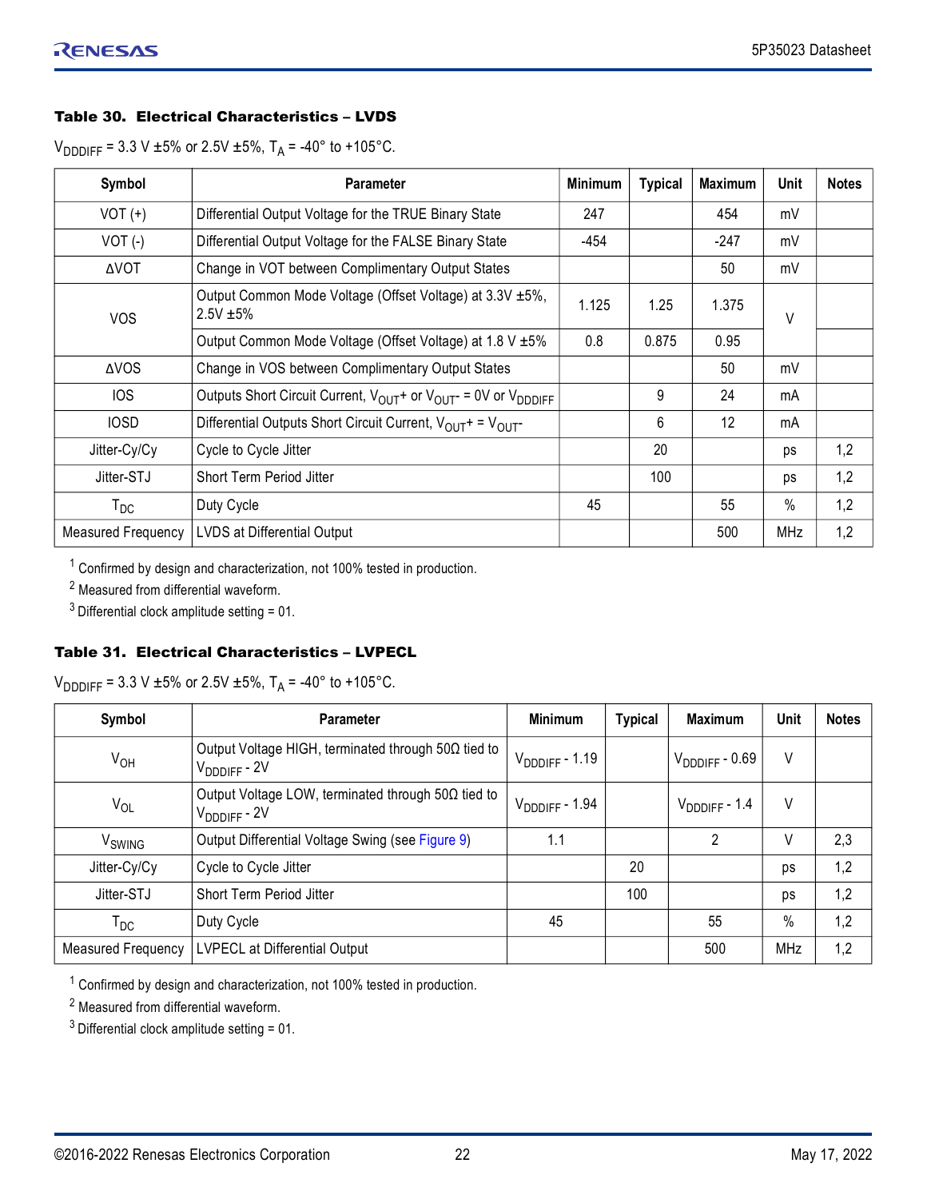#### Table 30. Electrical Characteristics – LVDS

$V_{DDDIFF}$ = 3.3 V ±5% or 2.5V ±5%, $T_A$ = -40° to +105°C.

| Symbol | Parameter | Minimum | Typical | Maximum | Unit | Notes |
|---|---|---|---|---|---|---|
| VOT (+) | Differential Output Voltage for the TRUE Binary State | 247 | | 454 | mV | |
| VOT (-) | Differential Output Voltage for the FALSE Binary State | -454 | | -247 | mV | |
| ΔVOT | Change in VOT between Complimentary Output States | | | 50 | mV | |
| VOS | Output Common Mode Voltage (Offset Voltage) at 3.3V ±5%, 2.5V ±5% | 1.125 | 1.25 | 1.375 | V | |
| | Output Common Mode Voltage (Offset Voltage) at 1.8 V ±5% | 0.8 | 0.875 | 0.95 | | |
| ΔVOS | Change in VOS between Complimentary Output States | | | 50 | mV | |
| IOS | Outputs Short Circuit Current, $V_{OUT}$+ or $V_{OUT}$- = 0V or $V_{DDDIFF}$ | | 9 | 24 | mA | |
| IOSD | Differential Outputs Short Circuit Current, $V_{OUT}$+ = $V_{OUT}$- | | 6 | 12 | mA | |
| Jitter-Cy/Cy | Cycle to Cycle Jitter | | 20 | | ps | 1,2 |
| Jitter-STJ | Short Term Period Jitter | | 100 | | ps | 1,2 |
| $T_{DC}$ | Duty Cycle | 45 | | 55 | % | 1,2 |
| Measured Frequency | LVDS at Differential Output | | | 500 | MHz | 1,2 |

[1] Confirmed by design and characterization, not 100% tested in production.
[2] Measured from differential waveform.
[3] Differential clock amplitude setting = 01.

#### Table 31. Electrical Characteristics – LVPECL

$V_{DDDIFF}$ = 3.3 V ±5% or 2.5V ±5%, $T_A$ = -40° to +105°C.

| Symbol | Parameter | Minimum | Typical | Maximum | Unit | Notes |
|---|---|---|---|---|---|---|
| $V_{OH}$ | Output Voltage HIGH, terminated through 50Ω tied to $V_{DDDIFF}$ - 2V | $V_{DDDIFF}$ - 1.19 | | $V_{DDDIFF}$ - 0.69 | V | |
| $V_{OL}$ | Output Voltage LOW, terminated through 50Ω tied to $V_{DDDIFF}$ - 2V | $V_{DDDIFF}$ - 1.94 | | $V_{DDDIFF}$ - 1.4 | V | |
| $V_{SWING}$ | Output Differential Voltage Swing (see Figure 9) | 1.1 | | 2 | V | 2,3 |
| Jitter-Cy/Cy | Cycle to Cycle Jitter | | 20 | | ps | 1,2 |
| Jitter-STJ | Short Term Period Jitter | | 100 | | ps | 1,2 |
| $T_{DC}$ | Duty Cycle | 45 | | 55 | % | 1,2 |
| Measured Frequency | LVPECL at Differential Output | | | 500 | MHz | 1,2 |

[1] Confirmed by design and characterization, not 100% tested in production.
[2] Measured from differential waveform.
[3] Differential clock amplitude setting = 01.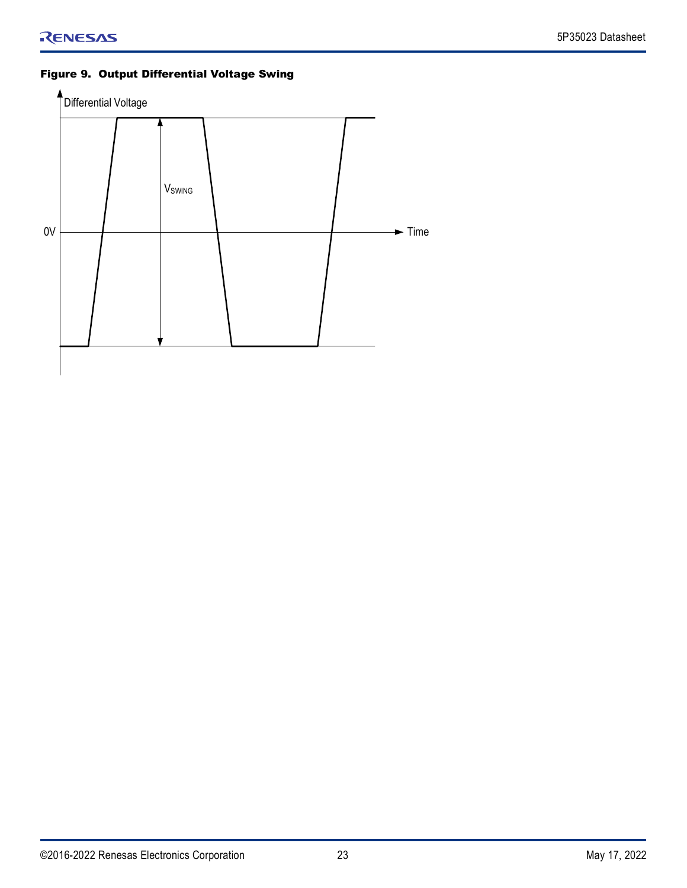**Figure 9. Output Differential Voltage Swing**

Differential Voltage

$V_{SWING}$

0V

Time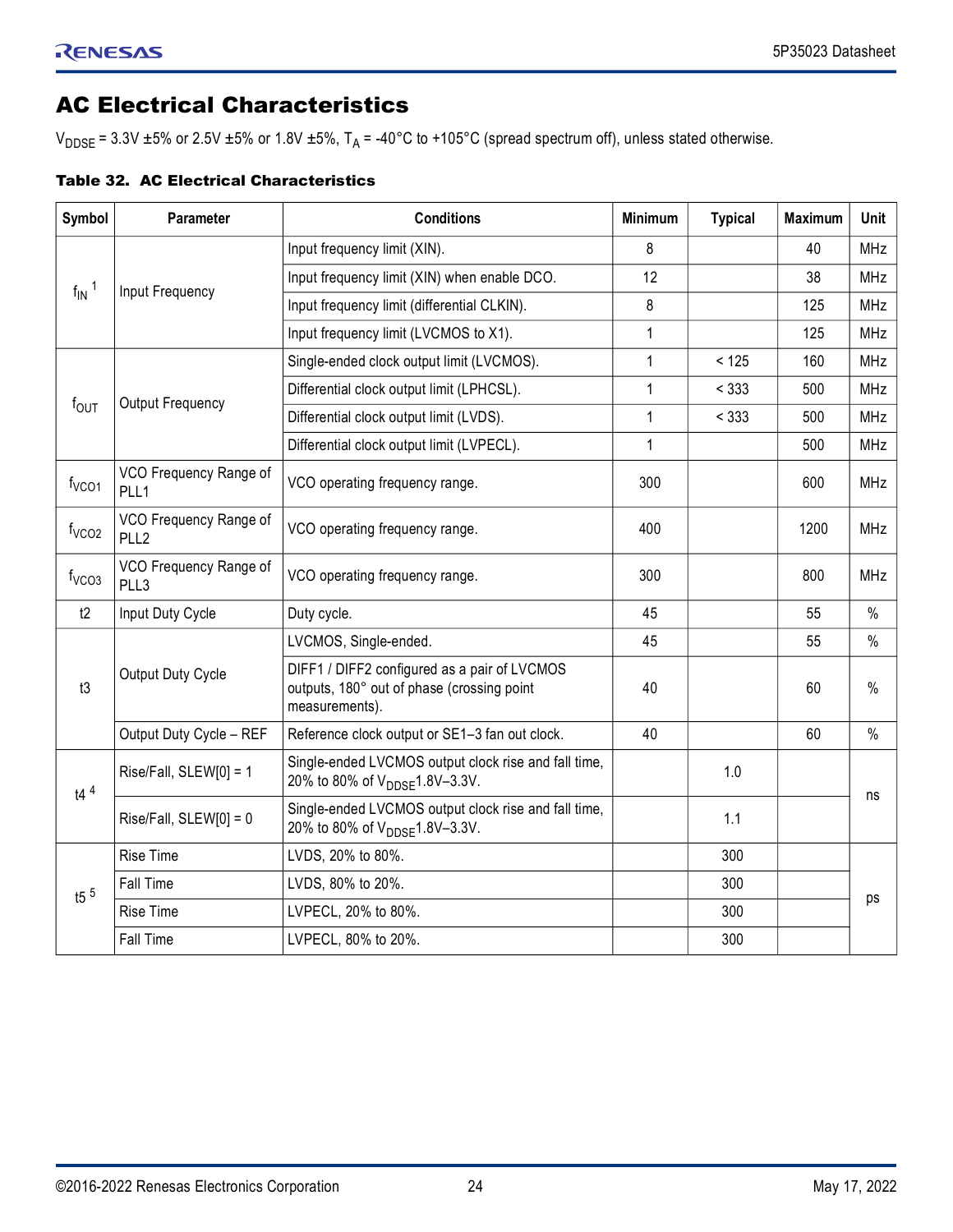## AC Electrical Characteristics

$V_{DDSE}$ = 3.3V ±5% or 2.5V ±5% or 1.8V ±5%, $T_A$ = -40°C to +105°C (spread spectrum off), unless stated otherwise.

**Table 32. AC Electrical Characteristics**

| Symbol | Parameter | Conditions | Minimum | Typical | Maximum | Unit |
|---|---|---|---|---|---|---|
| $f_{IN}$ [1] | Input Frequency | Input frequency limit (XIN). | 8 | | 40 | MHz |
| | | Input frequency limit (XIN) when enable DCO. | 12 | | 38 | MHz |
| | | Input frequency limit (differential CLKIN). | 8 | | 125 | MHz |
| | | Input frequency limit (LVCMOS to X1). | 1 | | 125 | MHz |
| $f_{OUT}$ | Output Frequency | Single-ended clock output limit (LVCMOS). | 1 | < 125 | 160 | MHz |
| | | Differential clock output limit (LPHCSL). | 1 | < 333 | 500 | MHz |
| | | Differential clock output limit (LVDS). | 1 | < 333 | 500 | MHz |
| | | Differential clock output limit (LVPECL). | 1 | | 500 | MHz |
| $f_{VCO1}$ | VCO Frequency Range of PLL1 | VCO operating frequency range. | 300 | | 600 | MHz |
| $f_{VCO2}$ | VCO Frequency Range of PLL2 | VCO operating frequency range. | 400 | | 1200 | MHz |
| $f_{VCO3}$ | VCO Frequency Range of PLL3 | VCO operating frequency range. | 300 | | 800 | MHz |
| t2 | Input Duty Cycle | Duty cycle. | 45 | | 55 | % |
| t3 | Output Duty Cycle | LVCMOS, Single-ended. | 45 | | 55 | % |
| | | DIFF1 / DIFF2 configured as a pair of LVCMOS outputs, 180° out of phase (crossing point measurements). | 40 | | 60 | % |
| | Output Duty Cycle – REF | Reference clock output or SE1–3 fan out clock. | 40 | | 60 | % |
| t4 [4] | Rise/Fall, SLEW[0] = 1 | Single-ended LVCMOS output clock rise and fall time, 20% to 80% of $V_{DDSE}$1.8V–3.3V. | | 1.0 | | ns |
| | Rise/Fall, SLEW[0] = 0 | Single-ended LVCMOS output clock rise and fall time, 20% to 80% of $V_{DDSE}$1.8V–3.3V. | | 1.1 | | ns |
| t5 [5] | Rise Time | LVDS, 20% to 80%. | | 300 | | ps |
| | Fall Time | LVDS, 80% to 20%. | | 300 | | ps |
| | Rise Time | LVPECL, 20% to 80%. | | 300 | | ps |
| | Fall Time | LVPECL, 80% to 20%. | | 300 | | ps |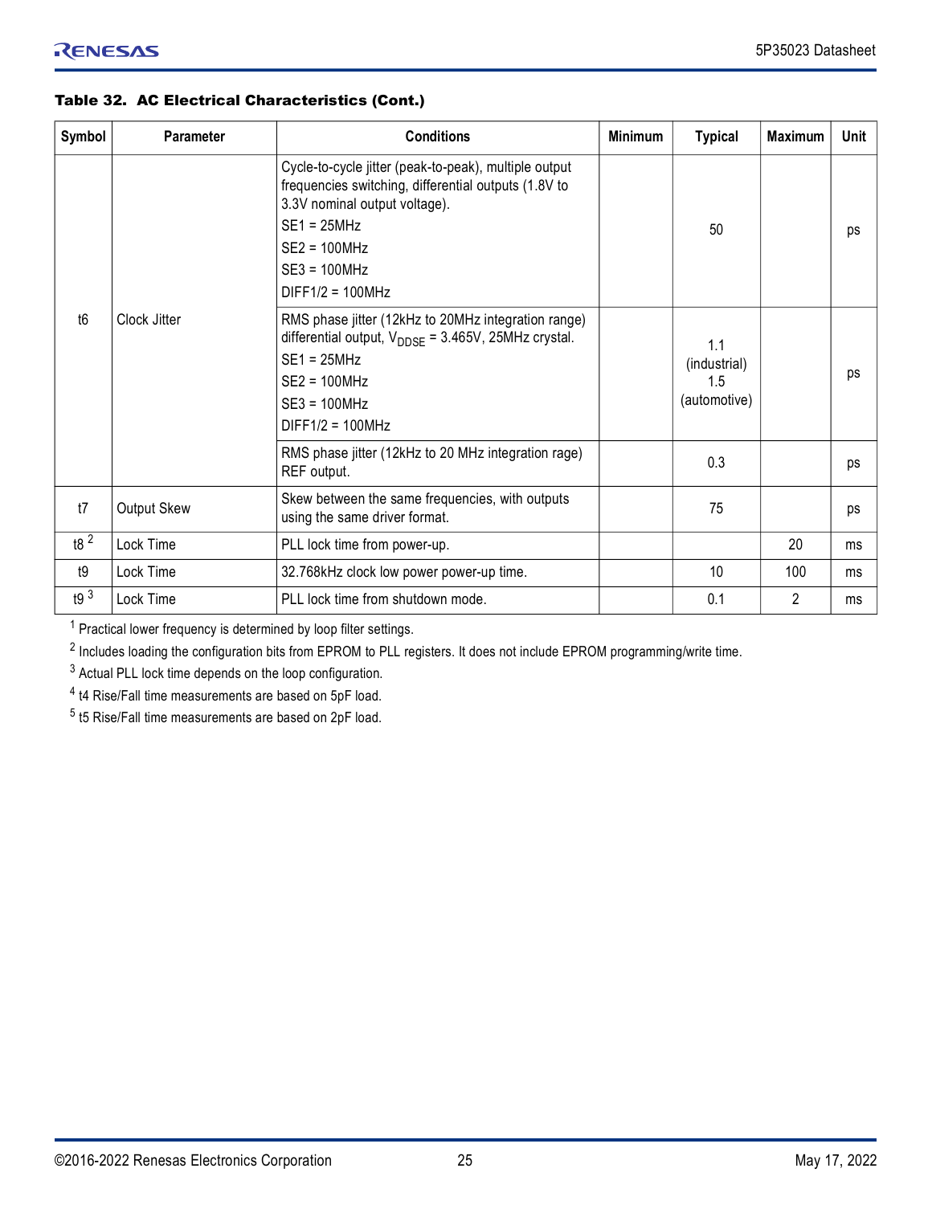**Table 32. AC Electrical Characteristics (Cont.)**

| Symbol | Parameter | Conditions | Minimum | Typical | Maximum | Unit |
|---|---|---|---|---|---|---|
| t6 | Clock Jitter | Cycle-to-cycle jitter (peak-to-peak), multiple output frequencies switching, differential outputs (1.8V to 3.3V nominal output voltage). SE1 = 25MHz SE2 = 100MHz SE3 = 100MHz DIFF1/2 = 100MHz | | 50 | | ps |
| | | RMS phase jitter (12kHz to 20MHz integration range) differential output, $V_{DDSE}$ = 3.465V, 25MHz crystal. SE1 = 25MHz SE2 = 100MHz SE3 = 100MHz DIFF1/2 = 100MHz | | 1.1 (industrial) 1.5 (automotive) | | ps |
| | | RMS phase jitter (12kHz to 20 MHz integration rage) REF output. | | 0.3 | | ps |
| t7 | Output Skew | Skew between the same frequencies, with outputs using the same driver format. | | 75 | | ps |
| t8 [2] | Lock Time | PLL lock time from power-up. | | | 20 | ms |
| t9 | Lock Time | 32.768kHz clock low power power-up time. | | 10 | 100 | ms |
| t9 [3] | Lock Time | PLL lock time from shutdown mode. | | 0.1 | 2 | ms |

[1] Practical lower frequency is determined by loop filter settings.

[2] Includes loading the configuration bits from EPROM to PLL registers. It does not include EPROM programming/write time.

[3] Actual PLL lock time depends on the loop configuration.

[4] t4 Rise/Fall time measurements are based on 5pF load.

[5] t5 Rise/Fall time measurements are based on 2pF load.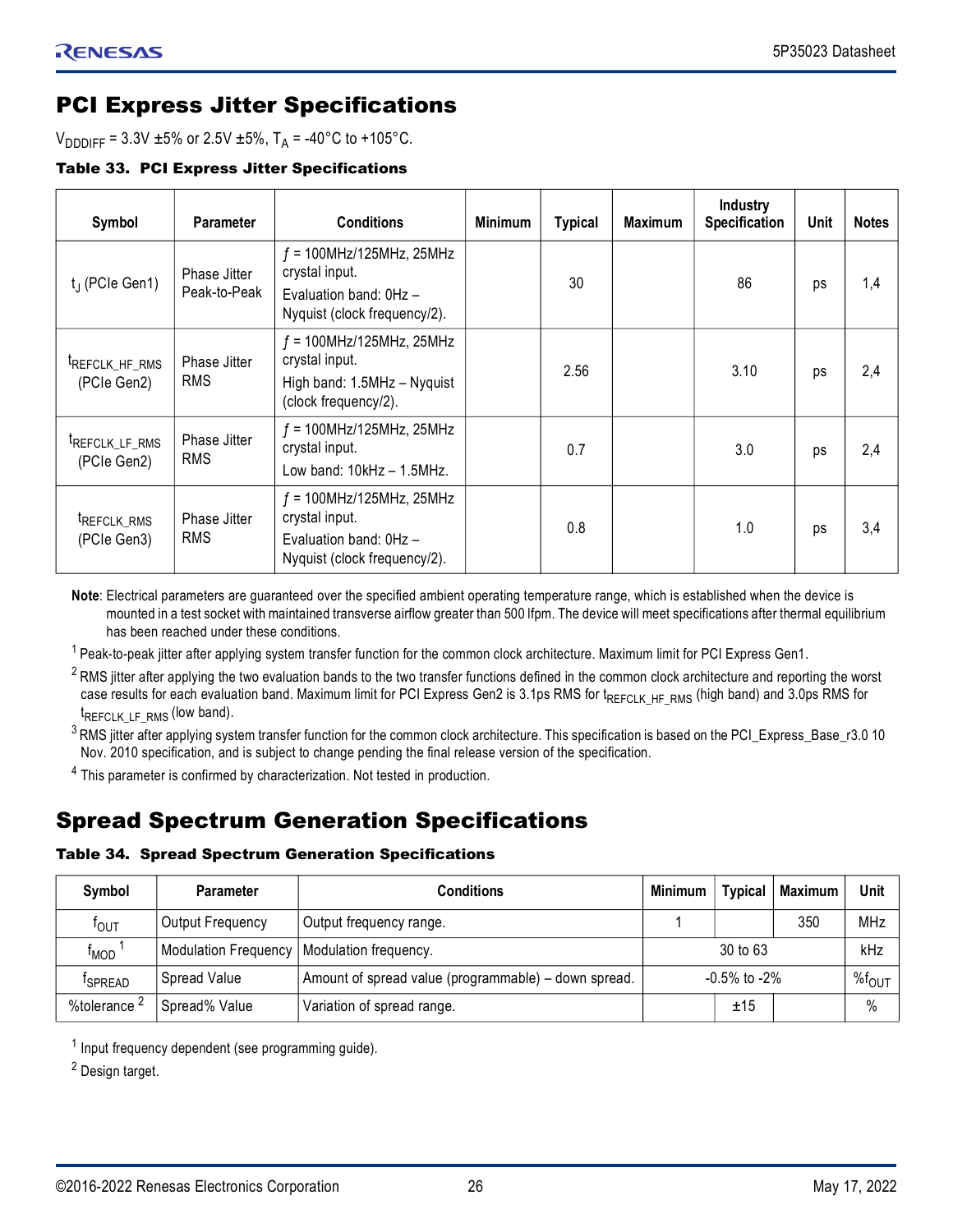## PCI Express Jitter Specifications

$V_{DDDIFF}$ = 3.3V ±5% or 2.5V ±5%, $T_A$ = -40°C to +105°C.

**Table 33. PCI Express Jitter Specifications**

| Symbol | Parameter | Conditions | Minimum | Typical | Maximum | Industry Specification | Unit | Notes |
|---|---|---|---|---|---|---|---|---|
| $t_J$ (PCIe Gen1) | Phase Jitter Peak-to-Peak | *ƒ* = 100MHz/125MHz, 25MHz crystal input. Evaluation band: 0Hz – Nyquist (clock frequency/2). | | 30 | | 86 | ps | 1,4 |
| $t_{REFCLK\_HF\_RMS}$ (PCIe Gen2) | Phase Jitter RMS | *ƒ* = 100MHz/125MHz, 25MHz crystal input. High band: 1.5MHz – Nyquist (clock frequency/2). | | 2.56 | | 3.10 | ps | 2,4 |
| $t_{REFCLK\_LF\_RMS}$ (PCIe Gen2) | Phase Jitter RMS | *ƒ* = 100MHz/125MHz, 25MHz crystal input. Low band: 10kHz – 1.5MHz. | | 0.7 | | 3.0 | ps | 2,4 |
| $t_{REFCLK\_RMS}$ (PCIe Gen3) | Phase Jitter RMS | *ƒ* = 100MHz/125MHz, 25MHz crystal input. Evaluation band: 0Hz – Nyquist (clock frequency/2). | | 0.8 | | 1.0 | ps | 3,4 |

**Note**: Electrical parameters are guaranteed over the specified ambient operating temperature range, which is established when the device is mounted in a test socket with maintained transverse airflow greater than 500 lfpm. The device will meet specifications after thermal equilibrium has been reached under these conditions.

[1] Peak-to-peak jitter after applying system transfer function for the common clock architecture. Maximum limit for PCI Express Gen1.

[2] RMS jitter after applying the two evaluation bands to the two transfer functions defined in the common clock architecture and reporting the worst case results for each evaluation band. Maximum limit for PCI Express Gen2 is 3.1ps RMS for $t_{REFCLK\_HF\_RMS}$ (high band) and 3.0ps RMS for $t_{REFCLK\_LF\_RMS}$ (low band).

[3] RMS jitter after applying system transfer function for the common clock architecture. This specification is based on the PCI_Express_Base_r3.0 10 Nov. 2010 specification, and is subject to change pending the final release version of the specification.

[4] This parameter is confirmed by characterization. Not tested in production.

## Spread Spectrum Generation Specifications

**Table 34. Spread Spectrum Generation Specifications**

| Symbol | Parameter | Conditions | Minimum | Typical | Maximum | Unit |
|---|---|---|---|---|---|---|
| $f_{OUT}$ | Output Frequency | Output frequency range. | 1 | | 350 | MHz |
| $f_{MOD}$ [1] | Modulation Frequency | Modulation frequency. | | 30 to 63 | | kHz |
| $f_{SPREAD}$ | Spread Value | Amount of spread value (programmable) – down spread. | | -0.5% to -2% | | $\%f_{OUT}$ |
| %tolerance [2] | Spread% Value | Variation of spread range. | | ±15 | | % |

[1] Input frequency dependent (see programming guide).

[2] Design target.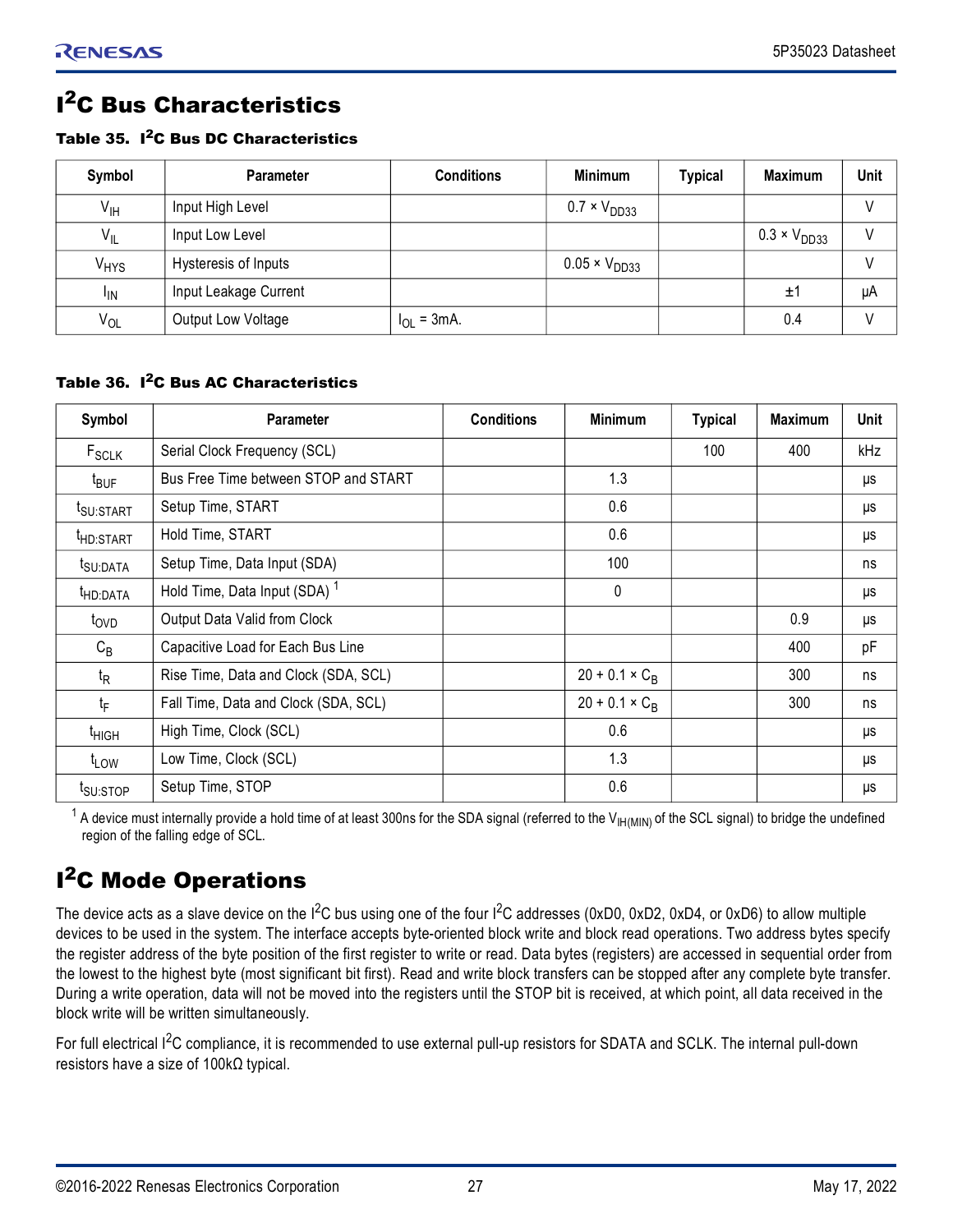# $I^2C$ Bus Characteristics

**Table 35. $I^2C$ Bus DC Characteristics**

| Symbol | Parameter | Conditions | Minimum | Typical | Maximum | Unit |
|---|---|---|---|---|---|---|
| $V_{IH}$ | Input High Level | | $0.7 \times V_{DD33}$ | | | V |
| $V_{IL}$ | Input Low Level | | | | $0.3 \times V_{DD33}$ | V |
| $V_{HYS}$ | Hysteresis of Inputs | | $0.05 \times V_{DD33}$ | | | V |
| $I_{IN}$ | Input Leakage Current | | | | ±1 | μA |
| $V_{OL}$ | Output Low Voltage | $I_{OL}$ = 3mA. | | | 0.4 | V |

**Table 36. $I^2C$ Bus AC Characteristics**

| Symbol | Parameter | Conditions | Minimum | Typical | Maximum | Unit |
|---|---|---|---|---|---|---|
| $F_{SCLK}$ | Serial Clock Frequency (SCL) | | | 100 | 400 | kHz |
| $t_{BUF}$ | Bus Free Time between STOP and START | | 1.3 | | | μs |
| $t_{SU:START}$ | Setup Time, START | | 0.6 | | | μs |
| $t_{HD:START}$ | Hold Time, START | | 0.6 | | | μs |
| $t_{SU:DATA}$ | Setup Time, Data Input (SDA) | | 100 | | | ns |
| $t_{HD:DATA}$ | Hold Time, Data Input (SDA) [1] | | 0 | | | μs |
| $t_{OVD}$ | Output Data Valid from Clock | | | | 0.9 | μs |
| $C_B$ | Capacitive Load for Each Bus Line | | | | 400 | pF |
| $t_R$ | Rise Time, Data and Clock (SDA, SCL) | | $20 + 0.1 \times C_B$ | | 300 | ns |
| $t_F$ | Fall Time, Data and Clock (SDA, SCL) | | $20 + 0.1 \times C_B$ | | 300 | ns |
| $t_{HIGH}$ | High Time, Clock (SCL) | | 0.6 | | | μs |
| $t_{LOW}$ | Low Time, Clock (SCL) | | 1.3 | | | μs |
| $t_{SU:STOP}$ | Setup Time, STOP | | 0.6 | | | μs |

[1] A device must internally provide a hold time of at least 300ns for the SDA signal (referred to the $V_{IH(MIN)}$ of the SCL signal) to bridge the undefined region of the falling edge of SCL.

# $I^2C$ Mode Operations

The device acts as a slave device on the $I^2C$ bus using one of the four $I^2C$ addresses (0xD0, 0xD2, 0xD4, or 0xD6) to allow multiple devices to be used in the system. The interface accepts byte-oriented block write and block read operations. Two address bytes specify the register address of the byte position of the first register to write or read. Data bytes (registers) are accessed in sequential order from the lowest to the highest byte (most significant bit first). Read and write block transfers can be stopped after any complete byte transfer. During a write operation, data will not be moved into the registers until the STOP bit is received, at which point, all data received in the block write will be written simultaneously.

For full electrical $I^2C$ compliance, it is recommended to use external pull-up resistors for SDATA and SCLK. The internal pull-down resistors have a size of 100kΩ typical.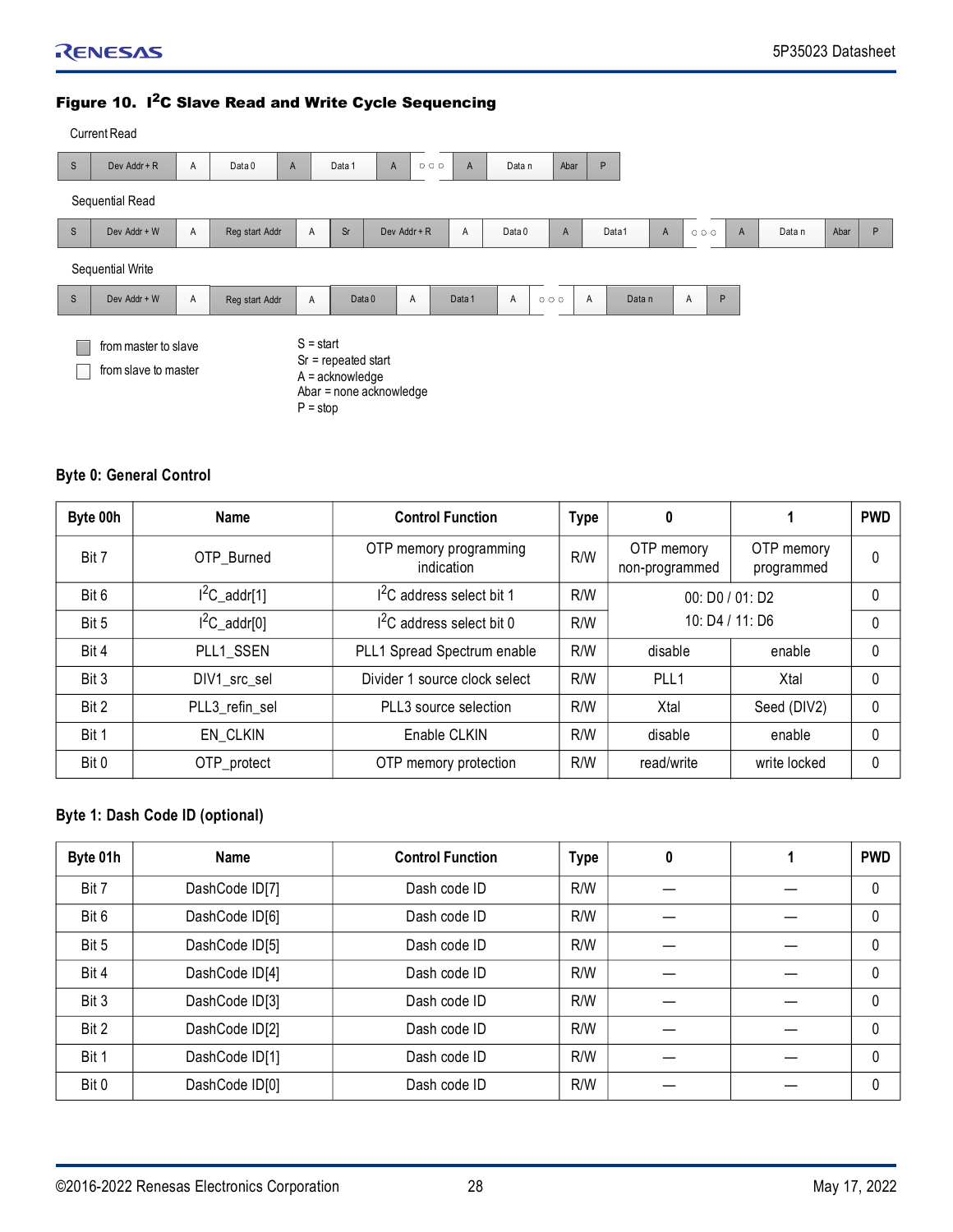**Figure 10. I²C Slave Read and Write Cycle Sequencing**

Current Read

| S | Dev Addr + R | A | Data 0 | A | Data 1 | A | ○ ○ ○ | A | Data n | Abar | P |
|---|---|---|---|---|---|---|---|---|---|---|---|

Sequential Read

| S | Dev Addr + W | A | Reg start Addr | A | Sr | Dev Addr + R | A | Data 0 | A | Data1 | A | ○ ○ ○ | A | Data n | Abar | P |
|---|---|---|---|---|---|---|---|---|---|---|---|---|---|---|---|---|

Sequential Write

| S | Dev Addr + W | A | Reg start Addr | A | Data 0 | A | Data 1 | A | ○ ○ ○ | A | Data n | A | P |
|---|---|---|---|---|---|---|---|---|---|---|---|---|---|

- (shaded) from master to slave
- (unshaded) from slave to master

S = start
Sr = repeated start
A = acknowledge
Abar = none acknowledge
P = stop

### Byte 0: General Control

| Byte 00h | Name | Control Function | Type | 0 | 1 | PWD |
|---|---|---|---|---|---|---|
| Bit 7 | OTP_Burned | OTP memory programming indication | R/W | OTP memory non-programmed | OTP memory programmed | 0 |
| Bit 6 | I²C_addr[1] | I²C address select bit 1 | R/W | 00: D0 / 01: D2 | | 0 |
| Bit 5 | I²C_addr[0] | I²C address select bit 0 | R/W | 10: D4 / 11: D6 | | 0 |
| Bit 4 | PLL1_SSEN | PLL1 Spread Spectrum enable | R/W | disable | enable | 0 |
| Bit 3 | DIV1_src_sel | Divider 1 source clock select | R/W | PLL1 | Xtal | 0 |
| Bit 2 | PLL3_refin_sel | PLL3 source selection | R/W | Xtal | Seed (DIV2) | 0 |
| Bit 1 | EN_CLKIN | Enable CLKIN | R/W | disable | enable | 0 |
| Bit 0 | OTP_protect | OTP memory protection | R/W | read/write | write locked | 0 |

### Byte 1: Dash Code ID (optional)

| Byte 01h | Name | Control Function | Type | 0 | 1 | PWD |
|---|---|---|---|---|---|---|
| Bit 7 | DashCode ID[7] | Dash code ID | R/W | — | — | 0 |
| Bit 6 | DashCode ID[6] | Dash code ID | R/W | — | — | 0 |
| Bit 5 | DashCode ID[5] | Dash code ID | R/W | — | — | 0 |
| Bit 4 | DashCode ID[4] | Dash code ID | R/W | — | — | 0 |
| Bit 3 | DashCode ID[3] | Dash code ID | R/W | — | — | 0 |
| Bit 2 | DashCode ID[2] | Dash code ID | R/W | — | — | 0 |
| Bit 1 | DashCode ID[1] | Dash code ID | R/W | — | — | 0 |
| Bit 0 | DashCode ID[0] | Dash code ID | R/W | — | — | 0 |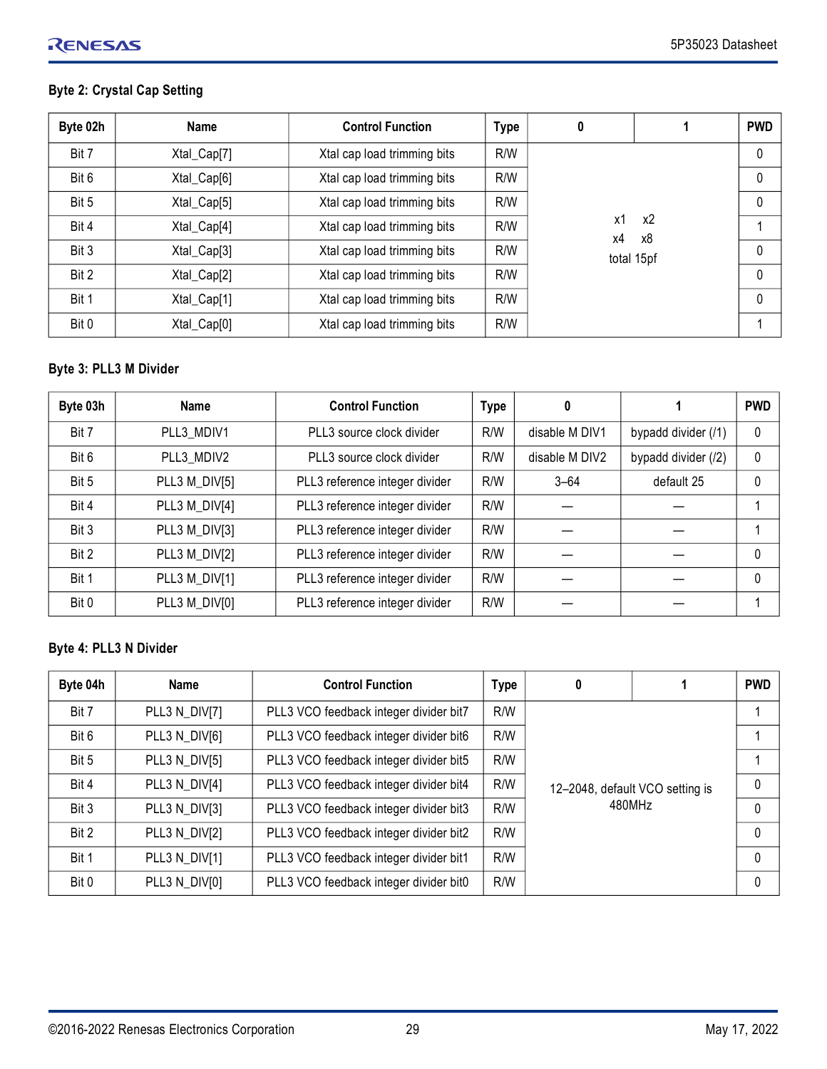### Byte 2: Crystal Cap Setting

| Byte 02h | Name | Control Function | Type | 0 | 1 | PWD |
|---|---|---|---|---|---|---|
| Bit 7 | Xtal_Cap[7] | Xtal cap load trimming bits | R/W | x1 x2 x4 x8 total 15pf | | 0 |
| Bit 6 | Xtal_Cap[6] | Xtal cap load trimming bits | R/W | | | 0 |
| Bit 5 | Xtal_Cap[5] | Xtal cap load trimming bits | R/W | | | 0 |
| Bit 4 | Xtal_Cap[4] | Xtal cap load trimming bits | R/W | | | 1 |
| Bit 3 | Xtal_Cap[3] | Xtal cap load trimming bits | R/W | | | 0 |
| Bit 2 | Xtal_Cap[2] | Xtal cap load trimming bits | R/W | | | 0 |
| Bit 1 | Xtal_Cap[1] | Xtal cap load trimming bits | R/W | | | 0 |
| Bit 0 | Xtal_Cap[0] | Xtal cap load trimming bits | R/W | | | 1 |

### Byte 3: PLL3 M Divider

| Byte 03h | Name | Control Function | Type | 0 | 1 | PWD |
|---|---|---|---|---|---|---|
| Bit 7 | PLL3_MDIV1 | PLL3 source clock divider | R/W | disable M DIV1 | bypadd divider (/1) | 0 |
| Bit 6 | PLL3_MDIV2 | PLL3 source clock divider | R/W | disable M DIV2 | bypadd divider (/2) | 0 |
| Bit 5 | PLL3 M_DIV[5] | PLL3 reference integer divider | R/W | 3–64 | default 25 | 0 |
| Bit 4 | PLL3 M_DIV[4] | PLL3 reference integer divider | R/W | — | — | 1 |
| Bit 3 | PLL3 M_DIV[3] | PLL3 reference integer divider | R/W | — | — | 1 |
| Bit 2 | PLL3 M_DIV[2] | PLL3 reference integer divider | R/W | — | — | 0 |
| Bit 1 | PLL3 M_DIV[1] | PLL3 reference integer divider | R/W | — | — | 0 |
| Bit 0 | PLL3 M_DIV[0] | PLL3 reference integer divider | R/W | — | — | 1 |

### Byte 4: PLL3 N Divider

| Byte 04h | Name | Control Function | Type | 0 | 1 | PWD |
|---|---|---|---|---|---|---|
| Bit 7 | PLL3 N_DIV[7] | PLL3 VCO feedback integer divider bit7 | R/W | 12–2048, default VCO setting is 480MHz | | 1 |
| Bit 6 | PLL3 N_DIV[6] | PLL3 VCO feedback integer divider bit6 | R/W | | | 1 |
| Bit 5 | PLL3 N_DIV[5] | PLL3 VCO feedback integer divider bit5 | R/W | | | 1 |
| Bit 4 | PLL3 N_DIV[4] | PLL3 VCO feedback integer divider bit4 | R/W | | | 0 |
| Bit 3 | PLL3 N_DIV[3] | PLL3 VCO feedback integer divider bit3 | R/W | | | 0 |
| Bit 2 | PLL3 N_DIV[2] | PLL3 VCO feedback integer divider bit2 | R/W | | | 0 |
| Bit 1 | PLL3 N_DIV[1] | PLL3 VCO feedback integer divider bit1 | R/W | | | 0 |
| Bit 0 | PLL3 N_DIV[0] | PLL3 VCO feedback integer divider bit0 | R/W | | | 0 |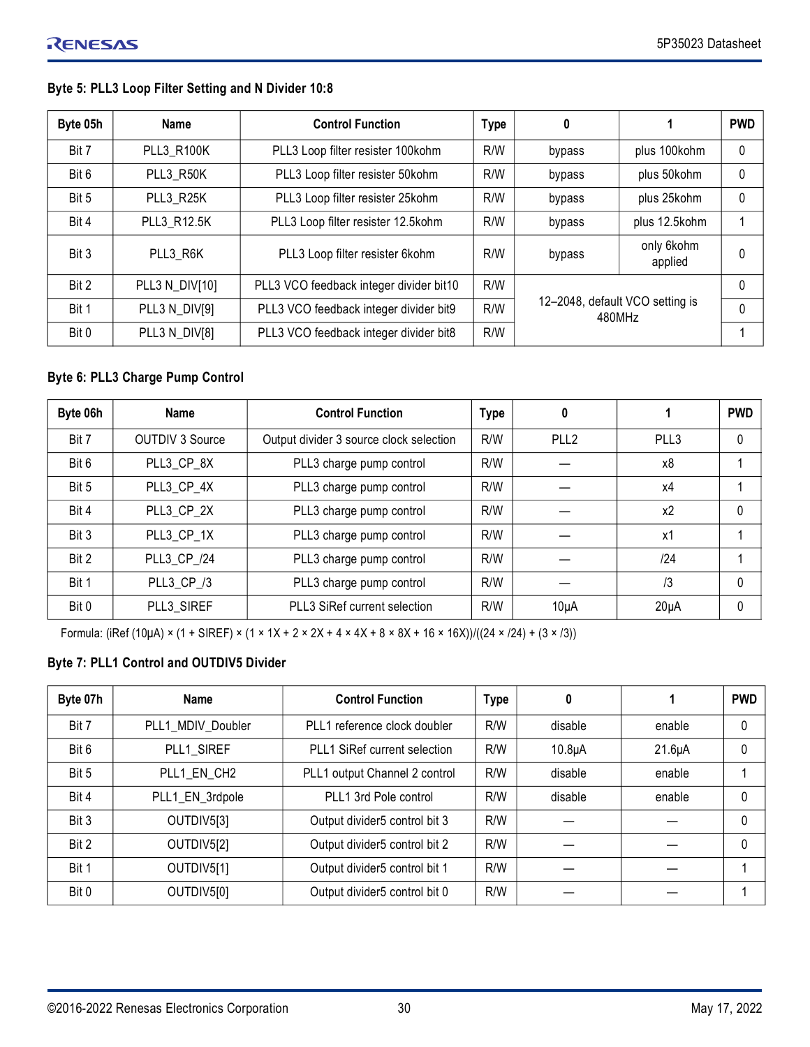### Byte 5: PLL3 Loop Filter Setting and N Divider 10:8

| Byte 05h | Name | Control Function | Type | 0 | 1 | PWD |
|---|---|---|---|---|---|---|
| Bit 7 | PLL3_R100K | PLL3 Loop filter resister 100kohm | R/W | bypass | plus 100kohm | 0 |
| Bit 6 | PLL3_R50K | PLL3 Loop filter resister 50kohm | R/W | bypass | plus 50kohm | 0 |
| Bit 5 | PLL3_R25K | PLL3 Loop filter resister 25kohm | R/W | bypass | plus 25kohm | 0 |
| Bit 4 | PLL3_R12.5K | PLL3 Loop filter resister 12.5kohm | R/W | bypass | plus 12.5kohm | 1 |
| Bit 3 | PLL3_R6K | PLL3 Loop filter resister 6kohm | R/W | bypass | only 6kohm applied | 0 |
| Bit 2 | PLL3 N_DIV[10] | PLL3 VCO feedback integer divider bit10 | R/W | 12–2048, default VCO setting is 480MHz | | 0 |
| Bit 1 | PLL3 N_DIV[9] | PLL3 VCO feedback integer divider bit9 | R/W | | | 0 |
| Bit 0 | PLL3 N_DIV[8] | PLL3 VCO feedback integer divider bit8 | R/W | | | 1 |

### Byte 6: PLL3 Charge Pump Control

| Byte 06h | Name | Control Function | Type | 0 | 1 | PWD |
|---|---|---|---|---|---|---|
| Bit 7 | OUTDIV 3 Source | Output divider 3 source clock selection | R/W | PLL2 | PLL3 | 0 |
| Bit 6 | PLL3_CP_8X | PLL3 charge pump control | R/W | — | x8 | 1 |
| Bit 5 | PLL3_CP_4X | PLL3 charge pump control | R/W | — | x4 | 1 |
| Bit 4 | PLL3_CP_2X | PLL3 charge pump control | R/W | — | x2 | 0 |
| Bit 3 | PLL3_CP_1X | PLL3 charge pump control | R/W | — | x1 | 1 |
| Bit 2 | PLL3_CP_/24 | PLL3 charge pump control | R/W | — | /24 | 1 |
| Bit 1 | PLL3_CP_/3 | PLL3 charge pump control | R/W | — | /3 | 0 |
| Bit 0 | PLL3_SIREF | PLL3 SiRef current selection | R/W | 10μA | 20μA | 0 |

Formula: (iRef (10μA) × (1 + SIREF) × (1 × 1X + 2 × 2X + 4 × 4X + 8 × 8X + 16 × 16X))/((24 × /24) + (3 × /3))

### Byte 7: PLL1 Control and OUTDIV5 Divider

| Byte 07h | Name | Control Function | Type | 0 | 1 | PWD |
|---|---|---|---|---|---|---|
| Bit 7 | PLL1_MDIV_Doubler | PLL1 reference clock doubler | R/W | disable | enable | 0 |
| Bit 6 | PLL1_SIREF | PLL1 SiRef current selection | R/W | 10.8μA | 21.6μA | 0 |
| Bit 5 | PLL1_EN_CH2 | PLL1 output Channel 2 control | R/W | disable | enable | 1 |
| Bit 4 | PLL1_EN_3rdpole | PLL1 3rd Pole control | R/W | disable | enable | 0 |
| Bit 3 | OUTDIV5[3] | Output divider5 control bit 3 | R/W | — | — | 0 |
| Bit 2 | OUTDIV5[2] | Output divider5 control bit 2 | R/W | — | — | 0 |
| Bit 1 | OUTDIV5[1] | Output divider5 control bit 1 | R/W | — | — | 1 |
| Bit 0 | OUTDIV5[0] | Output divider5 control bit 0 | R/W | — | — | 1 |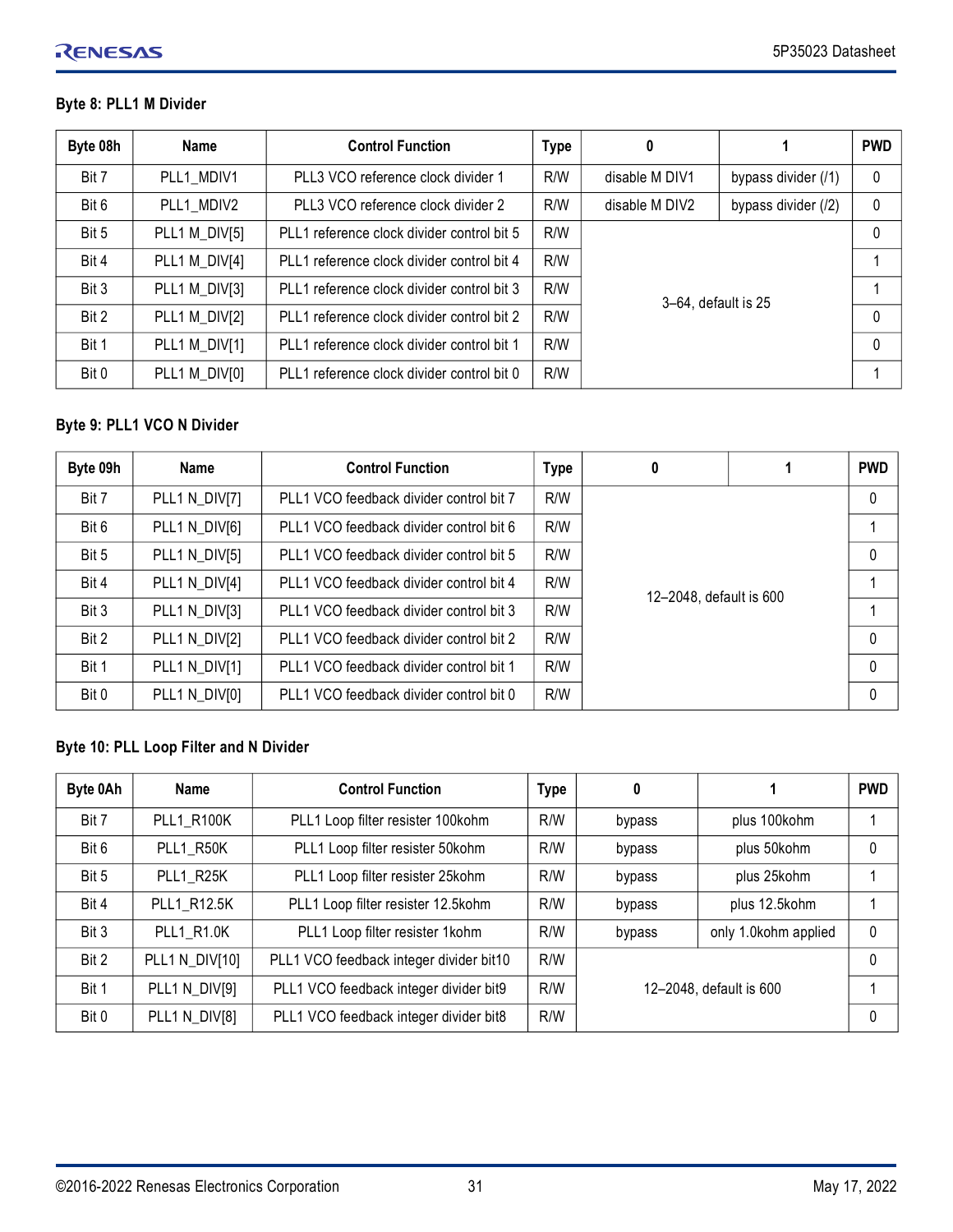### Byte 8: PLL1 M Divider

| Byte 08h | Name | Control Function | Type | 0 | 1 | PWD |
|---|---|---|---|---|---|---|
| Bit 7 | PLL1_MDIV1 | PLL3 VCO reference clock divider 1 | R/W | disable M DIV1 | bypass divider (/1) | 0 |
| Bit 6 | PLL1_MDIV2 | PLL3 VCO reference clock divider 2 | R/W | disable M DIV2 | bypass divider (/2) | 0 |
| Bit 5 | PLL1 M_DIV[5] | PLL1 reference clock divider control bit 5 | R/W | 3–64, default is 25 | | 0 |
| Bit 4 | PLL1 M_DIV[4] | PLL1 reference clock divider control bit 4 | R/W | | | 1 |
| Bit 3 | PLL1 M_DIV[3] | PLL1 reference clock divider control bit 3 | R/W | | | 1 |
| Bit 2 | PLL1 M_DIV[2] | PLL1 reference clock divider control bit 2 | R/W | | | 0 |
| Bit 1 | PLL1 M_DIV[1] | PLL1 reference clock divider control bit 1 | R/W | | | 0 |
| Bit 0 | PLL1 M_DIV[0] | PLL1 reference clock divider control bit 0 | R/W | | | 1 |

### Byte 9: PLL1 VCO N Divider

| Byte 09h | Name | Control Function | Type | 0 | 1 | PWD |
|---|---|---|---|---|---|---|
| Bit 7 | PLL1 N_DIV[7] | PLL1 VCO feedback divider control bit 7 | R/W | 12–2048, default is 600 | | 0 |
| Bit 6 | PLL1 N_DIV[6] | PLL1 VCO feedback divider control bit 6 | R/W | | | 1 |
| Bit 5 | PLL1 N_DIV[5] | PLL1 VCO feedback divider control bit 5 | R/W | | | 0 |
| Bit 4 | PLL1 N_DIV[4] | PLL1 VCO feedback divider control bit 4 | R/W | | | 1 |
| Bit 3 | PLL1 N_DIV[3] | PLL1 VCO feedback divider control bit 3 | R/W | | | 1 |
| Bit 2 | PLL1 N_DIV[2] | PLL1 VCO feedback divider control bit 2 | R/W | | | 0 |
| Bit 1 | PLL1 N_DIV[1] | PLL1 VCO feedback divider control bit 1 | R/W | | | 0 |
| Bit 0 | PLL1 N_DIV[0] | PLL1 VCO feedback divider control bit 0 | R/W | | | 0 |

### Byte 10: PLL Loop Filter and N Divider

| Byte 0Ah | Name | Control Function | Type | 0 | 1 | PWD |
|---|---|---|---|---|---|---|
| Bit 7 | PLL1_R100K | PLL1 Loop filter resister 100kohm | R/W | bypass | plus 100kohm | 1 |
| Bit 6 | PLL1_R50K | PLL1 Loop filter resister 50kohm | R/W | bypass | plus 50kohm | 0 |
| Bit 5 | PLL1_R25K | PLL1 Loop filter resister 25kohm | R/W | bypass | plus 25kohm | 1 |
| Bit 4 | PLL1_R12.5K | PLL1 Loop filter resister 12.5kohm | R/W | bypass | plus 12.5kohm | 1 |
| Bit 3 | PLL1_R1.0K | PLL1 Loop filter resister 1kohm | R/W | bypass | only 1.0kohm applied | 0 |
| Bit 2 | PLL1 N_DIV[10] | PLL1 VCO feedback integer divider bit10 | R/W | 12–2048, default is 600 | | 0 |
| Bit 1 | PLL1 N_DIV[9] | PLL1 VCO feedback integer divider bit9 | R/W | | | 1 |
| Bit 0 | PLL1 N_DIV[8] | PLL1 VCO feedback integer divider bit8 | R/W | | | 0 |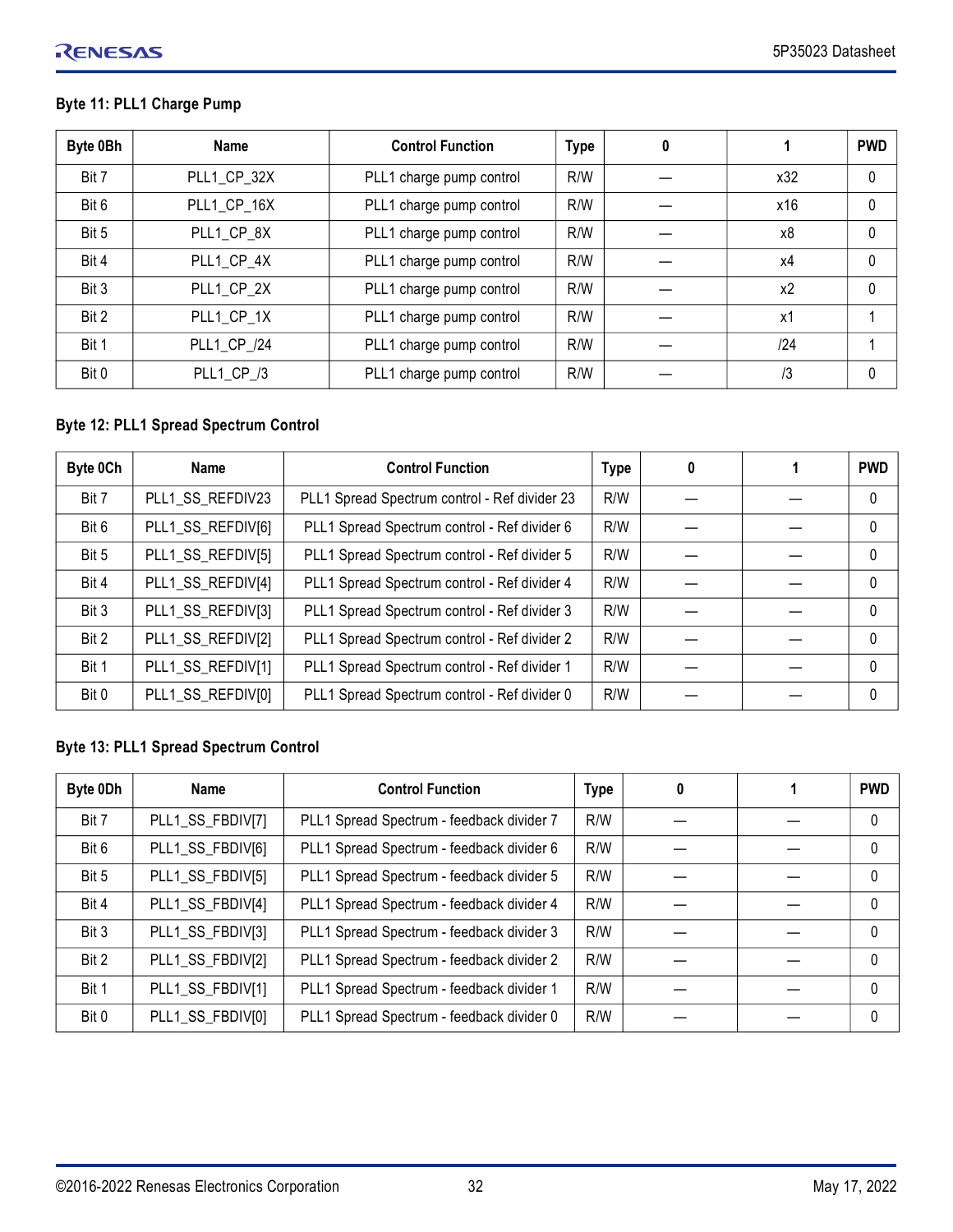### Byte 11: PLL1 Charge Pump

| Byte 0Bh | Name | Control Function | Type | 0 | 1 | PWD |
|---|---|---|---|---|---|---|
| Bit 7 | PLL1_CP_32X | PLL1 charge pump control | R/W | — | x32 | 0 |
| Bit 6 | PLL1_CP_16X | PLL1 charge pump control | R/W | — | x16 | 0 |
| Bit 5 | PLL1_CP_8X | PLL1 charge pump control | R/W | — | x8 | 0 |
| Bit 4 | PLL1_CP_4X | PLL1 charge pump control | R/W | — | x4 | 0 |
| Bit 3 | PLL1_CP_2X | PLL1 charge pump control | R/W | — | x2 | 0 |
| Bit 2 | PLL1_CP_1X | PLL1 charge pump control | R/W | — | x1 | 1 |
| Bit 1 | PLL1_CP_/24 | PLL1 charge pump control | R/W | — | /24 | 1 |
| Bit 0 | PLL1_CP_/3 | PLL1 charge pump control | R/W | — | /3 | 0 |

### Byte 12: PLL1 Spread Spectrum Control

| Byte 0Ch | Name | Control Function | Type | 0 | 1 | PWD |
|---|---|---|---|---|---|---|
| Bit 7 | PLL1_SS_REFDIV23 | PLL1 Spread Spectrum control - Ref divider 23 | R/W | — | — | 0 |
| Bit 6 | PLL1_SS_REFDIV[6] | PLL1 Spread Spectrum control - Ref divider 6 | R/W | — | — | 0 |
| Bit 5 | PLL1_SS_REFDIV[5] | PLL1 Spread Spectrum control - Ref divider 5 | R/W | — | — | 0 |
| Bit 4 | PLL1_SS_REFDIV[4] | PLL1 Spread Spectrum control - Ref divider 4 | R/W | — | — | 0 |
| Bit 3 | PLL1_SS_REFDIV[3] | PLL1 Spread Spectrum control - Ref divider 3 | R/W | — | — | 0 |
| Bit 2 | PLL1_SS_REFDIV[2] | PLL1 Spread Spectrum control - Ref divider 2 | R/W | — | — | 0 |
| Bit 1 | PLL1_SS_REFDIV[1] | PLL1 Spread Spectrum control - Ref divider 1 | R/W | — | — | 0 |
| Bit 0 | PLL1_SS_REFDIV[0] | PLL1 Spread Spectrum control - Ref divider 0 | R/W | — | — | 0 |

### Byte 13: PLL1 Spread Spectrum Control

| Byte 0Dh | Name | Control Function | Type | 0 | 1 | PWD |
|---|---|---|---|---|---|---|
| Bit 7 | PLL1_SS_FBDIV[7] | PLL1 Spread Spectrum - feedback divider 7 | R/W | — | — | 0 |
| Bit 6 | PLL1_SS_FBDIV[6] | PLL1 Spread Spectrum - feedback divider 6 | R/W | — | — | 0 |
| Bit 5 | PLL1_SS_FBDIV[5] | PLL1 Spread Spectrum - feedback divider 5 | R/W | — | — | 0 |
| Bit 4 | PLL1_SS_FBDIV[4] | PLL1 Spread Spectrum - feedback divider 4 | R/W | — | — | 0 |
| Bit 3 | PLL1_SS_FBDIV[3] | PLL1 Spread Spectrum - feedback divider 3 | R/W | — | — | 0 |
| Bit 2 | PLL1_SS_FBDIV[2] | PLL1 Spread Spectrum - feedback divider 2 | R/W | — | — | 0 |
| Bit 1 | PLL1_SS_FBDIV[1] | PLL1 Spread Spectrum - feedback divider 1 | R/W | — | — | 0 |
| Bit 0 | PLL1_SS_FBDIV[0] | PLL1 Spread Spectrum - feedback divider 0 | R/W | — | — | 0 |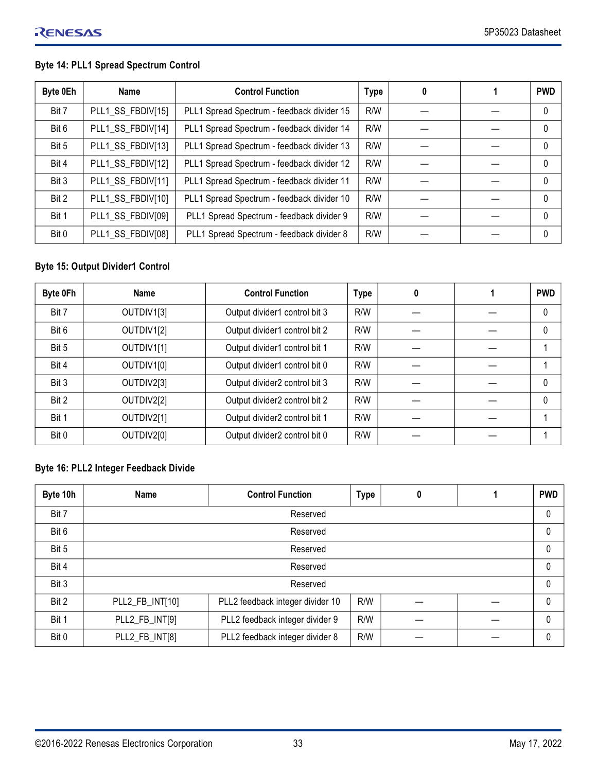### Byte 14: PLL1 Spread Spectrum Control

| Byte 0Eh | Name | Control Function | Type | 0 | 1 | PWD |
|---|---|---|---|---|---|---|
| Bit 7 | PLL1_SS_FBDIV[15] | PLL1 Spread Spectrum - feedback divider 15 | R/W | — | — | 0 |
| Bit 6 | PLL1_SS_FBDIV[14] | PLL1 Spread Spectrum - feedback divider 14 | R/W | — | — | 0 |
| Bit 5 | PLL1_SS_FBDIV[13] | PLL1 Spread Spectrum - feedback divider 13 | R/W | — | — | 0 |
| Bit 4 | PLL1_SS_FBDIV[12] | PLL1 Spread Spectrum - feedback divider 12 | R/W | — | — | 0 |
| Bit 3 | PLL1_SS_FBDIV[11] | PLL1 Spread Spectrum - feedback divider 11 | R/W | — | — | 0 |
| Bit 2 | PLL1_SS_FBDIV[10] | PLL1 Spread Spectrum - feedback divider 10 | R/W | — | — | 0 |
| Bit 1 | PLL1_SS_FBDIV[09] | PLL1 Spread Spectrum - feedback divider 9 | R/W | — | — | 0 |
| Bit 0 | PLL1_SS_FBDIV[08] | PLL1 Spread Spectrum - feedback divider 8 | R/W | — | — | 0 |

### Byte 15: Output Divider1 Control

| Byte 0Fh | Name | Control Function | Type | 0 | 1 | PWD |
|---|---|---|---|---|---|---|
| Bit 7 | OUTDIV1[3] | Output divider1 control bit 3 | R/W | — | — | 0 |
| Bit 6 | OUTDIV1[2] | Output divider1 control bit 2 | R/W | — | — | 0 |
| Bit 5 | OUTDIV1[1] | Output divider1 control bit 1 | R/W | — | — | 1 |
| Bit 4 | OUTDIV1[0] | Output divider1 control bit 0 | R/W | — | — | 1 |
| Bit 3 | OUTDIV2[3] | Output divider2 control bit 3 | R/W | — | — | 0 |
| Bit 2 | OUTDIV2[2] | Output divider2 control bit 2 | R/W | — | — | 0 |
| Bit 1 | OUTDIV2[1] | Output divider2 control bit 1 | R/W | — | — | 1 |
| Bit 0 | OUTDIV2[0] | Output divider2 control bit 0 | R/W | — | — | 1 |

### Byte 16: PLL2 Integer Feedback Divide

| Byte 10h | Name | Control Function | Type | 0 | 1 | PWD |
|---|---|---|---|---|---|---|
| Bit 7 | Reserved | | | | | 0 |
| Bit 6 | Reserved | | | | | 0 |
| Bit 5 | Reserved | | | | | 0 |
| Bit 4 | Reserved | | | | | 0 |
| Bit 3 | Reserved | | | | | 0 |
| Bit 2 | PLL2_FB_INT[10] | PLL2 feedback integer divider 10 | R/W | — | — | 0 |
| Bit 1 | PLL2_FB_INT[9] | PLL2 feedback integer divider 9 | R/W | — | — | 0 |
| Bit 0 | PLL2_FB_INT[8] | PLL2 feedback integer divider 8 | R/W | — | — | 0 |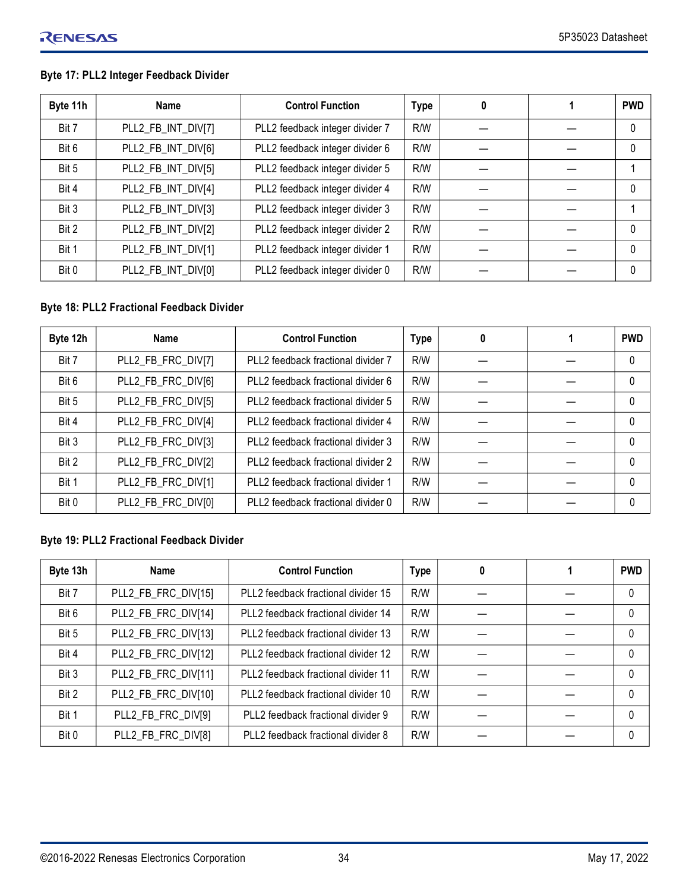### Byte 17: PLL2 Integer Feedback Divider

| Byte 11h | Name | Control Function | Type | 0 | 1 | PWD |
|---|---|---|---|---|---|---|
| Bit 7 | PLL2_FB_INT_DIV[7] | PLL2 feedback integer divider 7 | R/W | — | — | 0 |
| Bit 6 | PLL2_FB_INT_DIV[6] | PLL2 feedback integer divider 6 | R/W | — | — | 0 |
| Bit 5 | PLL2_FB_INT_DIV[5] | PLL2 feedback integer divider 5 | R/W | — | — | 1 |
| Bit 4 | PLL2_FB_INT_DIV[4] | PLL2 feedback integer divider 4 | R/W | — | — | 0 |
| Bit 3 | PLL2_FB_INT_DIV[3] | PLL2 feedback integer divider 3 | R/W | — | — | 1 |
| Bit 2 | PLL2_FB_INT_DIV[2] | PLL2 feedback integer divider 2 | R/W | — | — | 0 |
| Bit 1 | PLL2_FB_INT_DIV[1] | PLL2 feedback integer divider 1 | R/W | — | — | 0 |
| Bit 0 | PLL2_FB_INT_DIV[0] | PLL2 feedback integer divider 0 | R/W | — | — | 0 |

### Byte 18: PLL2 Fractional Feedback Divider

| Byte 12h | Name | Control Function | Type | 0 | 1 | PWD |
|---|---|---|---|---|---|---|
| Bit 7 | PLL2_FB_FRC_DIV[7] | PLL2 feedback fractional divider 7 | R/W | — | — | 0 |
| Bit 6 | PLL2_FB_FRC_DIV[6] | PLL2 feedback fractional divider 6 | R/W | — | — | 0 |
| Bit 5 | PLL2_FB_FRC_DIV[5] | PLL2 feedback fractional divider 5 | R/W | — | — | 0 |
| Bit 4 | PLL2_FB_FRC_DIV[4] | PLL2 feedback fractional divider 4 | R/W | — | — | 0 |
| Bit 3 | PLL2_FB_FRC_DIV[3] | PLL2 feedback fractional divider 3 | R/W | — | — | 0 |
| Bit 2 | PLL2_FB_FRC_DIV[2] | PLL2 feedback fractional divider 2 | R/W | — | — | 0 |
| Bit 1 | PLL2_FB_FRC_DIV[1] | PLL2 feedback fractional divider 1 | R/W | — | — | 0 |
| Bit 0 | PLL2_FB_FRC_DIV[0] | PLL2 feedback fractional divider 0 | R/W | — | — | 0 |

### Byte 19: PLL2 Fractional Feedback Divider

| Byte 13h | Name | Control Function | Type | 0 | 1 | PWD |
|---|---|---|---|---|---|---|
| Bit 7 | PLL2_FB_FRC_DIV[15] | PLL2 feedback fractional divider 15 | R/W | — | — | 0 |
| Bit 6 | PLL2_FB_FRC_DIV[14] | PLL2 feedback fractional divider 14 | R/W | — | — | 0 |
| Bit 5 | PLL2_FB_FRC_DIV[13] | PLL2 feedback fractional divider 13 | R/W | — | — | 0 |
| Bit 4 | PLL2_FB_FRC_DIV[12] | PLL2 feedback fractional divider 12 | R/W | — | — | 0 |
| Bit 3 | PLL2_FB_FRC_DIV[11] | PLL2 feedback fractional divider 11 | R/W | — | — | 0 |
| Bit 2 | PLL2_FB_FRC_DIV[10] | PLL2 feedback fractional divider 10 | R/W | — | — | 0 |
| Bit 1 | PLL2_FB_FRC_DIV[9] | PLL2 feedback fractional divider 9 | R/W | — | — | 0 |
| Bit 0 | PLL2_FB_FRC_DIV[8] | PLL2 feedback fractional divider 8 | R/W | — | — | 0 |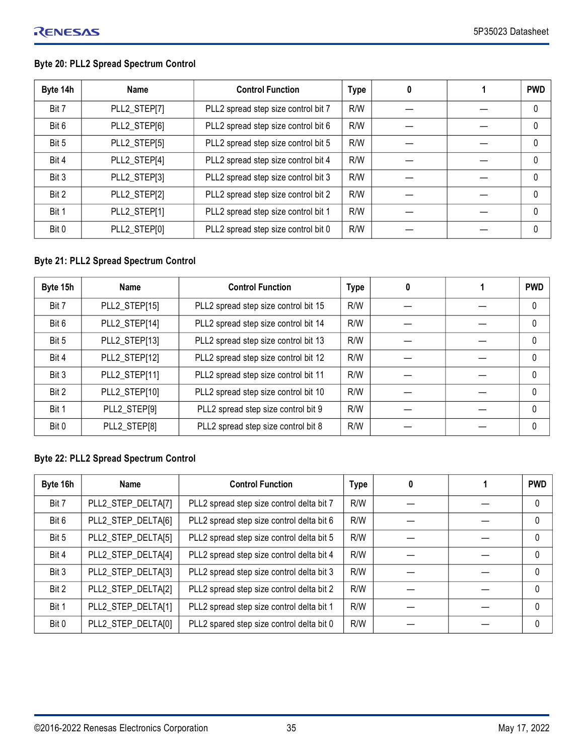### Byte 20: PLL2 Spread Spectrum Control

| Byte 14h | Name | Control Function | Type | 0 | 1 | PWD |
|---|---|---|---|---|---|---|
| Bit 7 | PLL2_STEP[7] | PLL2 spread step size control bit 7 | R/W | — | — | 0 |
| Bit 6 | PLL2_STEP[6] | PLL2 spread step size control bit 6 | R/W | — | — | 0 |
| Bit 5 | PLL2_STEP[5] | PLL2 spread step size control bit 5 | R/W | — | — | 0 |
| Bit 4 | PLL2_STEP[4] | PLL2 spread step size control bit 4 | R/W | — | — | 0 |
| Bit 3 | PLL2_STEP[3] | PLL2 spread step size control bit 3 | R/W | — | — | 0 |
| Bit 2 | PLL2_STEP[2] | PLL2 spread step size control bit 2 | R/W | — | — | 0 |
| Bit 1 | PLL2_STEP[1] | PLL2 spread step size control bit 1 | R/W | — | — | 0 |
| Bit 0 | PLL2_STEP[0] | PLL2 spread step size control bit 0 | R/W | — | — | 0 |

### Byte 21: PLL2 Spread Spectrum Control

| Byte 15h | Name | Control Function | Type | 0 | 1 | PWD |
|---|---|---|---|---|---|---|
| Bit 7 | PLL2_STEP[15] | PLL2 spread step size control bit 15 | R/W | — | — | 0 |
| Bit 6 | PLL2_STEP[14] | PLL2 spread step size control bit 14 | R/W | — | — | 0 |
| Bit 5 | PLL2_STEP[13] | PLL2 spread step size control bit 13 | R/W | — | — | 0 |
| Bit 4 | PLL2_STEP[12] | PLL2 spread step size control bit 12 | R/W | — | — | 0 |
| Bit 3 | PLL2_STEP[11] | PLL2 spread step size control bit 11 | R/W | — | — | 0 |
| Bit 2 | PLL2_STEP[10] | PLL2 spread step size control bit 10 | R/W | — | — | 0 |
| Bit 1 | PLL2_STEP[9] | PLL2 spread step size control bit 9 | R/W | — | — | 0 |
| Bit 0 | PLL2_STEP[8] | PLL2 spread step size control bit 8 | R/W | — | — | 0 |

### Byte 22: PLL2 Spread Spectrum Control

| Byte 16h | Name | Control Function | Type | 0 | 1 | PWD |
|---|---|---|---|---|---|---|
| Bit 7 | PLL2_STEP_DELTA[7] | PLL2 spread step size control delta bit 7 | R/W | — | — | 0 |
| Bit 6 | PLL2_STEP_DELTA[6] | PLL2 spread step size control delta bit 6 | R/W | — | — | 0 |
| Bit 5 | PLL2_STEP_DELTA[5] | PLL2 spread step size control delta bit 5 | R/W | — | — | 0 |
| Bit 4 | PLL2_STEP_DELTA[4] | PLL2 spread step size control delta bit 4 | R/W | — | — | 0 |
| Bit 3 | PLL2_STEP_DELTA[3] | PLL2 spread step size control delta bit 3 | R/W | — | — | 0 |
| Bit 2 | PLL2_STEP_DELTA[2] | PLL2 spread step size control delta bit 2 | R/W | — | — | 0 |
| Bit 1 | PLL2_STEP_DELTA[1] | PLL2 spread step size control delta bit 1 | R/W | — | — | 0 |
| Bit 0 | PLL2_STEP_DELTA[0] | PLL2 spared step size control delta bit 0 | R/W | — | — | 0 |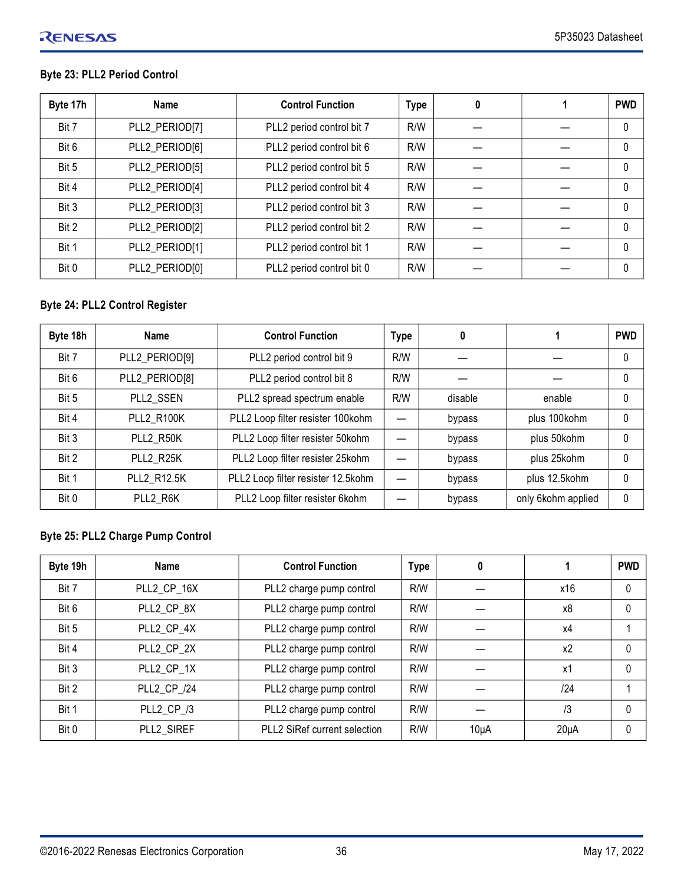### Byte 23: PLL2 Period Control

| Byte 17h | Name | Control Function | Type | 0 | 1 | PWD |
|---|---|---|---|---|---|---|
| Bit 7 | PLL2_PERIOD[7] | PLL2 period control bit 7 | R/W | — | — | 0 |
| Bit 6 | PLL2_PERIOD[6] | PLL2 period control bit 6 | R/W | — | — | 0 |
| Bit 5 | PLL2_PERIOD[5] | PLL2 period control bit 5 | R/W | — | — | 0 |
| Bit 4 | PLL2_PERIOD[4] | PLL2 period control bit 4 | R/W | — | — | 0 |
| Bit 3 | PLL2_PERIOD[3] | PLL2 period control bit 3 | R/W | — | — | 0 |
| Bit 2 | PLL2_PERIOD[2] | PLL2 period control bit 2 | R/W | — | — | 0 |
| Bit 1 | PLL2_PERIOD[1] | PLL2 period control bit 1 | R/W | — | — | 0 |
| Bit 0 | PLL2_PERIOD[0] | PLL2 period control bit 0 | R/W | — | — | 0 |

### Byte 24: PLL2 Control Register

| Byte 18h | Name | Control Function | Type | 0 | 1 | PWD |
|---|---|---|---|---|---|---|
| Bit 7 | PLL2_PERIOD[9] | PLL2 period control bit 9 | R/W | — | — | 0 |
| Bit 6 | PLL2_PERIOD[8] | PLL2 period control bit 8 | R/W | — | — | 0 |
| Bit 5 | PLL2_SSEN | PLL2 spread spectrum enable | R/W | disable | enable | 0 |
| Bit 4 | PLL2_R100K | PLL2 Loop filter resister 100kohm | — | bypass | plus 100kohm | 0 |
| Bit 3 | PLL2_R50K | PLL2 Loop filter resister 50kohm | — | bypass | plus 50kohm | 0 |
| Bit 2 | PLL2_R25K | PLL2 Loop filter resister 25kohm | — | bypass | plus 25kohm | 0 |
| Bit 1 | PLL2_R12.5K | PLL2 Loop filter resister 12.5kohm | — | bypass | plus 12.5kohm | 0 |
| Bit 0 | PLL2_R6K | PLL2 Loop filter resister 6kohm | — | bypass | only 6kohm applied | 0 |

### Byte 25: PLL2 Charge Pump Control

| Byte 19h | Name | Control Function | Type | 0 | 1 | PWD |
|---|---|---|---|---|---|---|
| Bit 7 | PLL2_CP_16X | PLL2 charge pump control | R/W | — | x16 | 0 |
| Bit 6 | PLL2_CP_8X | PLL2 charge pump control | R/W | — | x8 | 0 |
| Bit 5 | PLL2_CP_4X | PLL2 charge pump control | R/W | — | x4 | 1 |
| Bit 4 | PLL2_CP_2X | PLL2 charge pump control | R/W | — | x2 | 0 |
| Bit 3 | PLL2_CP_1X | PLL2 charge pump control | R/W | — | x1 | 0 |
| Bit 2 | PLL2_CP_/24 | PLL2 charge pump control | R/W | — | /24 | 1 |
| Bit 1 | PLL2_CP_/3 | PLL2 charge pump control | R/W | — | /3 | 0 |
| Bit 0 | PLL2_SIREF | PLL2 SiRef current selection | R/W | 10μA | 20μA | 0 |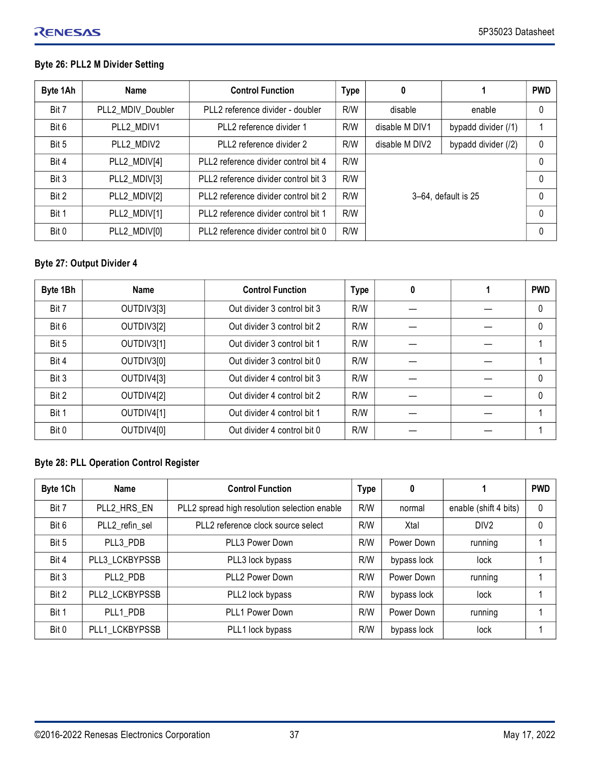### Byte 26: PLL2 M Divider Setting

| Byte 1Ah | Name | Control Function | Type | 0 | 1 | PWD |
|---|---|---|---|---|---|---|
| Bit 7 | PLL2_MDIV_Doubler | PLL2 reference divider - doubler | R/W | disable | enable | 0 |
| Bit 6 | PLL2_MDIV1 | PLL2 reference divider 1 | R/W | disable M DIV1 | bypadd divider (/1) | 1 |
| Bit 5 | PLL2_MDIV2 | PLL2 reference divider 2 | R/W | disable M DIV2 | bypadd divider (/2) | 0 |
| Bit 4 | PLL2_MDIV[4] | PLL2 reference divider control bit 4 | R/W | 3–64, default is 25 | | 0 |
| Bit 3 | PLL2_MDIV[3] | PLL2 reference divider control bit 3 | R/W | | | 0 |
| Bit 2 | PLL2_MDIV[2] | PLL2 reference divider control bit 2 | R/W | | | 0 |
| Bit 1 | PLL2_MDIV[1] | PLL2 reference divider control bit 1 | R/W | | | 0 |
| Bit 0 | PLL2_MDIV[0] | PLL2 reference divider control bit 0 | R/W | | | 0 |

### Byte 27: Output Divider 4

| Byte 1Bh | Name | Control Function | Type | 0 | 1 | PWD |
|---|---|---|---|---|---|---|
| Bit 7 | OUTDIV3[3] | Out divider 3 control bit 3 | R/W | — | — | 0 |
| Bit 6 | OUTDIV3[2] | Out divider 3 control bit 2 | R/W | — | — | 0 |
| Bit 5 | OUTDIV3[1] | Out divider 3 control bit 1 | R/W | — | — | 1 |
| Bit 4 | OUTDIV3[0] | Out divider 3 control bit 0 | R/W | — | — | 1 |
| Bit 3 | OUTDIV4[3] | Out divider 4 control bit 3 | R/W | — | — | 0 |
| Bit 2 | OUTDIV4[2] | Out divider 4 control bit 2 | R/W | — | — | 0 |
| Bit 1 | OUTDIV4[1] | Out divider 4 control bit 1 | R/W | — | — | 1 |
| Bit 0 | OUTDIV4[0] | Out divider 4 control bit 0 | R/W | — | — | 1 |

### Byte 28: PLL Operation Control Register

| Byte 1Ch | Name | Control Function | Type | 0 | 1 | PWD |
|---|---|---|---|---|---|---|
| Bit 7 | PLL2_HRS_EN | PLL2 spread high resolution selection enable | R/W | normal | enable (shift 4 bits) | 0 |
| Bit 6 | PLL2_refin_sel | PLL2 reference clock source select | R/W | Xtal | DIV2 | 0 |
| Bit 5 | PLL3_PDB | PLL3 Power Down | R/W | Power Down | running | 1 |
| Bit 4 | PLL3_LCKBYPSSB | PLL3 lock bypass | R/W | bypass lock | lock | 1 |
| Bit 3 | PLL2_PDB | PLL2 Power Down | R/W | Power Down | running | 1 |
| Bit 2 | PLL2_LCKBYPSSB | PLL2 lock bypass | R/W | bypass lock | lock | 1 |
| Bit 1 | PLL1_PDB | PLL1 Power Down | R/W | Power Down | running | 1 |
| Bit 0 | PLL1_LCKBYPSSB | PLL1 lock bypass | R/W | bypass lock | lock | 1 |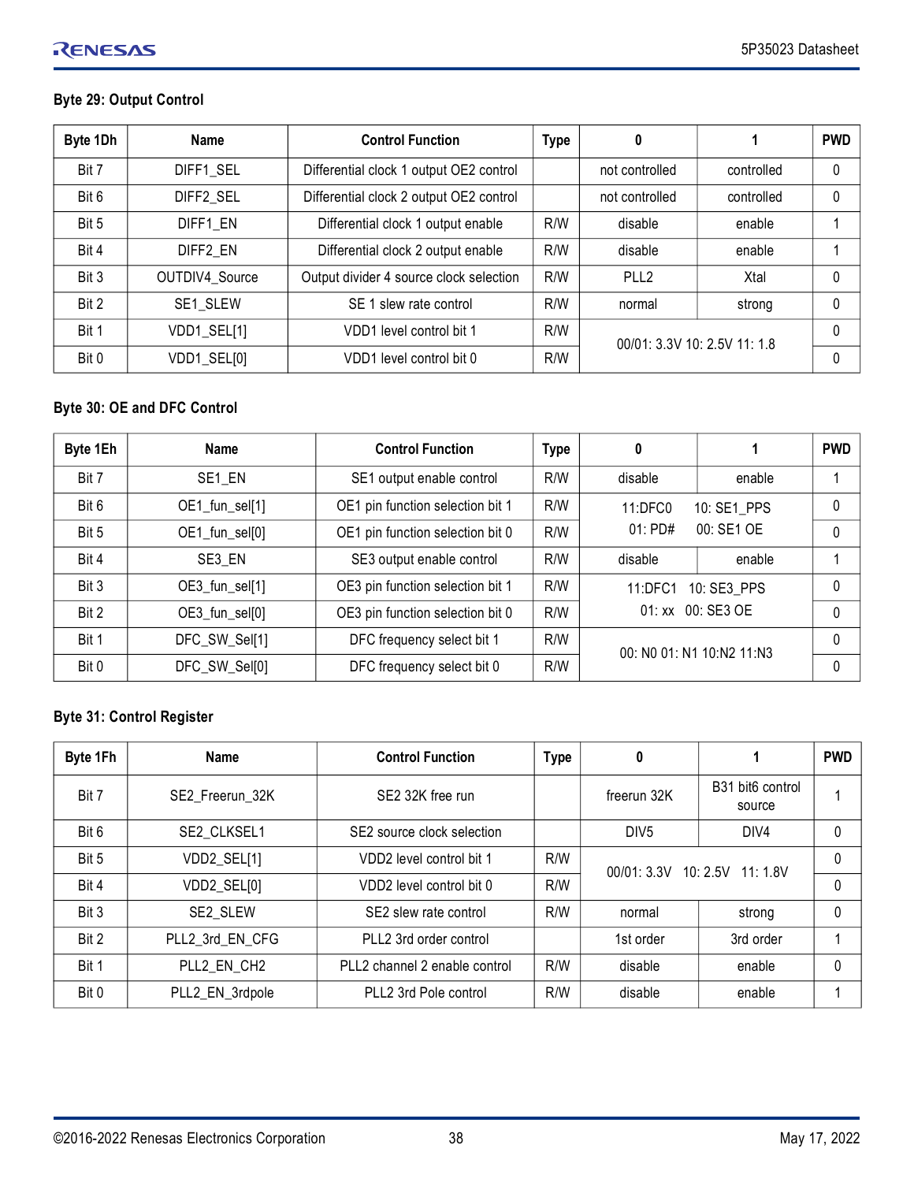### Byte 29: Output Control

| Byte 1Dh | Name | Control Function | Type | 0 | 1 | PWD |
|---|---|---|---|---|---|---|
| Bit 7 | DIFF1_SEL | Differential clock 1 output OE2 control | | not controlled | controlled | 0 |
| Bit 6 | DIFF2_SEL | Differential clock 2 output OE2 control | | not controlled | controlled | 0 |
| Bit 5 | DIFF1_EN | Differential clock 1 output enable | R/W | disable | enable | 1 |
| Bit 4 | DIFF2_EN | Differential clock 2 output enable | R/W | disable | enable | 1 |
| Bit 3 | OUTDIV4_Source | Output divider 4 source clock selection | R/W | PLL2 | Xtal | 0 |
| Bit 2 | SE1_SLEW | SE 1 slew rate control | R/W | normal | strong | 0 |
| Bit 1 | VDD1_SEL[1] | VDD1 level control bit 1 | R/W | 00/01: 3.3V 10: 2.5V 11: 1.8 | | 0 |
| Bit 0 | VDD1_SEL[0] | VDD1 level control bit 0 | R/W | | | 0 |

### Byte 30: OE and DFC Control

| Byte 1Eh | Name | Control Function | Type | 0 | 1 | PWD |
|---|---|---|---|---|---|---|
| Bit 7 | SE1_EN | SE1 output enable control | R/W | disable | enable | 1 |
| Bit 6 | OE1_fun_sel[1] | OE1 pin function selection bit 1 | R/W | 11:DFC0 10: SE1_PPS 01: PD# 00: SE1 OE | | 0 |
| Bit 5 | OE1_fun_sel[0] | OE1 pin function selection bit 0 | R/W | | | 0 |
| Bit 4 | SE3_EN | SE3 output enable control | R/W | disable | enable | 1 |
| Bit 3 | OE3_fun_sel[1] | OE3 pin function selection bit 1 | R/W | 11:DFC1 10: SE3_PPS 01: xx 00: SE3 OE | | 0 |
| Bit 2 | OE3_fun_sel[0] | OE3 pin function selection bit 0 | R/W | | | 0 |
| Bit 1 | DFC_SW_Sel[1] | DFC frequency select bit 1 | R/W | 00: N0 01: N1 10:N2 11:N3 | | 0 |
| Bit 0 | DFC_SW_Sel[0] | DFC frequency select bit 0 | R/W | | | 0 |

### Byte 31: Control Register

| Byte 1Fh | Name | Control Function | Type | 0 | 1 | PWD |
|---|---|---|---|---|---|---|
| Bit 7 | SE2_Freerun_32K | SE2 32K free run | | freerun 32K | B31 bit6 control source | 1 |
| Bit 6 | SE2_CLKSEL1 | SE2 source clock selection | | DIV5 | DIV4 | 0 |
| Bit 5 | VDD2_SEL[1] | VDD2 level control bit 1 | R/W | 00/01: 3.3V 10: 2.5V 11: 1.8V | | 0 |
| Bit 4 | VDD2_SEL[0] | VDD2 level control bit 0 | R/W | | | 0 |
| Bit 3 | SE2_SLEW | SE2 slew rate control | R/W | normal | strong | 0 |
| Bit 2 | PLL2_3rd_EN_CFG | PLL2 3rd order control | | 1st order | 3rd order | 1 |
| Bit 1 | PLL2_EN_CH2 | PLL2 channel 2 enable control | R/W | disable | enable | 0 |
| Bit 0 | PLL2_EN_3rdpole | PLL2 3rd Pole control | R/W | disable | enable | 1 |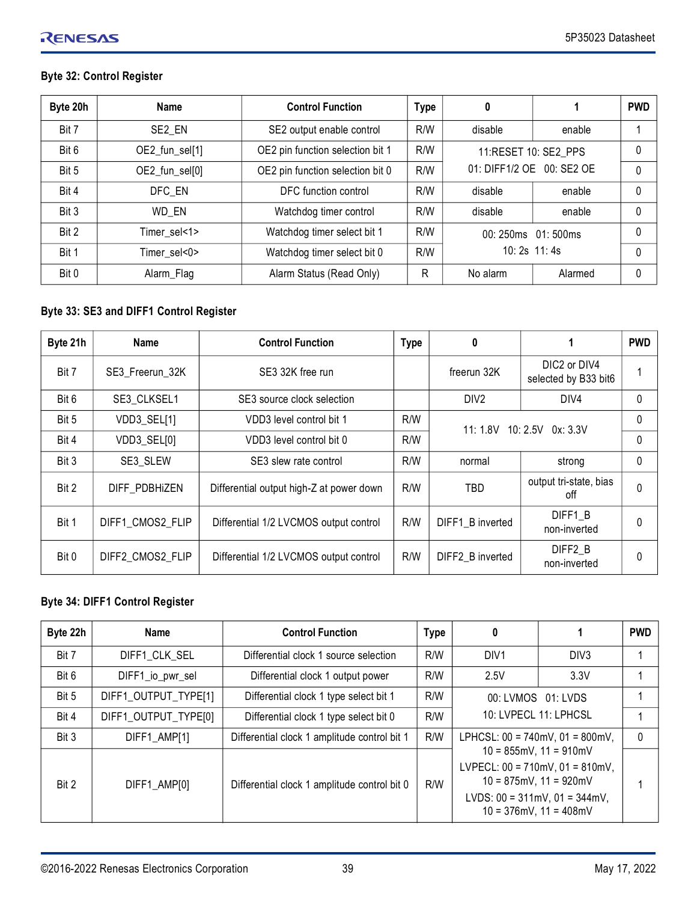#### Byte 32: Control Register

| Byte 20h | Name | Control Function | Type | 0 | 1 | PWD |
|---|---|---|---|---|---|---|
| Bit 7 | SE2_EN | SE2 output enable control | R/W | disable | enable | 1 |
| Bit 6 | OE2_fun_sel[1] | OE2 pin function selection bit 1 | R/W | 11:RESET 10: SE2_PPS 01: DIFF1/2 OE 00: SE2 OE | | 0 |
| Bit 5 | OE2_fun_sel[0] | OE2 pin function selection bit 0 | R/W | | | 0 |
| Bit 4 | DFC_EN | DFC function control | R/W | disable | enable | 0 |
| Bit 3 | WD_EN | Watchdog timer control | R/W | disable | enable | 0 |
| Bit 2 | Timer_sel<1> | Watchdog timer select bit 1 | R/W | 00: 250ms 01: 500ms 10: 2s 11: 4s | | 0 |
| Bit 1 | Timer_sel<0> | Watchdog timer select bit 0 | R/W | | | 0 |
| Bit 0 | Alarm_Flag | Alarm Status (Read Only) | R | No alarm | Alarmed | 0 |

#### Byte 33: SE3 and DIFF1 Control Register

| Byte 21h | Name | Control Function | Type | 0 | 1 | PWD |
|---|---|---|---|---|---|---|
| Bit 7 | SE3_Freerun_32K | SE3 32K free run | | freerun 32K | DIC2 or DIV4 selected by B33 bit6 | 1 |
| Bit 6 | SE3_CLKSEL1 | SE3 source clock selection | | DIV2 | DIV4 | 0 |
| Bit 5 | VDD3_SEL[1] | VDD3 level control bit 1 | R/W | 11: 1.8V 10: 2.5V 0x: 3.3V | | 0 |
| Bit 4 | VDD3_SEL[0] | VDD3 level control bit 0 | R/W | | | 0 |
| Bit 3 | SE3_SLEW | SE3 slew rate control | R/W | normal | strong | 0 |
| Bit 2 | DIFF_PDBHiZEN | Differential output high-Z at power down | R/W | TBD | output tri-state, bias off | 0 |
| Bit 1 | DIFF1_CMOS2_FLIP | Differential 1/2 LVCMOS output control | R/W | DIFF1_B inverted | DIFF1_B non-inverted | 0 |
| Bit 0 | DIFF2_CMOS2_FLIP | Differential 1/2 LVCMOS output control | R/W | DIFF2_B inverted | DIFF2_B non-inverted | 0 |

#### Byte 34: DIFF1 Control Register

| Byte 22h | Name | Control Function | Type | 0 | 1 | PWD |
|---|---|---|---|---|---|---|
| Bit 7 | DIFF1_CLK_SEL | Differential clock 1 source selection | R/W | DIV1 | DIV3 | 1 |
| Bit 6 | DIFF1_io_pwr_sel | Differential clock 1 output power | R/W | 2.5V | 3.3V | 1 |
| Bit 5 | DIFF1_OUTPUT_TYPE[1] | Differential clock 1 type select bit 1 | R/W | 00: LVMOS 01: LVDS 10: LVPECL 11: LPHCSL | | 1 |
| Bit 4 | DIFF1_OUTPUT_TYPE[0] | Differential clock 1 type select bit 0 | R/W | | | 1 |
| Bit 3 | DIFF1_AMP[1] | Differential clock 1 amplitude control bit 1 | R/W | LPHCSL: 00 = 740mV, 01 = 800mV, 10 = 855mV, 11 = 910mV LVPECL: 00 = 710mV, 01 = 810mV, 10 = 875mV, 11 = 920mV LVDS: 00 = 311mV, 01 = 344mV, 10 = 376mV, 11 = 408mV | | 0 |
| Bit 2 | DIFF1_AMP[0] | Differential clock 1 amplitude control bit 0 | R/W | | | 1 |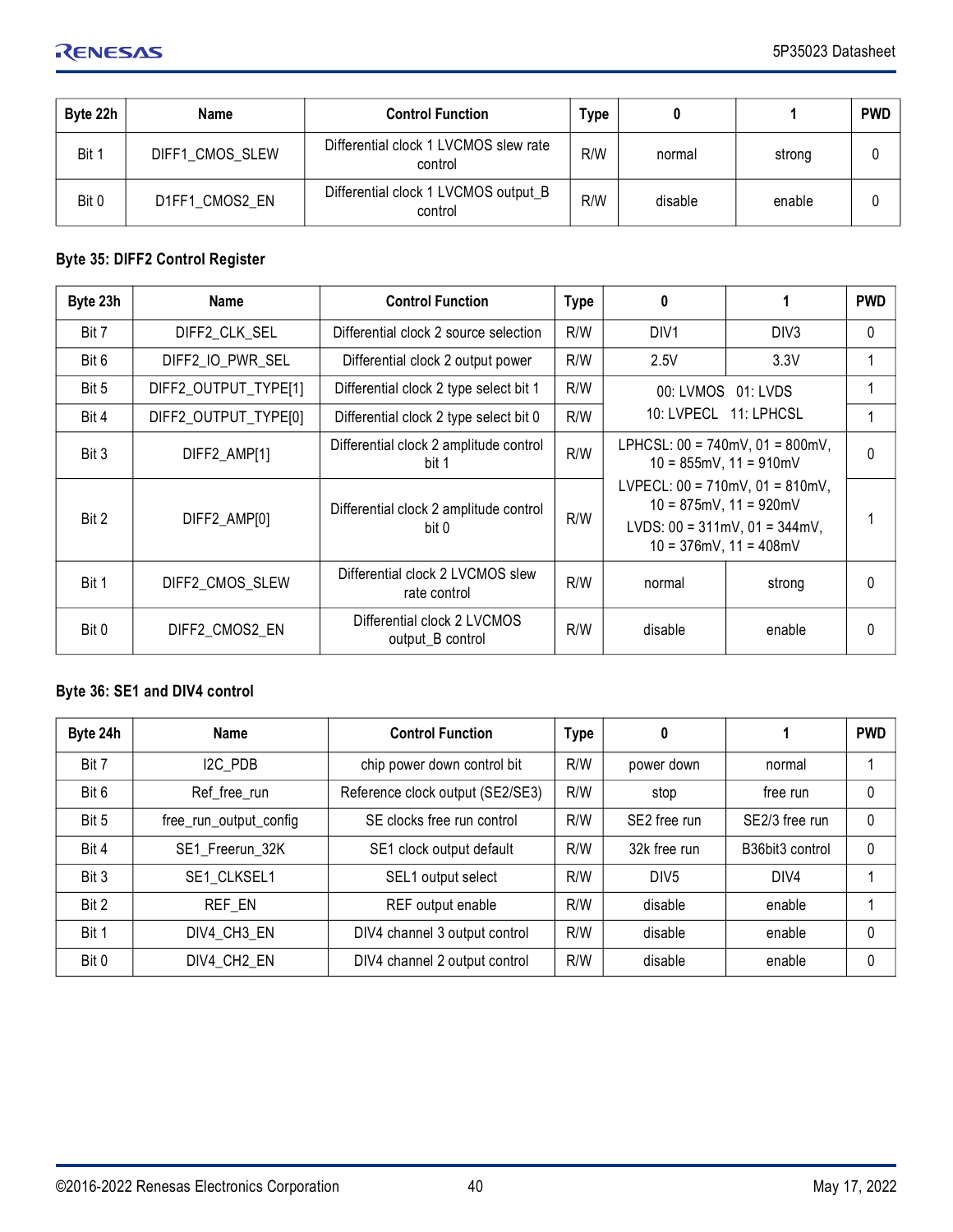| Byte 22h | Name | Control Function | Type | 0 | 1 | PWD |
|---|---|---|---|---|---|---|
| Bit 1 | DIFF1_CMOS_SLEW | Differential clock 1 LVCMOS slew rate control | R/W | normal | strong | 0 |
| Bit 0 | D1FF1_CMOS2_EN | Differential clock 1 LVCMOS output_B control | R/W | disable | enable | 0 |

**Byte 35: DIFF2 Control Register**

| Byte 23h | Name | Control Function | Type | 0 | 1 | PWD |
|---|---|---|---|---|---|---|
| Bit 7 | DIFF2_CLK_SEL | Differential clock 2 source selection | R/W | DIV1 | DIV3 | 0 |
| Bit 6 | DIFF2_IO_PWR_SEL | Differential clock 2 output power | R/W | 2.5V | 3.3V | 1 |
| Bit 5 | DIFF2_OUTPUT_TYPE[1] | Differential clock 2 type select bit 1 | R/W | 00: LVMOS 01: LVDS 10: LVPECL 11: LPHCSL | | 1 |
| Bit 4 | DIFF2_OUTPUT_TYPE[0] | Differential clock 2 type select bit 0 | R/W | | | 1 |
| Bit 3 | DIFF2_AMP[1] | Differential clock 2 amplitude control bit 1 | R/W | LPHCSL: 00 = 740mV, 01 = 800mV, 10 = 855mV, 11 = 910mV LVPECL: 00 = 710mV, 01 = 810mV, 10 = 875mV, 11 = 920mV LVDS: 00 = 311mV, 01 = 344mV, 10 = 376mV, 11 = 408mV | | 0 |
| Bit 2 | DIFF2_AMP[0] | Differential clock 2 amplitude control bit 0 | R/W | | | 1 |
| Bit 1 | DIFF2_CMOS_SLEW | Differential clock 2 LVCMOS slew rate control | R/W | normal | strong | 0 |
| Bit 0 | DIFF2_CMOS2_EN | Differential clock 2 LVCMOS output_B control | R/W | disable | enable | 0 |

**Byte 36: SE1 and DIV4 control**

| Byte 24h | Name | Control Function | Type | 0 | 1 | PWD |
|---|---|---|---|---|---|---|
| Bit 7 | I2C_PDB | chip power down control bit | R/W | power down | normal | 1 |
| Bit 6 | Ref_free_run | Reference clock output (SE2/SE3) | R/W | stop | free run | 0 |
| Bit 5 | free_run_output_config | SE clocks free run control | R/W | SE2 free run | SE2/3 free run | 0 |
| Bit 4 | SE1_Freerun_32K | SE1 clock output default | R/W | 32k free run | B36bit3 control | 0 |
| Bit 3 | SE1_CLKSEL1 | SEL1 output select | R/W | DIV5 | DIV4 | 1 |
| Bit 2 | REF_EN | REF output enable | R/W | disable | enable | 1 |
| Bit 1 | DIV4_CH3_EN | DIV4 channel 3 output control | R/W | disable | enable | 0 |
| Bit 0 | DIV4_CH2_EN | DIV4 channel 2 output control | R/W | disable | enable | 0 |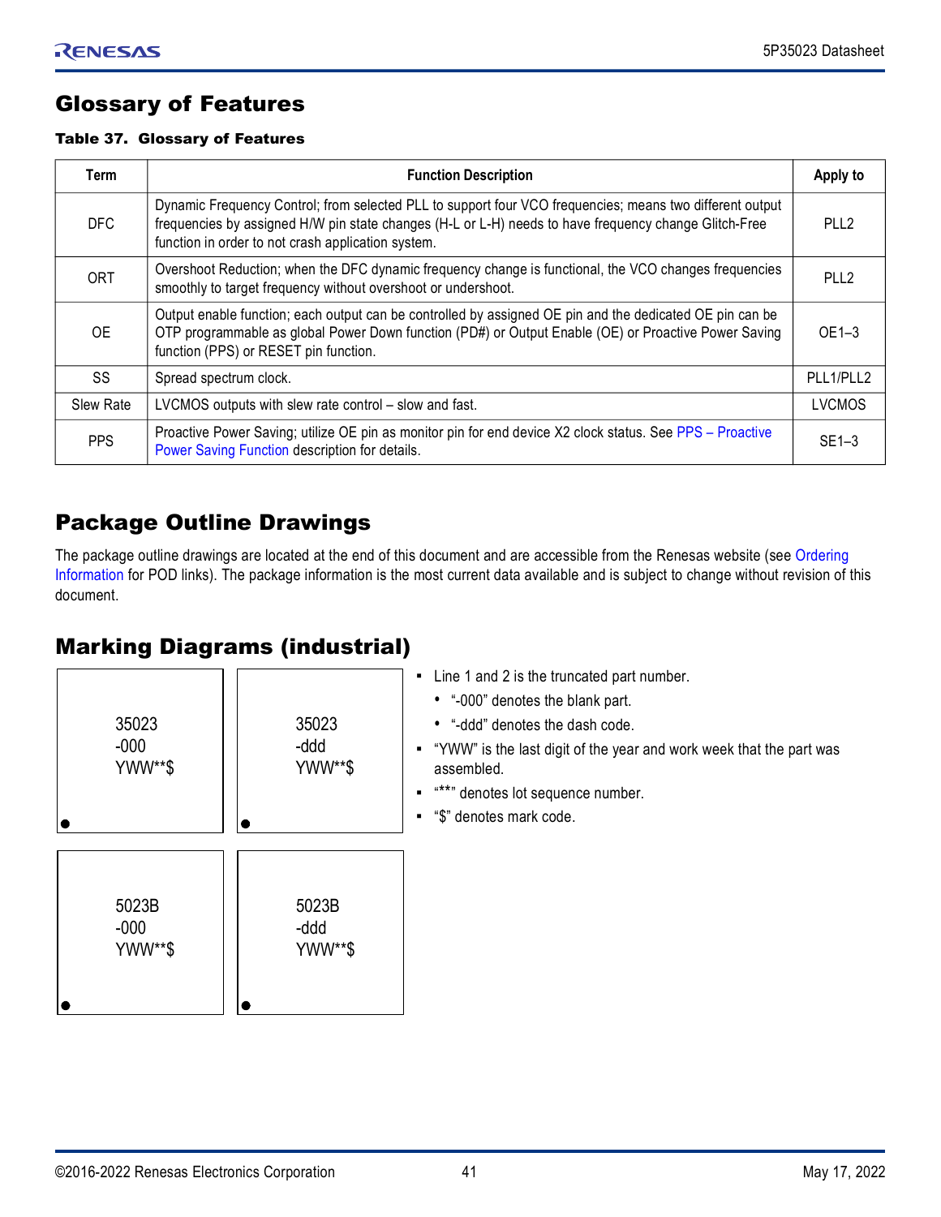# Glossary of Features

**Table 37. Glossary of Features**

| Term | Function Description | Apply to |
|---|---|---|
| DFC | Dynamic Frequency Control; from selected PLL to support four VCO frequencies; means two different output frequencies by assigned H/W pin state changes (H-L or L-H) needs to have frequency change Glitch-Free function in order to not crash application system. | PLL2 |
| ORT | Overshoot Reduction; when the DFC dynamic frequency change is functional, the VCO changes frequencies smoothly to target frequency without overshoot or undershoot. | PLL2 |
| OE | Output enable function; each output can be controlled by assigned OE pin and the dedicated OE pin can be OTP programmable as global Power Down function (PD#) or Output Enable (OE) or Proactive Power Saving function (PPS) or RESET pin function. | OE1–3 |
| SS | Spread spectrum clock. | PLL1/PLL2 |
| Slew Rate | LVCMOS outputs with slew rate control – slow and fast. | LVCMOS |
| PPS | Proactive Power Saving; utilize OE pin as monitor pin for end device X2 clock status. See PPS – Proactive Power Saving Function description for details. | SE1–3 |

# Package Outline Drawings

The package outline drawings are located at the end of this document and are accessible from the Renesas website (see Ordering Information for POD links). The package information is the most current data available and is subject to change without revision of this document.

# Marking Diagrams (industrial)

```
35023
-000
YWW**$
```

```
35023
-ddd
YWW**$
```

```
5023B
-000
YWW**$
```

```
5023B
-ddd
YWW**$
```

- Line 1 and 2 is the truncated part number.
  - "-000" denotes the blank part.
  - "-ddd" denotes the dash code.
- "YWW" is the last digit of the year and work week that the part was assembled.
- "**" denotes lot sequence number.
- "$" denotes mark code.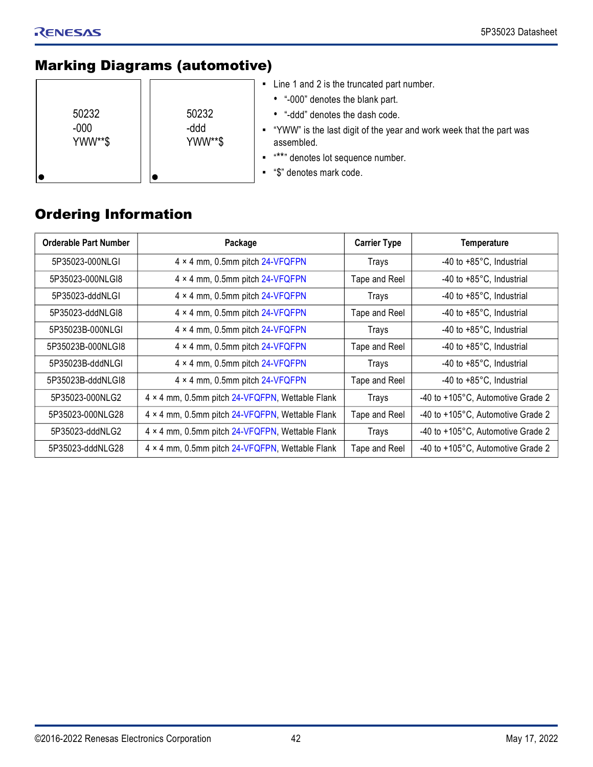## Marking Diagrams (automotive)

```
50232
-000
YWW**$
```

```
50232
-ddd
YWW**$
```

- Line 1 and 2 is the truncated part number.
  - "-000" denotes the blank part.
  - "-ddd" denotes the dash code.
- "YWW" is the last digit of the year and work week that the part was assembled.
- "**" denotes lot sequence number.
- "$" denotes mark code.

## Ordering Information

| Orderable Part Number | Package | Carrier Type | Temperature |
|---|---|---|---|
| 5P35023-000NLGI | 4 × 4 mm, 0.5mm pitch 24-VFQFPN | Trays | -40 to +85°C, Industrial |
| 5P35023-000NLGI8 | 4 × 4 mm, 0.5mm pitch 24-VFQFPN | Tape and Reel | -40 to +85°C, Industrial |
| 5P35023-dddNLGI | 4 × 4 mm, 0.5mm pitch 24-VFQFPN | Trays | -40 to +85°C, Industrial |
| 5P35023-dddNLGI8 | 4 × 4 mm, 0.5mm pitch 24-VFQFPN | Tape and Reel | -40 to +85°C, Industrial |
| 5P35023B-000NLGI | 4 × 4 mm, 0.5mm pitch 24-VFQFPN | Trays | -40 to +85°C, Industrial |
| 5P35023B-000NLGI8 | 4 × 4 mm, 0.5mm pitch 24-VFQFPN | Tape and Reel | -40 to +85°C, Industrial |
| 5P35023B-dddNLGI | 4 × 4 mm, 0.5mm pitch 24-VFQFPN | Trays | -40 to +85°C, Industrial |
| 5P35023B-dddNLGI8 | 4 × 4 mm, 0.5mm pitch 24-VFQFPN | Tape and Reel | -40 to +85°C, Industrial |
| 5P35023-000NLG2 | 4 × 4 mm, 0.5mm pitch 24-VFQFPN, Wettable Flank | Trays | -40 to +105°C, Automotive Grade 2 |
| 5P35023-000NLG28 | 4 × 4 mm, 0.5mm pitch 24-VFQFPN, Wettable Flank | Tape and Reel | -40 to +105°C, Automotive Grade 2 |
| 5P35023-dddNLG2 | 4 × 4 mm, 0.5mm pitch 24-VFQFPN, Wettable Flank | Trays | -40 to +105°C, Automotive Grade 2 |
| 5P35023-dddNLG28 | 4 × 4 mm, 0.5mm pitch 24-VFQFPN, Wettable Flank | Tape and Reel | -40 to +105°C, Automotive Grade 2 |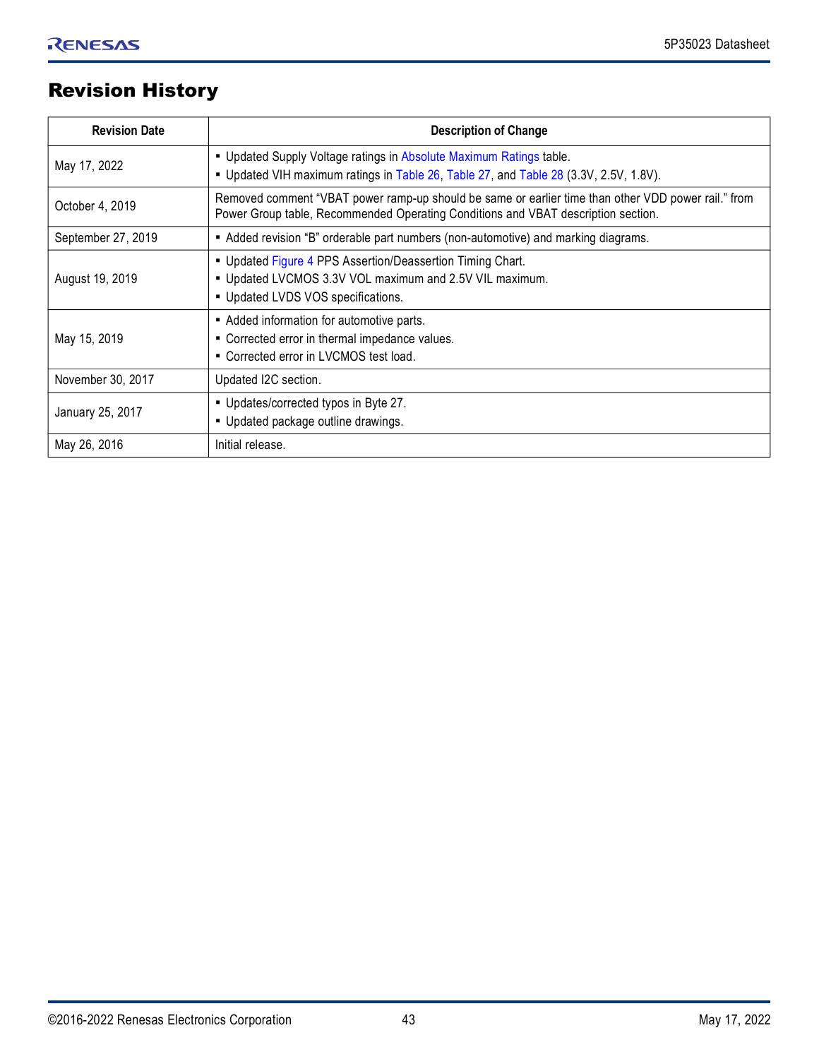# Revision History

| Revision Date | Description of Change |
|---|---|
| May 17, 2022 | ▪ Updated Supply Voltage ratings in Absolute Maximum Ratings table.<br>▪ Updated VIH maximum ratings in Table 26, Table 27, and Table 28 (3.3V, 2.5V, 1.8V). |
| October 4, 2019 | Removed comment "VBAT power ramp-up should be same or earlier time than other VDD power rail." from Power Group table, Recommended Operating Conditions and VBAT description section. |
| September 27, 2019 | ▪ Added revision "B" orderable part numbers (non-automotive) and marking diagrams. |
| August 19, 2019 | ▪ Updated Figure 4 PPS Assertion/Deassertion Timing Chart.<br>▪ Updated LVCMOS 3.3V VOL maximum and 2.5V VIL maximum.<br>▪ Updated LVDS VOS specifications. |
| May 15, 2019 | ▪ Added information for automotive parts.<br>▪ Corrected error in thermal impedance values.<br>▪ Corrected error in LVCMOS test load. |
| November 30, 2017 | Updated I2C section. |
| January 25, 2017 | ▪ Updates/corrected typos in Byte 27.<br>▪ Updated package outline drawings. |
| May 26, 2016 | Initial release. |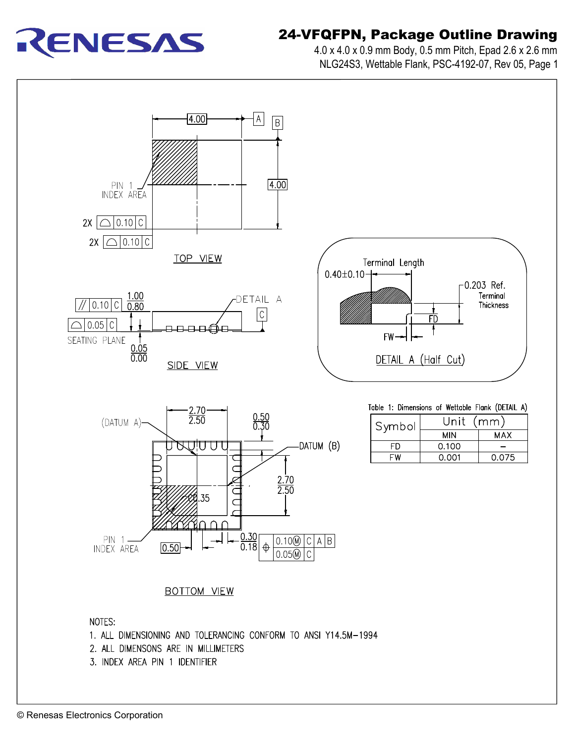# 24-VFQFPN, Package Outline Drawing

4.0 x 4.0 x 0.9 mm Body, 0.5 mm Pitch, Epad 2.6 x 2.6 mm
NLG24S3, Wettable Flank, PSC-4192-07, Rev 05, Page 1

TOP VIEW

SIDE VIEW

DETAIL A (Half Cut)

BOTTOM VIEW

Table 1: Dimensions of Wettable Flank (DETAIL A)

| Symbol | Unit (mm) | |
|---|---|---|
| | MIN | MAX |
| FD | 0.100 | – |
| FW | 0.001 | 0.075 |

NOTES:

1. ALL DIMENSIONING AND TOLERANCING CONFORM TO ANSI Y14.5M–1994
2. ALL DIMENSONS ARE IN MILLIMETERS
3. INDEX AREA PIN 1 IDENTIFIER

© Renesas Electronics Corporation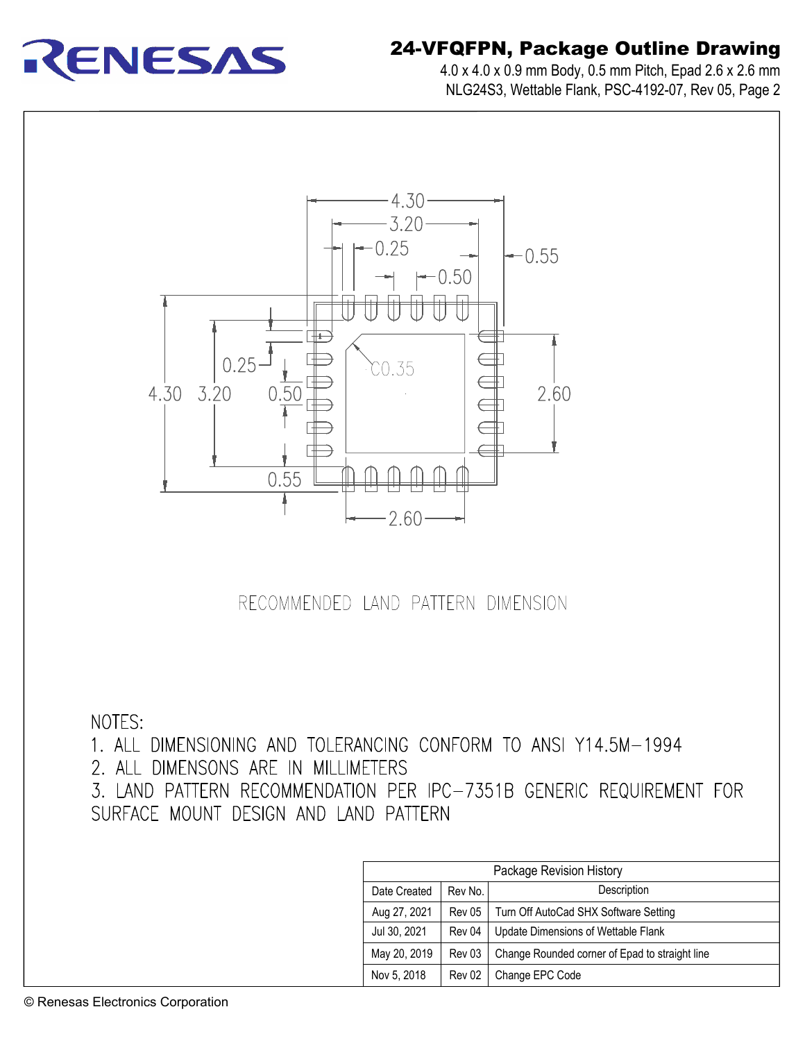# 24-VFQFPN, Package Outline Drawing

4.0 x 4.0 x 0.9 mm Body, 0.5 mm Pitch, Epad 2.6 x 2.6 mm
NLG24S3, Wettable Flank, PSC-4192-07, Rev 05, Page 2

RECOMMENDED LAND PATTERN DIMENSION

NOTES:

1. ALL DIMENSIONING AND TOLERANCING CONFORM TO ANSI Y14.5M-1994
2. ALL DIMENSONS ARE IN MILLIMETERS
3. LAND PATTERN RECOMMENDATION PER IPC-7351B GENERIC REQUIREMENT FOR SURFACE MOUNT DESIGN AND LAND PATTERN

| Package Revision History | | |
|---|---|---|
| Date Created | Rev No. | Description |
| Aug 27, 2021 | Rev 05 | Turn Off AutoCad SHX Software Setting |
| Jul 30, 2021 | Rev 04 | Update Dimensions of Wettable Flank |
| May 20, 2019 | Rev 03 | Change Rounded corner of Epad to straight line |
| Nov 5, 2018 | Rev 02 | Change EPC Code |

© Renesas Electronics Corporation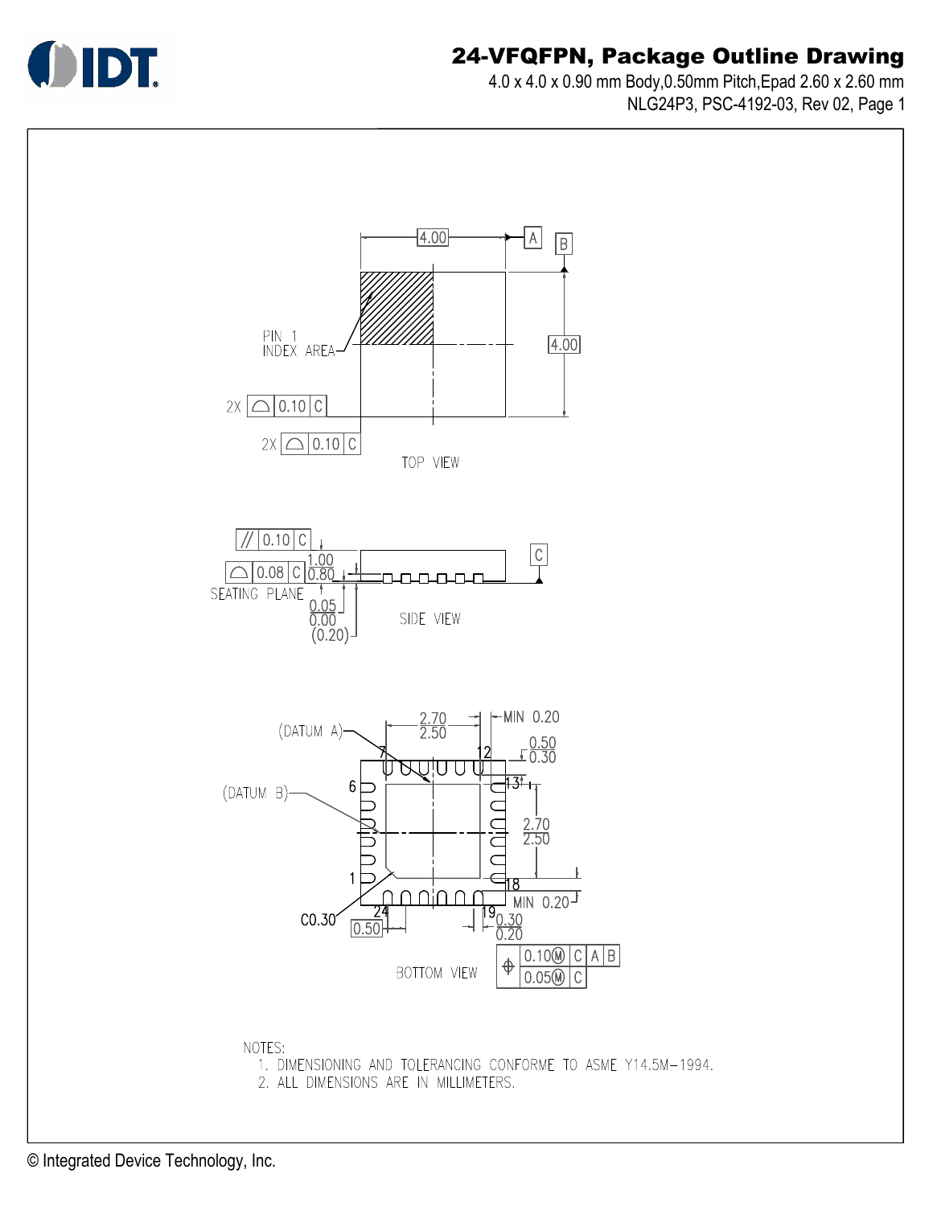# 24-VFQFPN, Package Outline Drawing

4.0 x 4.0 x 0.90 mm Body,0.50mm Pitch,Epad 2.60 x 2.60 mm

NLG24P3, PSC-4192-03, Rev 02, Page 1

TOP VIEW

PIN 1 INDEX AREA

4.00 | A | B | 4.00

2X | ⌓ | 0.10 | C |

2X | ⌓ | 0.10 | C |

SIDE VIEW

// | 0.10 | C |

⌓ | 0.08 | C |

SEATING PLANE

1.00 / 0.80

0.05 / 0.00

(0.20)

C

BOTTOM VIEW

(DATUM A)

(DATUM B)

2.70 / 2.50

MIN 0.20

0.50 / 0.30

2.70 / 2.50

MIN 0.20

0.30 / 0.20

C0.30

0.50

1, 6, 7, 12, 13, 18, 19, 24

| ⌖ | 0.10Ⓜ | C | A | B |
|---|---|---|---|---|
| | 0.05Ⓜ | C | | |

NOTES:

1. DIMENSIONING AND TOLERANCING CONFORME TO ASME Y14.5M–1994.
2. ALL DIMENSIONS ARE IN MILLIMETERS.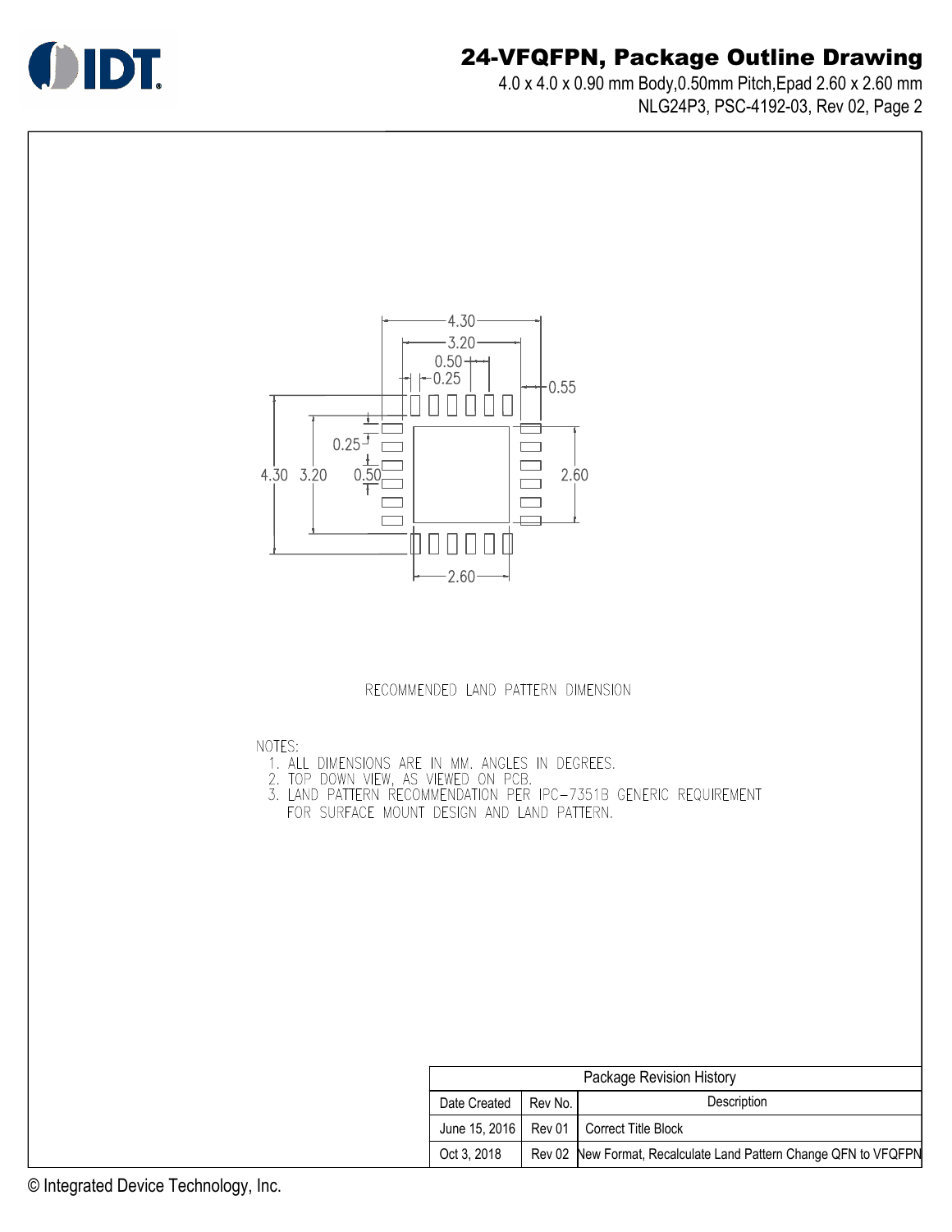# 24-VFQFPN, Package Outline Drawing

4.0 x 4.0 x 0.90 mm Body,0.50mm Pitch,Epad 2.60 x 2.60 mm
NLG24P3, PSC-4192-03, Rev 02, Page 2

4.30
3.20
0.50
0.25
0.55
0.25
4.30 3.20
0.50
2.60
2.60

RECOMMENDED LAND PATTERN DIMENSION

NOTES:

1. ALL DIMENSIONS ARE IN MM. ANGLES IN DEGREES.
2. TOP DOWN VIEW, AS VIEWED ON PCB.
3. LAND PATTERN RECOMMENDATION PER IPC-7351B GENERIC REQUIREMENT FOR SURFACE MOUNT DESIGN AND LAND PATTERN.

| Package Revision History | | |
|---|---|---|
| Date Created | Rev No. | Description |
| June 15, 2016 | Rev 01 | Correct Title Block |
| Oct 3, 2018 | Rev 02 | New Format, Recalculate Land Pattern Change QFN to VFQFPN |

© Integrated Device Technology, Inc.